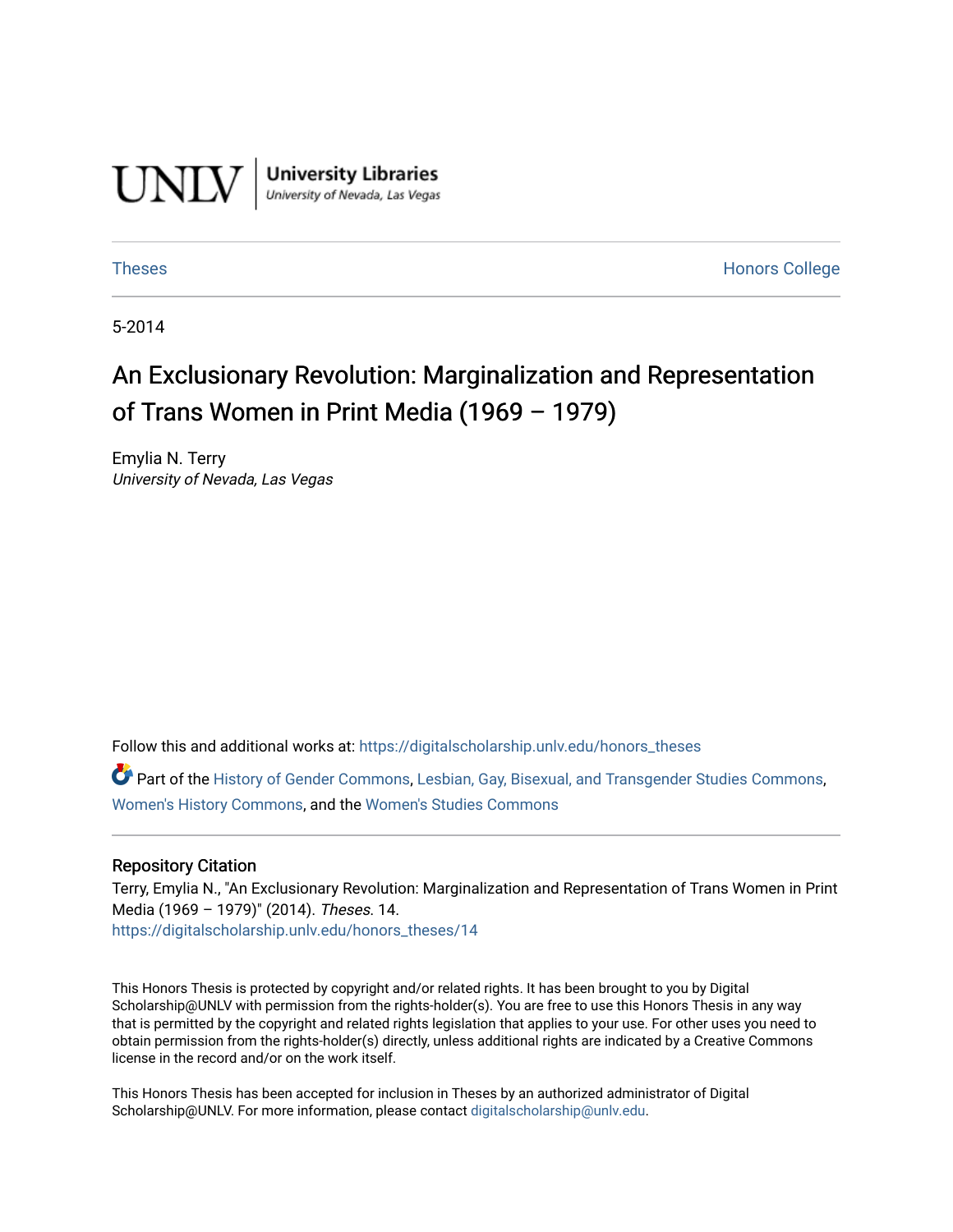UNLV | University Libraries
University of Nevada, Las Vegas

Theses — Honors College

5-2014

# An Exclusionary Revolution: Marginalization and Representation of Trans Women in Print Media (1969 – 1979)

Emylia N. Terry
*University of Nevada, Las Vegas*

Follow this and additional works at: https://digitalscholarship.unlv.edu/honors_theses

Part of the History of Gender Commons, Lesbian, Gay, Bisexual, and Transgender Studies Commons, Women's History Commons, and the Women's Studies Commons

## Repository Citation

Terry, Emylia N., "An Exclusionary Revolution: Marginalization and Representation of Trans Women in Print Media (1969 – 1979)" (2014). *Theses*. 14.
https://digitalscholarship.unlv.edu/honors_theses/14

This Honors Thesis is protected by copyright and/or related rights. It has been brought to you by Digital Scholarship@UNLV with permission from the rights-holder(s). You are free to use this Honors Thesis in any way that is permitted by the copyright and related rights legislation that applies to your use. For other uses you need to obtain permission from the rights-holder(s) directly, unless additional rights are indicated by a Creative Commons license in the record and/or on the work itself.

This Honors Thesis has been accepted for inclusion in Theses by an authorized administrator of Digital Scholarship@UNLV. For more information, please contact digitalscholarship@unlv.edu.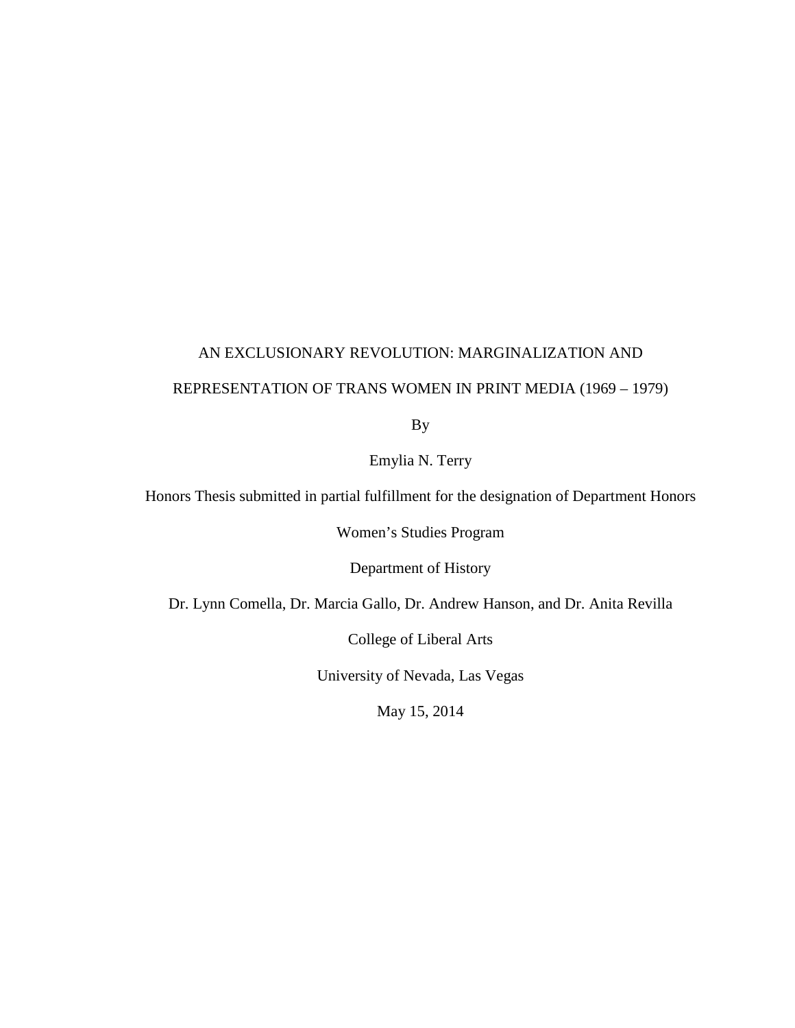# AN EXCLUSIONARY REVOLUTION: MARGINALIZATION AND REPRESENTATION OF TRANS WOMEN IN PRINT MEDIA (1969 – 1979)

By

Emylia N. Terry

Honors Thesis submitted in partial fulfillment for the designation of Department Honors

Women's Studies Program

Department of History

Dr. Lynn Comella, Dr. Marcia Gallo, Dr. Andrew Hanson, and Dr. Anita Revilla

College of Liberal Arts

University of Nevada, Las Vegas

May 15, 2014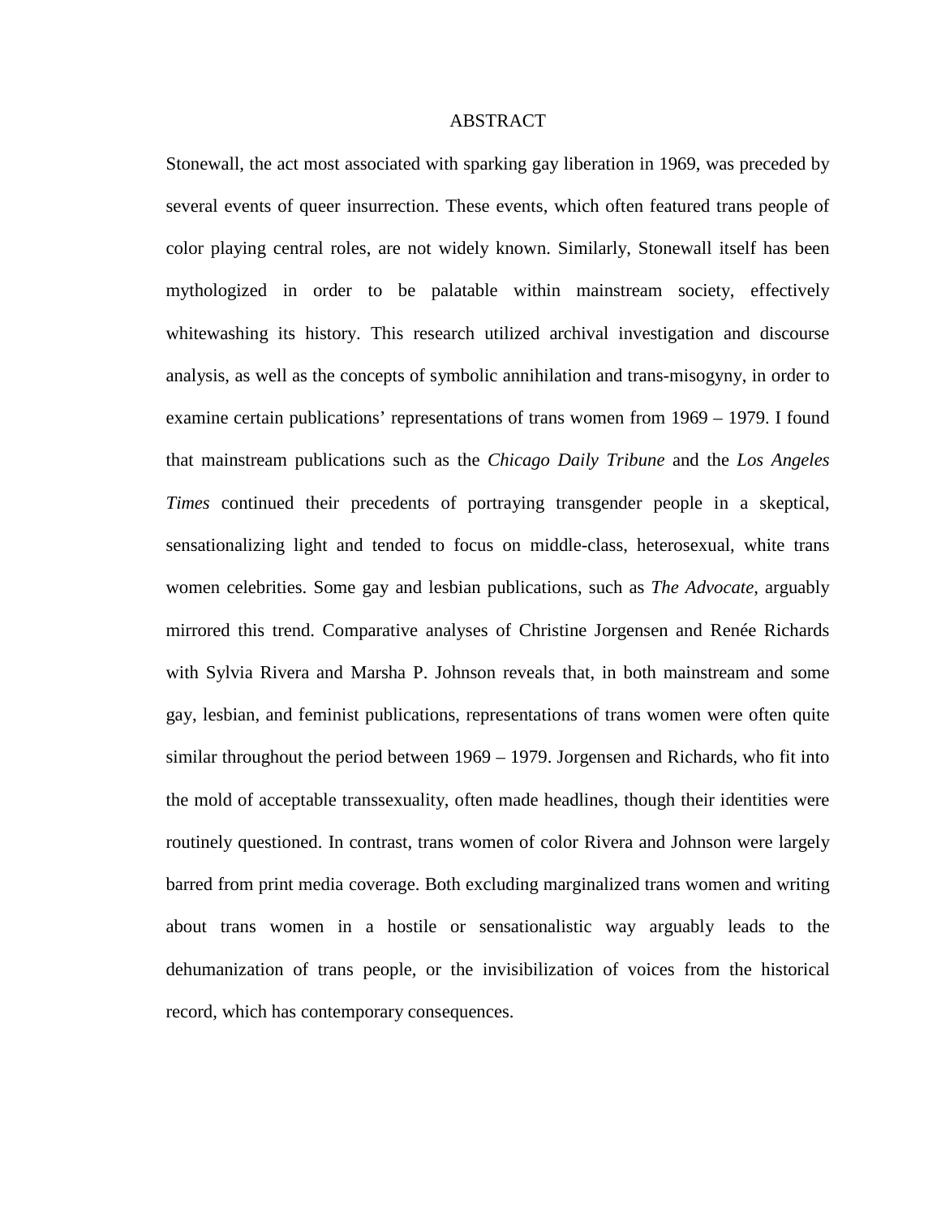# ABSTRACT

Stonewall, the act most associated with sparking gay liberation in 1969, was preceded by several events of queer insurrection. These events, which often featured trans people of color playing central roles, are not widely known. Similarly, Stonewall itself has been mythologized in order to be palatable within mainstream society, effectively whitewashing its history. This research utilized archival investigation and discourse analysis, as well as the concepts of symbolic annihilation and trans-misogyny, in order to examine certain publications' representations of trans women from 1969 – 1979. I found that mainstream publications such as the *Chicago Daily Tribune* and the *Los Angeles Times* continued their precedents of portraying transgender people in a skeptical, sensationalizing light and tended to focus on middle-class, heterosexual, white trans women celebrities. Some gay and lesbian publications, such as *The Advocate*, arguably mirrored this trend. Comparative analyses of Christine Jorgensen and Renée Richards with Sylvia Rivera and Marsha P. Johnson reveals that, in both mainstream and some gay, lesbian, and feminist publications, representations of trans women were often quite similar throughout the period between 1969 – 1979. Jorgensen and Richards, who fit into the mold of acceptable transsexuality, often made headlines, though their identities were routinely questioned. In contrast, trans women of color Rivera and Johnson were largely barred from print media coverage. Both excluding marginalized trans women and writing about trans women in a hostile or sensationalistic way arguably leads to the dehumanization of trans people, or the invisibilization of voices from the historical record, which has contemporary consequences.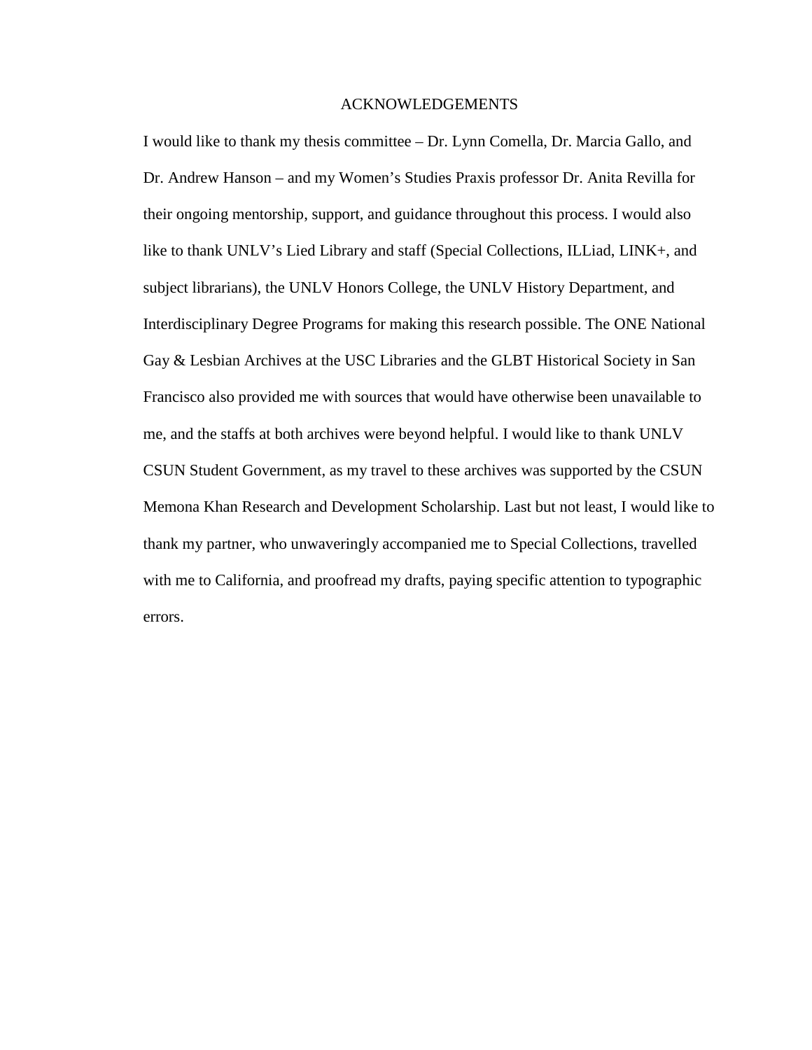# ACKNOWLEDGEMENTS

I would like to thank my thesis committee – Dr. Lynn Comella, Dr. Marcia Gallo, and Dr. Andrew Hanson – and my Women's Studies Praxis professor Dr. Anita Revilla for their ongoing mentorship, support, and guidance throughout this process. I would also like to thank UNLV's Lied Library and staff (Special Collections, ILLiad, LINK+, and subject librarians), the UNLV Honors College, the UNLV History Department, and Interdisciplinary Degree Programs for making this research possible. The ONE National Gay & Lesbian Archives at the USC Libraries and the GLBT Historical Society in San Francisco also provided me with sources that would have otherwise been unavailable to me, and the staffs at both archives were beyond helpful. I would like to thank UNLV CSUN Student Government, as my travel to these archives was supported by the CSUN Memona Khan Research and Development Scholarship. Last but not least, I would like to thank my partner, who unwaveringly accompanied me to Special Collections, travelled with me to California, and proofread my drafts, paying specific attention to typographic errors.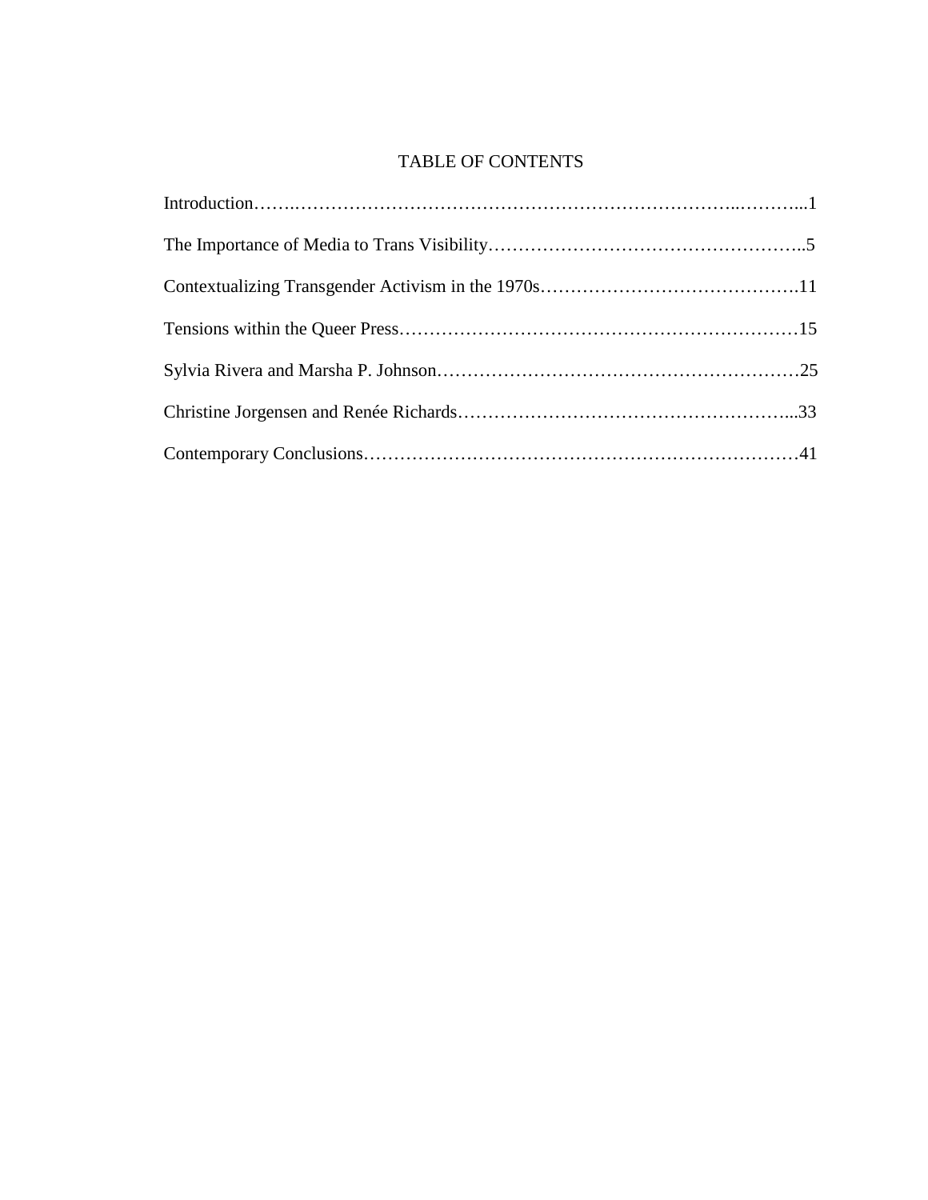# TABLE OF CONTENTS

Introduction…….…………………………………………………………………..………...1

The Importance of Media to Trans Visibility……………………………………………..5

Contextualizing Transgender Activism in the 1970s…………………………………….11

Tensions within the Queer Press…………………………………………………………15

Sylvia Rivera and Marsha P. Johnson……………………………………………………25

Christine Jorgensen and Renée Richards……………………………………….……...33

Contemporary Conclusions………………………………………………………………41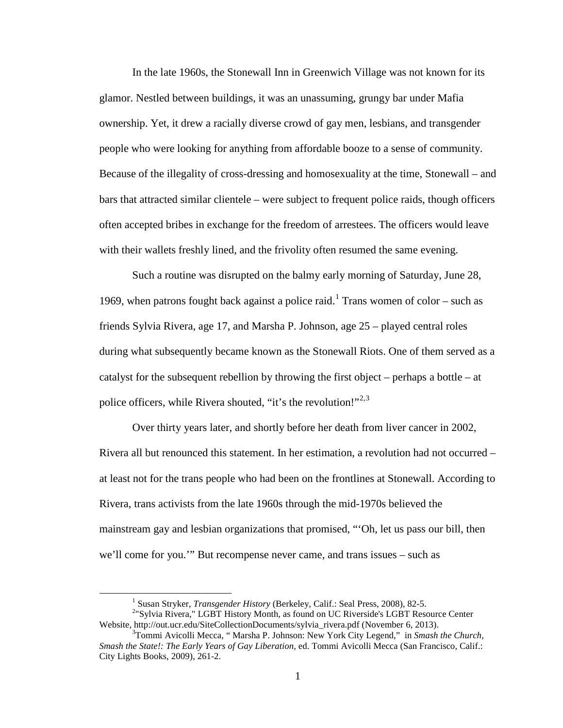In the late 1960s, the Stonewall Inn in Greenwich Village was not known for its glamor. Nestled between buildings, it was an unassuming, grungy bar under Mafia ownership. Yet, it drew a racially diverse crowd of gay men, lesbians, and transgender people who were looking for anything from affordable booze to a sense of community. Because of the illegality of cross-dressing and homosexuality at the time, Stonewall – and bars that attracted similar clientele – were subject to frequent police raids, though officers often accepted bribes in exchange for the freedom of arrestees. The officers would leave with their wallets freshly lined, and the frivolity often resumed the same evening.

Such a routine was disrupted on the balmy early morning of Saturday, June 28, 1969, when patrons fought back against a police raid.[1] Trans women of color – such as friends Sylvia Rivera, age 17, and Marsha P. Johnson, age 25 – played central roles during what subsequently became known as the Stonewall Riots. One of them served as a catalyst for the subsequent rebellion by throwing the first object – perhaps a bottle – at police officers, while Rivera shouted, "it's the revolution!"[2,3]

Over thirty years later, and shortly before her death from liver cancer in 2002, Rivera all but renounced this statement. In her estimation, a revolution had not occurred – at least not for the trans people who had been on the frontlines at Stonewall. According to Rivera, trans activists from the late 1960s through the mid-1970s believed the mainstream gay and lesbian organizations that promised, "'Oh, let us pass our bill, then we'll come for you.'" But recompense never came, and trans issues – such as

---

[1] Susan Stryker, *Transgender History* (Berkeley, Calif.: Seal Press, 2008), 82-5.

[2] "Sylvia Rivera," LGBT History Month, as found on UC Riverside's LGBT Resource Center Website, http://out.ucr.edu/SiteCollectionDocuments/sylvia_rivera.pdf (November 6, 2013).

[3] Tommi Avicolli Mecca, " Marsha P. Johnson: New York City Legend," in *Smash the Church, Smash the State!: The Early Years of Gay Liberation*, ed. Tommi Avicolli Mecca (San Francisco, Calif.: City Lights Books, 2009), 261-2.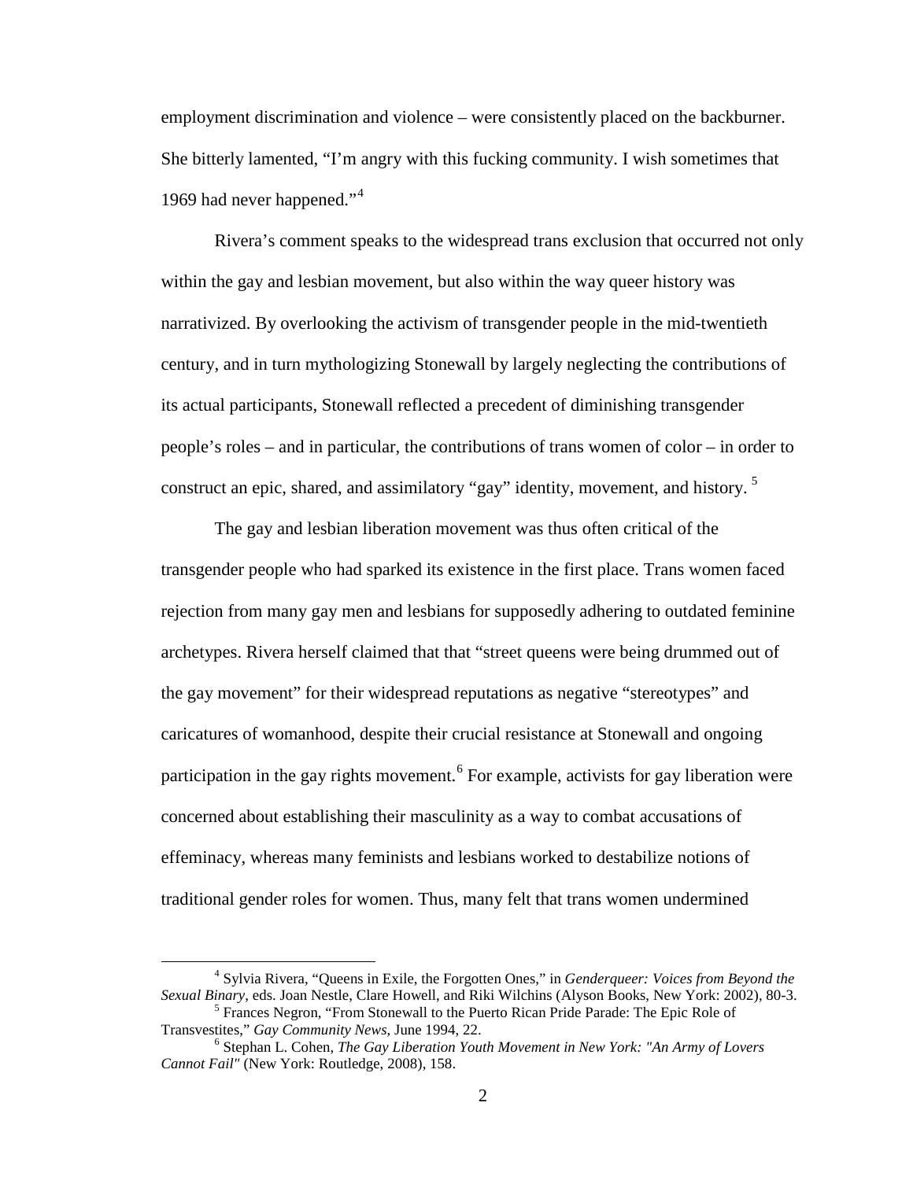employment discrimination and violence – were consistently placed on the backburner. She bitterly lamented, "I'm angry with this fucking community. I wish sometimes that 1969 had never happened."[4]

Rivera's comment speaks to the widespread trans exclusion that occurred not only within the gay and lesbian movement, but also within the way queer history was narrativized. By overlooking the activism of transgender people in the mid-twentieth century, and in turn mythologizing Stonewall by largely neglecting the contributions of its actual participants, Stonewall reflected a precedent of diminishing transgender people's roles – and in particular, the contributions of trans women of color – in order to construct an epic, shared, and assimilatory "gay" identity, movement, and history.[5]

The gay and lesbian liberation movement was thus often critical of the transgender people who had sparked its existence in the first place. Trans women faced rejection from many gay men and lesbians for supposedly adhering to outdated feminine archetypes. Rivera herself claimed that that "street queens were being drummed out of the gay movement" for their widespread reputations as negative "stereotypes" and caricatures of womanhood, despite their crucial resistance at Stonewall and ongoing participation in the gay rights movement.[6] For example, activists for gay liberation were concerned about establishing their masculinity as a way to combat accusations of effeminacy, whereas many feminists and lesbians worked to destabilize notions of traditional gender roles for women. Thus, many felt that trans women undermined

---

[4] Sylvia Rivera, "Queens in Exile, the Forgotten Ones," in *Genderqueer: Voices from Beyond the Sexual Binary*, eds. Joan Nestle, Clare Howell, and Riki Wilchins (Alyson Books, New York: 2002), 80-3.

[5] Frances Negron, "From Stonewall to the Puerto Rican Pride Parade: The Epic Role of Transvestites," *Gay Community News*, June 1994, 22.

[6] Stephan L. Cohen, *The Gay Liberation Youth Movement in New York: "An Army of Lovers Cannot Fail"* (New York: Routledge, 2008), 158.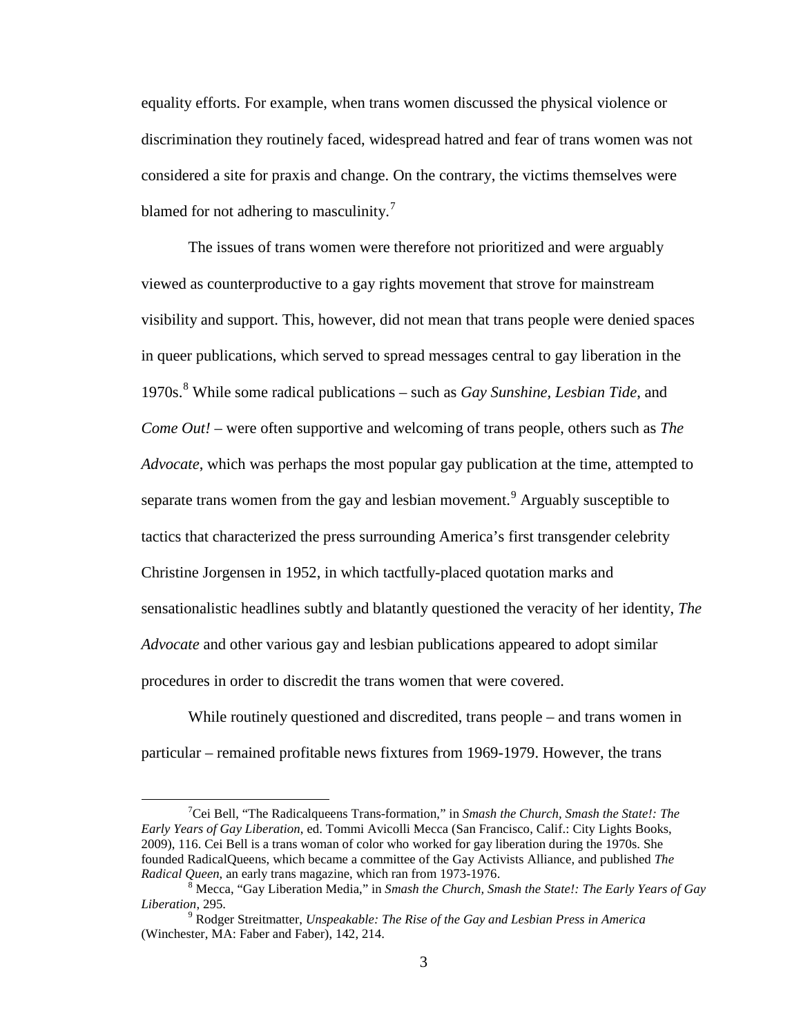equality efforts. For example, when trans women discussed the physical violence or discrimination they routinely faced, widespread hatred and fear of trans women was not considered a site for praxis and change. On the contrary, the victims themselves were blamed for not adhering to masculinity.[7]

The issues of trans women were therefore not prioritized and were arguably viewed as counterproductive to a gay rights movement that strove for mainstream visibility and support. This, however, did not mean that trans people were denied spaces in queer publications, which served to spread messages central to gay liberation in the 1970s.[8] While some radical publications – such as *Gay Sunshine*, *Lesbian Tide*, and *Come Out!* – were often supportive and welcoming of trans people, others such as *The Advocate*, which was perhaps the most popular gay publication at the time, attempted to separate trans women from the gay and lesbian movement.[9] Arguably susceptible to tactics that characterized the press surrounding America's first transgender celebrity Christine Jorgensen in 1952, in which tactfully-placed quotation marks and sensationalistic headlines subtly and blatantly questioned the veracity of her identity, *The Advocate* and other various gay and lesbian publications appeared to adopt similar procedures in order to discredit the trans women that were covered.

While routinely questioned and discredited, trans people – and trans women in particular – remained profitable news fixtures from 1969-1979. However, the trans

---

[7] Cei Bell, "The Radicalqueens Trans-formation," in *Smash the Church, Smash the State!: The Early Years of Gay Liberation*, ed. Tommi Avicolli Mecca (San Francisco, Calif.: City Lights Books, 2009), 116. Cei Bell is a trans woman of color who worked for gay liberation during the 1970s. She founded RadicalQueens, which became a committee of the Gay Activists Alliance, and published *The Radical Queen*, an early trans magazine, which ran from 1973-1976.

[8] Mecca, "Gay Liberation Media," in *Smash the Church, Smash the State!: The Early Years of Gay Liberation*, 295.

[9] Rodger Streitmatter, *Unspeakable: The Rise of the Gay and Lesbian Press in America* (Winchester, MA: Faber and Faber), 142, 214.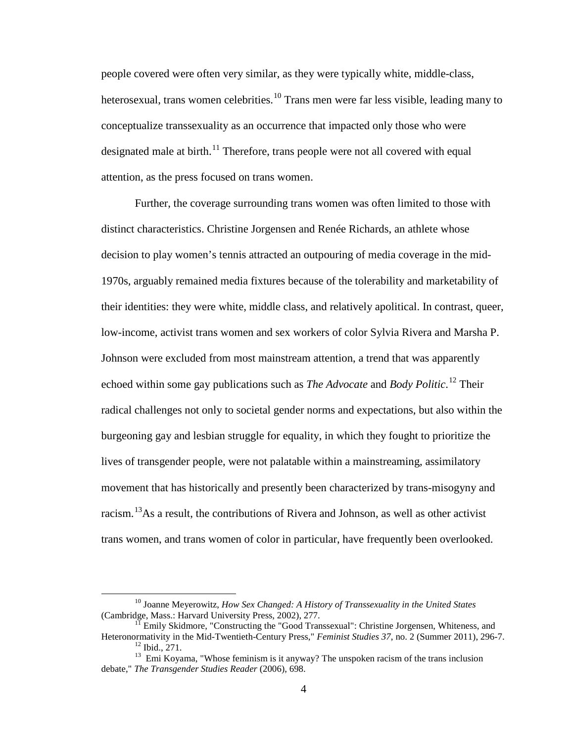people covered were often very similar, as they were typically white, middle-class, heterosexual, trans women celebrities.[10] Trans men were far less visible, leading many to conceptualize transsexuality as an occurrence that impacted only those who were designated male at birth.[11] Therefore, trans people were not all covered with equal attention, as the press focused on trans women.

Further, the coverage surrounding trans women was often limited to those with distinct characteristics. Christine Jorgensen and Renée Richards, an athlete whose decision to play women's tennis attracted an outpouring of media coverage in the mid-1970s, arguably remained media fixtures because of the tolerability and marketability of their identities: they were white, middle class, and relatively apolitical. In contrast, queer, low-income, activist trans women and sex workers of color Sylvia Rivera and Marsha P. Johnson were excluded from most mainstream attention, a trend that was apparently echoed within some gay publications such as *The Advocate* and *Body Politic*.[12] Their radical challenges not only to societal gender norms and expectations, but also within the burgeoning gay and lesbian struggle for equality, in which they fought to prioritize the lives of transgender people, were not palatable within a mainstreaming, assimilatory movement that has historically and presently been characterized by trans-misogyny and racism.[13]As a result, the contributions of Rivera and Johnson, as well as other activist trans women, and trans women of color in particular, have frequently been overlooked.

---

[10] Joanne Meyerowitz, *How Sex Changed: A History of Transsexuality in the United States* (Cambridge, Mass.: Harvard University Press, 2002), 277.

[11] Emily Skidmore, "Constructing the "Good Transsexual": Christine Jorgensen, Whiteness, and Heteronormativity in the Mid-Twentieth-Century Press," *Feminist Studies 37*, no. 2 (Summer 2011), 296-7.

[12] Ibid., 271.

[13] Emi Koyama, "Whose feminism is it anyway? The unspoken racism of the trans inclusion debate," *The Transgender Studies Reader* (2006), 698.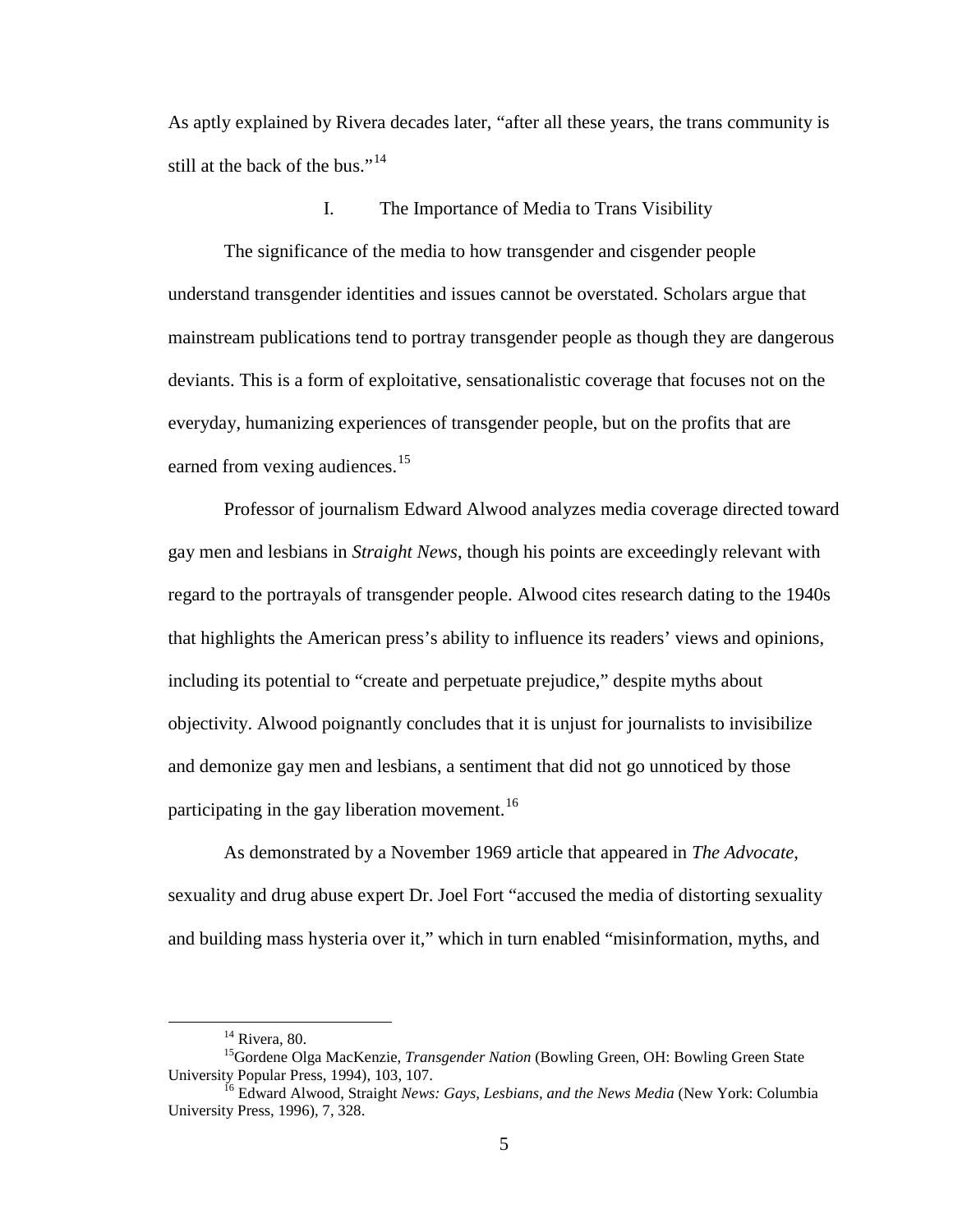As aptly explained by Rivera decades later, "after all these years, the trans community is still at the back of the bus."[14]

## I. The Importance of Media to Trans Visibility

The significance of the media to how transgender and cisgender people understand transgender identities and issues cannot be overstated. Scholars argue that mainstream publications tend to portray transgender people as though they are dangerous deviants. This is a form of exploitative, sensationalistic coverage that focuses not on the everyday, humanizing experiences of transgender people, but on the profits that are earned from vexing audiences.[15]

Professor of journalism Edward Alwood analyzes media coverage directed toward gay men and lesbians in *Straight News*, though his points are exceedingly relevant with regard to the portrayals of transgender people. Alwood cites research dating to the 1940s that highlights the American press's ability to influence its readers' views and opinions, including its potential to "create and perpetuate prejudice," despite myths about objectivity. Alwood poignantly concludes that it is unjust for journalists to invisibilize and demonize gay men and lesbians, a sentiment that did not go unnoticed by those participating in the gay liberation movement.[16]

As demonstrated by a November 1969 article that appeared in *The Advocate*, sexuality and drug abuse expert Dr. Joel Fort "accused the media of distorting sexuality and building mass hysteria over it," which in turn enabled "misinformation, myths, and

---

[14] Rivera, 80.

[15] Gordene Olga MacKenzie, *Transgender Nation* (Bowling Green, OH: Bowling Green State University Popular Press, 1994), 103, 107.

[16] Edward Alwood, Straight *News: Gays, Lesbians, and the News Media* (New York: Columbia University Press, 1996), 7, 328.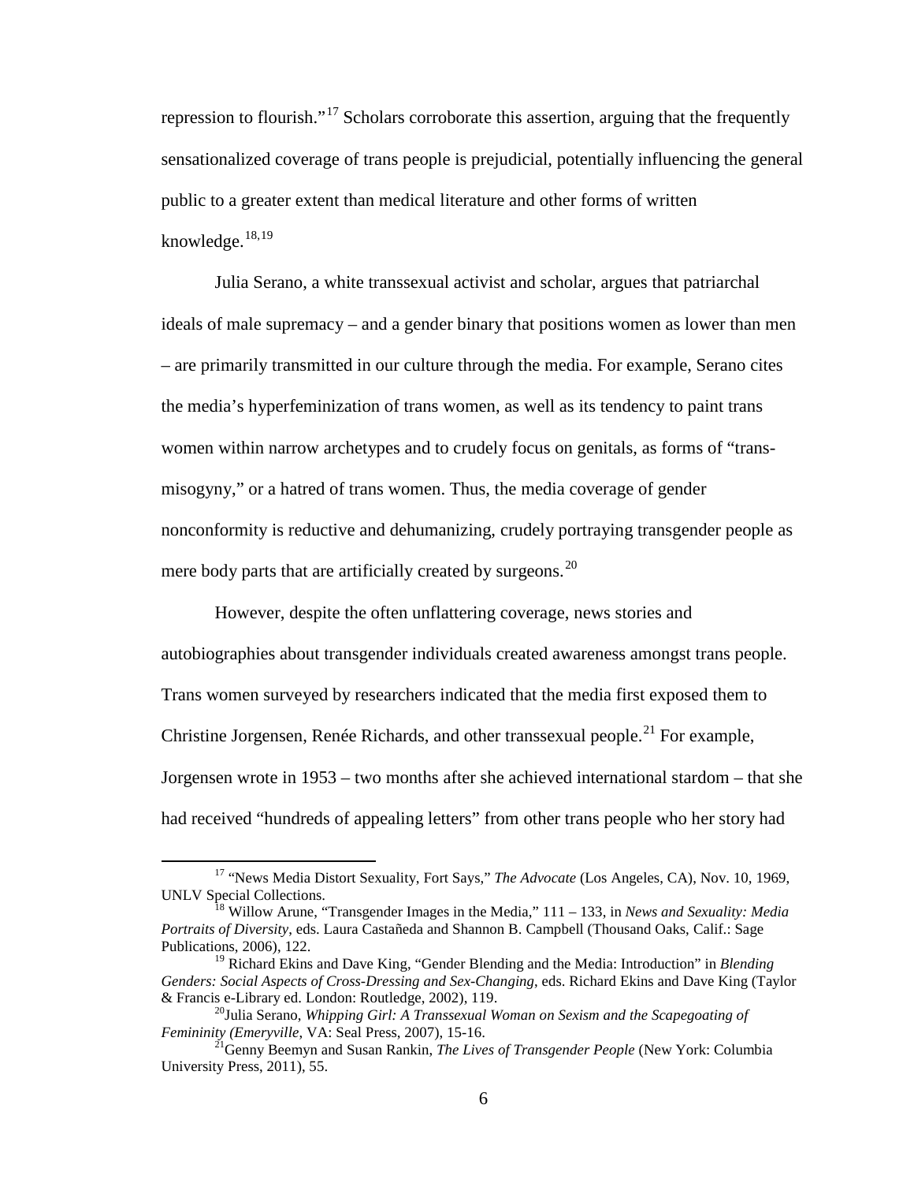repression to flourish."[17] Scholars corroborate this assertion, arguing that the frequently sensationalized coverage of trans people is prejudicial, potentially influencing the general public to a greater extent than medical literature and other forms of written knowledge.[18,19]

Julia Serano, a white transsexual activist and scholar, argues that patriarchal ideals of male supremacy – and a gender binary that positions women as lower than men – are primarily transmitted in our culture through the media. For example, Serano cites the media's hyperfeminization of trans women, as well as its tendency to paint trans women within narrow archetypes and to crudely focus on genitals, as forms of "trans-misogyny," or a hatred of trans women. Thus, the media coverage of gender nonconformity is reductive and dehumanizing, crudely portraying transgender people as mere body parts that are artificially created by surgeons.[20]

However, despite the often unflattering coverage, news stories and autobiographies about transgender individuals created awareness amongst trans people. Trans women surveyed by researchers indicated that the media first exposed them to Christine Jorgensen, Renée Richards, and other transsexual people.[21] For example, Jorgensen wrote in 1953 – two months after she achieved international stardom – that she had received "hundreds of appealing letters" from other trans people who her story had

---

[17] "News Media Distort Sexuality, Fort Says," *The Advocate* (Los Angeles, CA), Nov. 10, 1969, UNLV Special Collections.

[18] Willow Arune, "Transgender Images in the Media," 111 – 133, in *News and Sexuality: Media Portraits of Diversity*, eds. Laura Castañeda and Shannon B. Campbell (Thousand Oaks, Calif.: Sage Publications, 2006), 122.

[19] Richard Ekins and Dave King, "Gender Blending and the Media: Introduction" in *Blending Genders: Social Aspects of Cross-Dressing and Sex-Changing*, eds. Richard Ekins and Dave King (Taylor & Francis e-Library ed. London: Routledge, 2002), 119.

[20] Julia Serano, *Whipping Girl: A Transsexual Woman on Sexism and the Scapegoating of Femininity (Emeryville*, VA: Seal Press, 2007), 15-16.

[21] Genny Beemyn and Susan Rankin, *The Lives of Transgender People* (New York: Columbia University Press, 2011), 55.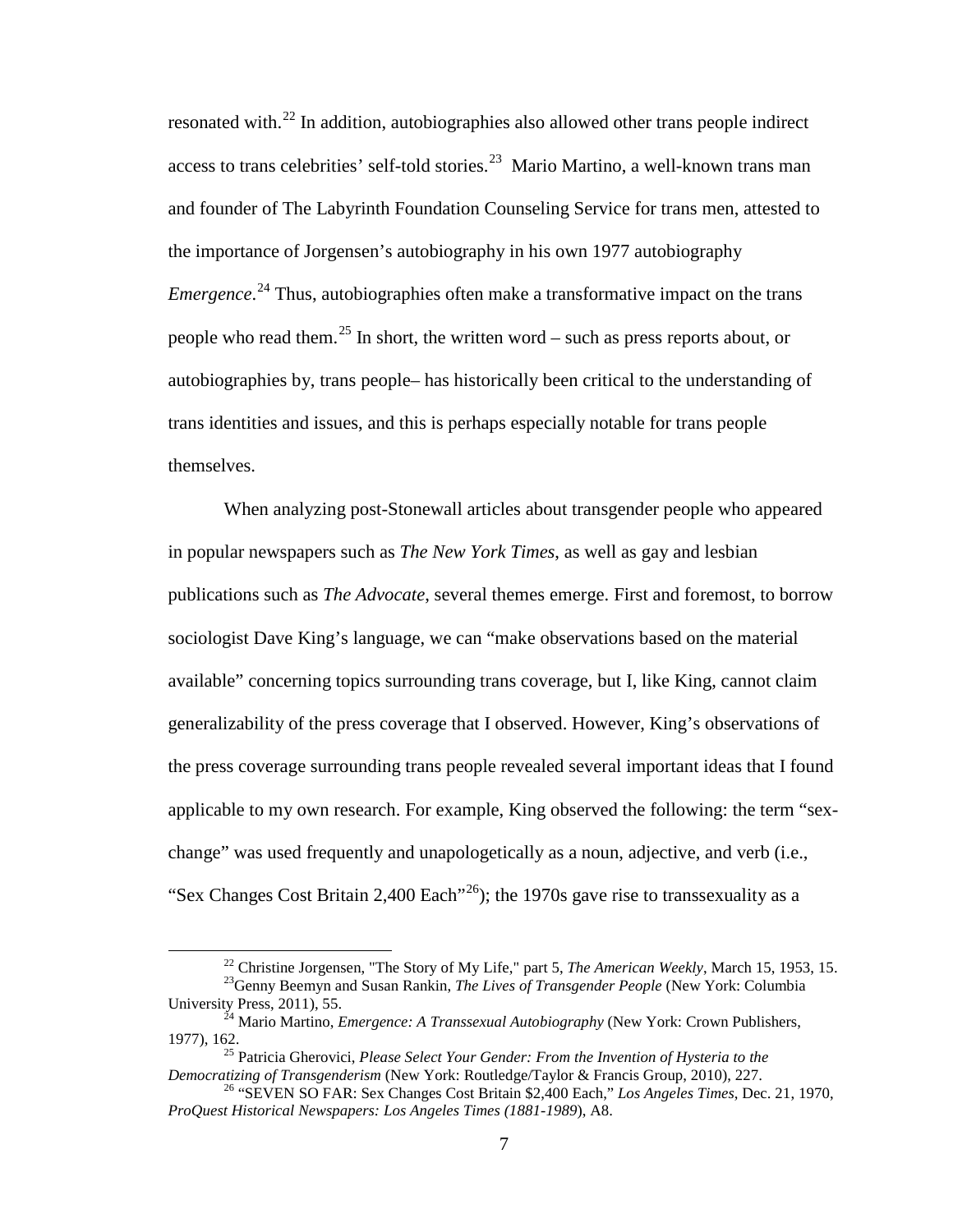resonated with.[22] In addition, autobiographies also allowed other trans people indirect access to trans celebrities' self-told stories.[23] Mario Martino, a well-known trans man and founder of The Labyrinth Foundation Counseling Service for trans men, attested to the importance of Jorgensen's autobiography in his own 1977 autobiography *Emergence*.[24] Thus, autobiographies often make a transformative impact on the trans people who read them.[25] In short, the written word – such as press reports about, or autobiographies by, trans people– has historically been critical to the understanding of trans identities and issues, and this is perhaps especially notable for trans people themselves.

When analyzing post-Stonewall articles about transgender people who appeared in popular newspapers such as *The New York Times*, as well as gay and lesbian publications such as *The Advocate*, several themes emerge. First and foremost, to borrow sociologist Dave King's language, we can "make observations based on the material available" concerning topics surrounding trans coverage, but I, like King, cannot claim generalizability of the press coverage that I observed. However, King's observations of the press coverage surrounding trans people revealed several important ideas that I found applicable to my own research. For example, King observed the following: the term "sex-change" was used frequently and unapologetically as a noun, adjective, and verb (i.e., "Sex Changes Cost Britain 2,400 Each"[26]); the 1970s gave rise to transsexuality as a

---

[22] Christine Jorgensen, "The Story of My Life," part 5, *The American Weekly*, March 15, 1953, 15.

[23] Genny Beemyn and Susan Rankin, *The Lives of Transgender People* (New York: Columbia University Press, 2011), 55.

[24] Mario Martino, *Emergence: A Transsexual Autobiography* (New York: Crown Publishers, 1977), 162.

[25] Patricia Gherovici, *Please Select Your Gender: From the Invention of Hysteria to the Democratizing of Transgenderism* (New York: Routledge/Taylor & Francis Group, 2010), 227.

[26] "SEVEN SO FAR: Sex Changes Cost Britain $2,400 Each," *Los Angeles Times*, Dec. 21, 1970, *ProQuest Historical Newspapers: Los Angeles Times (1881-1989*), A8.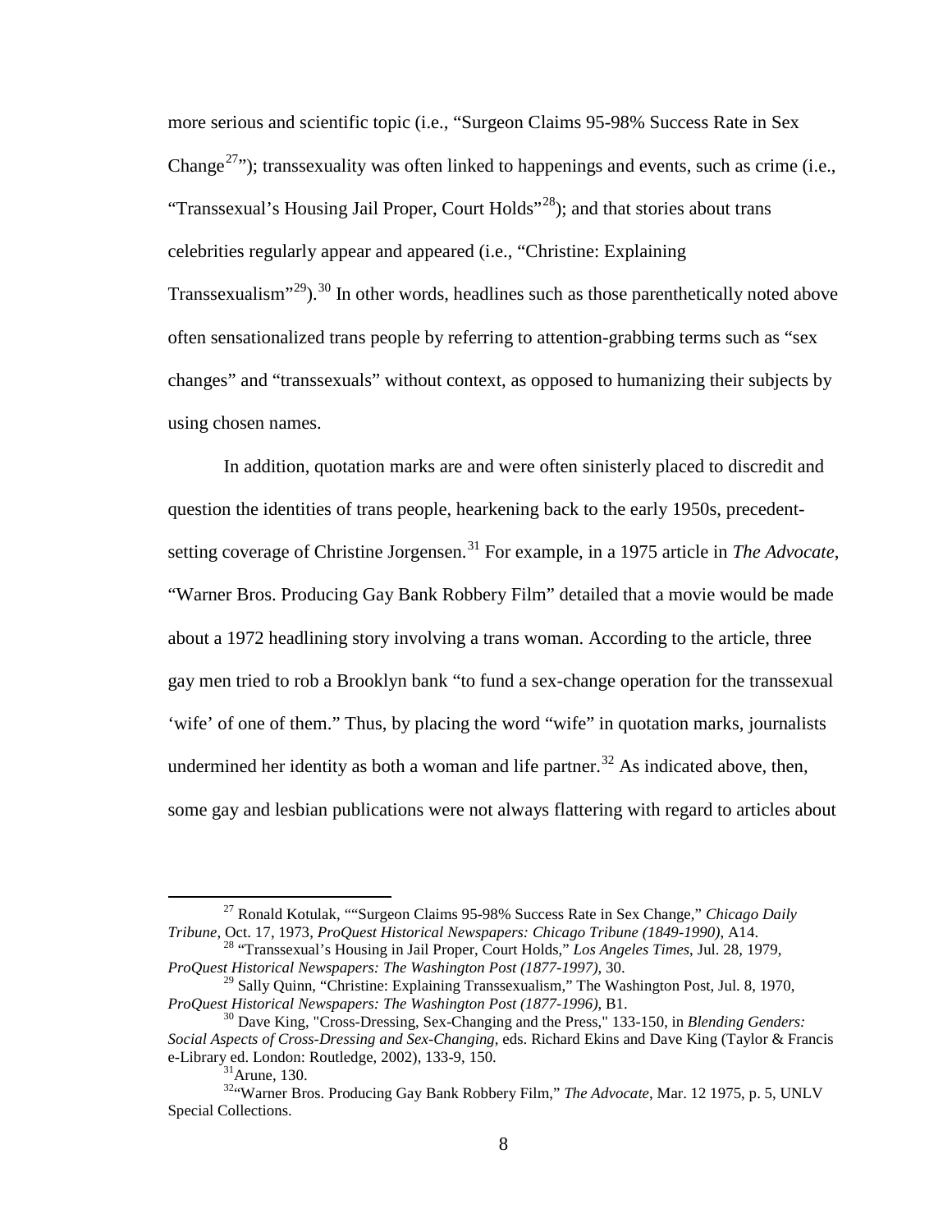more serious and scientific topic (i.e., "Surgeon Claims 95-98% Success Rate in Sex Change[27]"); transsexuality was often linked to happenings and events, such as crime (i.e., "Transsexual's Housing Jail Proper, Court Holds"[28]); and that stories about trans celebrities regularly appear and appeared (i.e., "Christine: Explaining Transsexualism"[29]).[30] In other words, headlines such as those parenthetically noted above often sensationalized trans people by referring to attention-grabbing terms such as "sex changes" and "transsexuals" without context, as opposed to humanizing their subjects by using chosen names.

In addition, quotation marks are and were often sinisterly placed to discredit and question the identities of trans people, hearkening back to the early 1950s, precedent-setting coverage of Christine Jorgensen.[31] For example, in a 1975 article in *The Advocate*, "Warner Bros. Producing Gay Bank Robbery Film" detailed that a movie would be made about a 1972 headlining story involving a trans woman. According to the article, three gay men tried to rob a Brooklyn bank "to fund a sex-change operation for the transsexual 'wife' of one of them." Thus, by placing the word "wife" in quotation marks, journalists undermined her identity as both a woman and life partner.[32] As indicated above, then, some gay and lesbian publications were not always flattering with regard to articles about

---

[27] Ronald Kotulak, ""Surgeon Claims 95-98% Success Rate in Sex Change," *Chicago Daily Tribune*, Oct. 17, 1973, *ProQuest Historical Newspapers: Chicago Tribune (1849-1990)*, A14.

[28] "Transsexual's Housing in Jail Proper, Court Holds," *Los Angeles Times*, Jul. 28, 1979, *ProQuest Historical Newspapers: The Washington Post (1877-1997)*, 30.

[29] Sally Quinn, "Christine: Explaining Transsexualism," The Washington Post, Jul. 8, 1970, *ProQuest Historical Newspapers: The Washington Post (1877-1996)*, B1.

[30] Dave King, "Cross-Dressing, Sex-Changing and the Press," 133-150, in *Blending Genders: Social Aspects of Cross-Dressing and Sex-Changing*, eds. Richard Ekins and Dave King (Taylor & Francis e-Library ed. London: Routledge, 2002), 133-9, 150.

[31] Arune, 130.

[32] "Warner Bros. Producing Gay Bank Robbery Film," *The Advocate*, Mar. 12 1975, p. 5, UNLV Special Collections.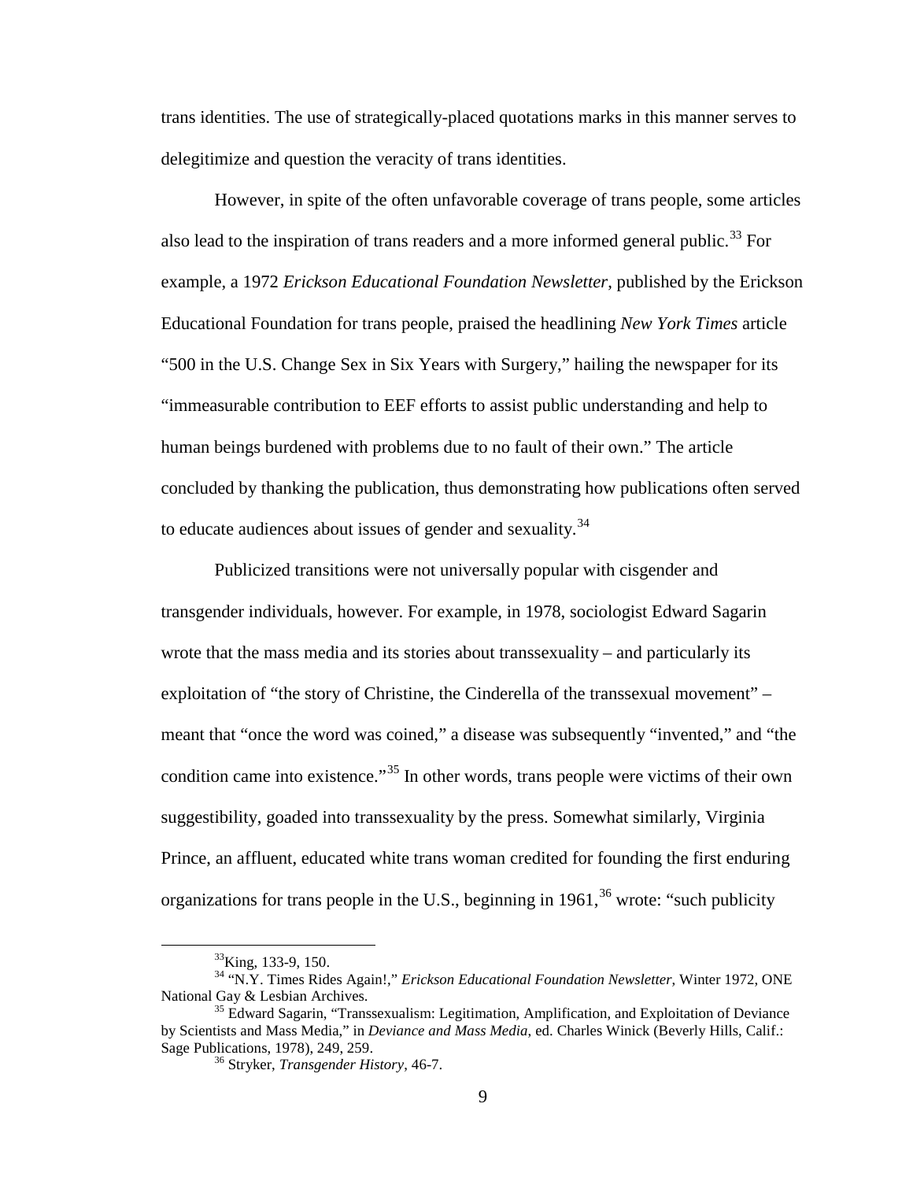trans identities. The use of strategically-placed quotations marks in this manner serves to delegitimize and question the veracity of trans identities.

However, in spite of the often unfavorable coverage of trans people, some articles also lead to the inspiration of trans readers and a more informed general public.[33] For example, a 1972 *Erickson Educational Foundation Newsletter*, published by the Erickson Educational Foundation for trans people, praised the headlining *New York Times* article "500 in the U.S. Change Sex in Six Years with Surgery," hailing the newspaper for its "immeasurable contribution to EEF efforts to assist public understanding and help to human beings burdened with problems due to no fault of their own." The article concluded by thanking the publication, thus demonstrating how publications often served to educate audiences about issues of gender and sexuality.[34]

Publicized transitions were not universally popular with cisgender and transgender individuals, however. For example, in 1978, sociologist Edward Sagarin wrote that the mass media and its stories about transsexuality – and particularly its exploitation of "the story of Christine, the Cinderella of the transsexual movement" – meant that "once the word was coined," a disease was subsequently "invented," and "the condition came into existence."[35] In other words, trans people were victims of their own suggestibility, goaded into transsexuality by the press. Somewhat similarly, Virginia Prince, an affluent, educated white trans woman credited for founding the first enduring organizations for trans people in the U.S., beginning in 1961,[36] wrote: "such publicity

---

[33] King, 133-9, 150.

[34] "N.Y. Times Rides Again!," *Erickson Educational Foundation Newsletter*, Winter 1972, ONE National Gay & Lesbian Archives.

[35] Edward Sagarin, "Transsexualism: Legitimation, Amplification, and Exploitation of Deviance by Scientists and Mass Media," in *Deviance and Mass Media*, ed. Charles Winick (Beverly Hills, Calif.: Sage Publications, 1978), 249, 259.

[36] Stryker, *Transgender History*, 46-7.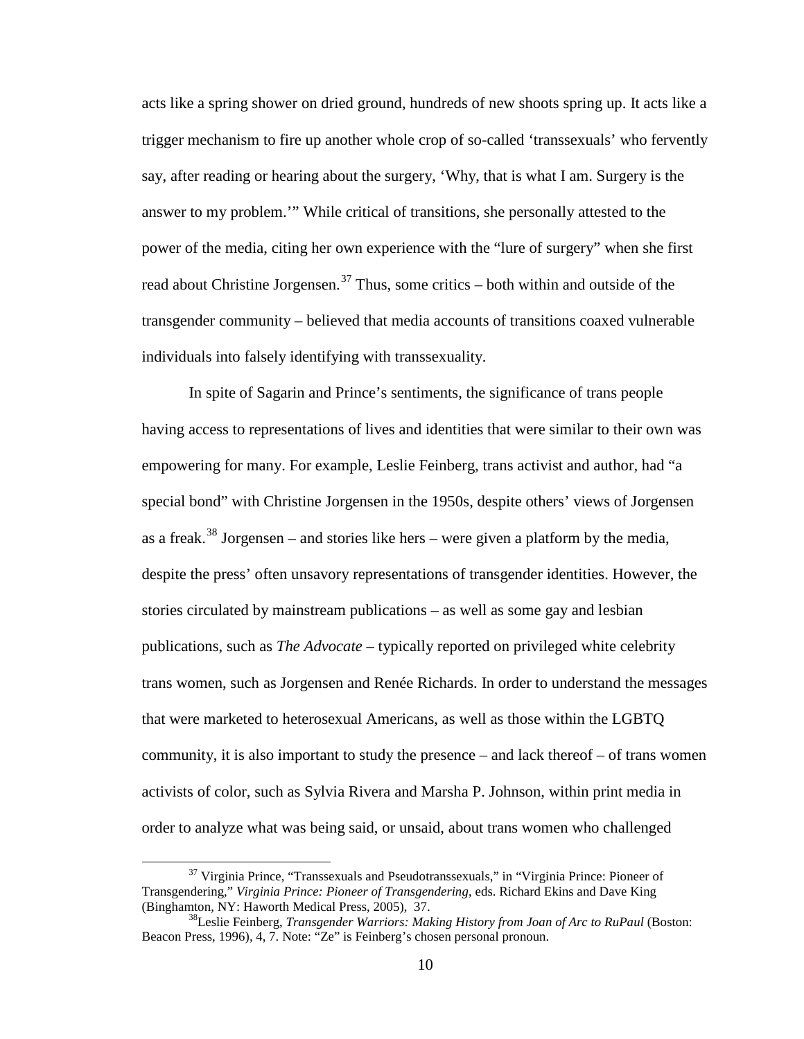acts like a spring shower on dried ground, hundreds of new shoots spring up. It acts like a trigger mechanism to fire up another whole crop of so-called 'transsexuals' who fervently say, after reading or hearing about the surgery, 'Why, that is what I am. Surgery is the answer to my problem.'" While critical of transitions, she personally attested to the power of the media, citing her own experience with the "lure of surgery" when she first read about Christine Jorgensen.[37] Thus, some critics – both within and outside of the transgender community – believed that media accounts of transitions coaxed vulnerable individuals into falsely identifying with transsexuality.

In spite of Sagarin and Prince's sentiments, the significance of trans people having access to representations of lives and identities that were similar to their own was empowering for many. For example, Leslie Feinberg, trans activist and author, had "a special bond" with Christine Jorgensen in the 1950s, despite others' views of Jorgensen as a freak.[38] Jorgensen – and stories like hers – were given a platform by the media, despite the press' often unsavory representations of transgender identities. However, the stories circulated by mainstream publications – as well as some gay and lesbian publications, such as *The Advocate* – typically reported on privileged white celebrity trans women, such as Jorgensen and Renée Richards. In order to understand the messages that were marketed to heterosexual Americans, as well as those within the LGBTQ community, it is also important to study the presence – and lack thereof – of trans women activists of color, such as Sylvia Rivera and Marsha P. Johnson, within print media in order to analyze what was being said, or unsaid, about trans women who challenged

---

[37] Virginia Prince, "Transsexuals and Pseudotranssexuals," in "Virginia Prince: Pioneer of Transgendering," *Virginia Prince: Pioneer of Transgendering*, eds. Richard Ekins and Dave King (Binghamton, NY: Haworth Medical Press, 2005), 37.

[38] Leslie Feinberg, *Transgender Warriors: Making History from Joan of Arc to RuPaul* (Boston: Beacon Press, 1996), 4, 7. Note: "Ze" is Feinberg's chosen personal pronoun.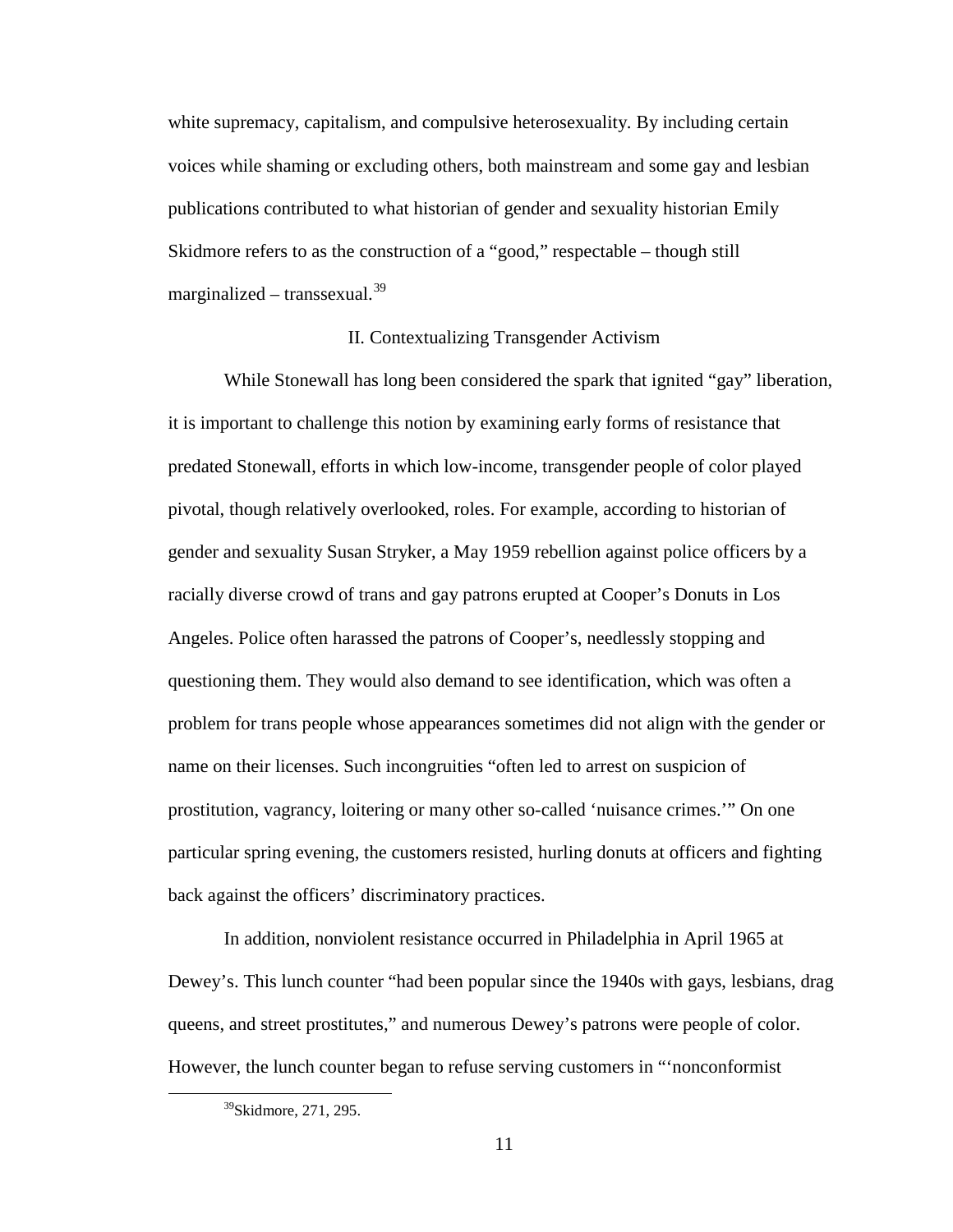white supremacy, capitalism, and compulsive heterosexuality. By including certain voices while shaming or excluding others, both mainstream and some gay and lesbian publications contributed to what historian of gender and sexuality historian Emily Skidmore refers to as the construction of a "good," respectable – though still marginalized – transsexual.[39]

## II. Contextualizing Transgender Activism

While Stonewall has long been considered the spark that ignited "gay" liberation, it is important to challenge this notion by examining early forms of resistance that predated Stonewall, efforts in which low-income, transgender people of color played pivotal, though relatively overlooked, roles. For example, according to historian of gender and sexuality Susan Stryker, a May 1959 rebellion against police officers by a racially diverse crowd of trans and gay patrons erupted at Cooper's Donuts in Los Angeles. Police often harassed the patrons of Cooper's, needlessly stopping and questioning them. They would also demand to see identification, which was often a problem for trans people whose appearances sometimes did not align with the gender or name on their licenses. Such incongruities "often led to arrest on suspicion of prostitution, vagrancy, loitering or many other so-called 'nuisance crimes.'" On one particular spring evening, the customers resisted, hurling donuts at officers and fighting back against the officers' discriminatory practices.

In addition, nonviolent resistance occurred in Philadelphia in April 1965 at Dewey's. This lunch counter "had been popular since the 1940s with gays, lesbians, drag queens, and street prostitutes," and numerous Dewey's patrons were people of color. However, the lunch counter began to refuse serving customers in "'nonconformist

[39] Skidmore, 271, 295.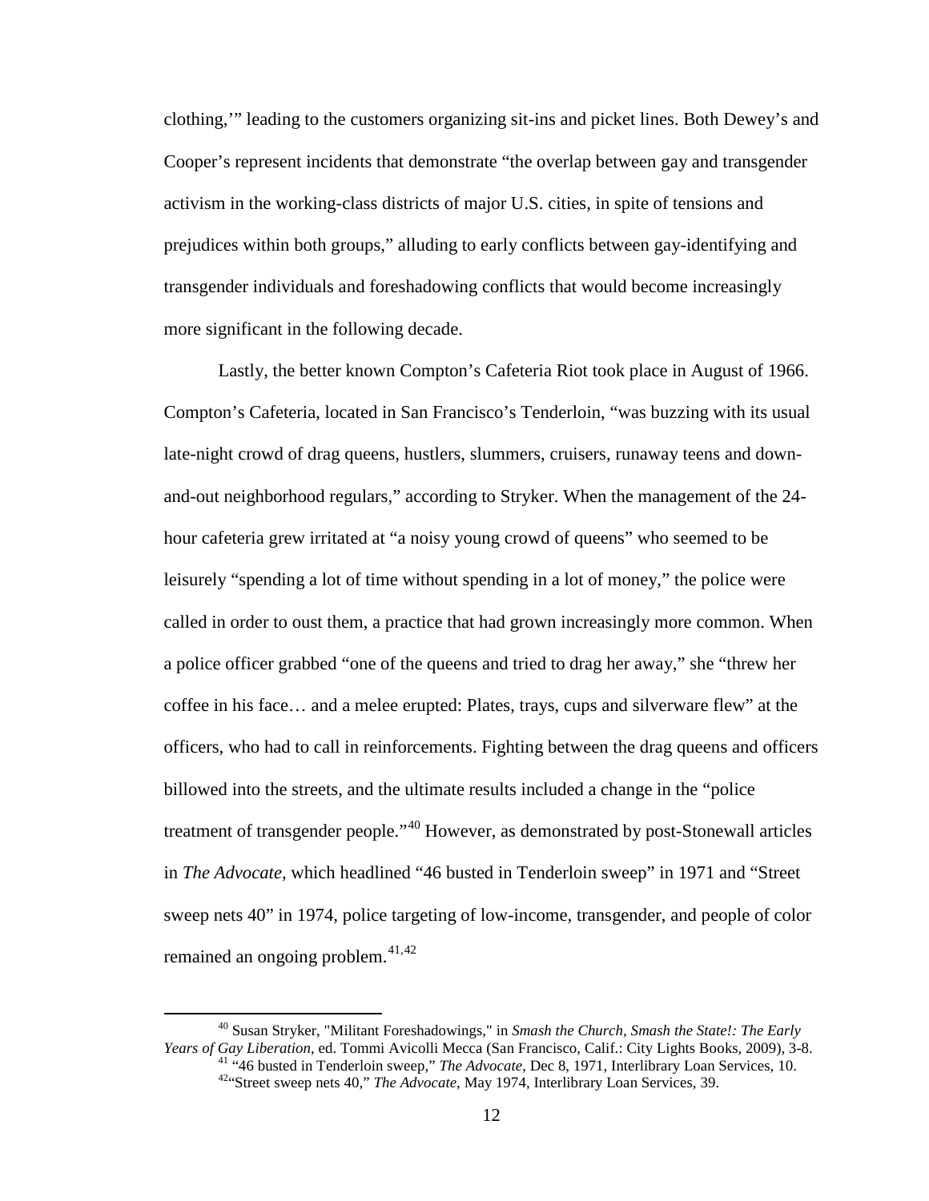clothing,'" leading to the customers organizing sit-ins and picket lines. Both Dewey's and Cooper's represent incidents that demonstrate "the overlap between gay and transgender activism in the working-class districts of major U.S. cities, in spite of tensions and prejudices within both groups," alluding to early conflicts between gay-identifying and transgender individuals and foreshadowing conflicts that would become increasingly more significant in the following decade.

Lastly, the better known Compton's Cafeteria Riot took place in August of 1966. Compton's Cafeteria, located in San Francisco's Tenderloin, "was buzzing with its usual late-night crowd of drag queens, hustlers, slummers, cruisers, runaway teens and down-and-out neighborhood regulars," according to Stryker. When the management of the 24-hour cafeteria grew irritated at "a noisy young crowd of queens" who seemed to be leisurely "spending a lot of time without spending in a lot of money," the police were called in order to oust them, a practice that had grown increasingly more common. When a police officer grabbed "one of the queens and tried to drag her away," she "threw her coffee in his face… and a melee erupted: Plates, trays, cups and silverware flew" at the officers, who had to call in reinforcements. Fighting between the drag queens and officers billowed into the streets, and the ultimate results included a change in the "police treatment of transgender people."[40] However, as demonstrated by post-Stonewall articles in *The Advocate*, which headlined "46 busted in Tenderloin sweep" in 1971 and "Street sweep nets 40" in 1974, police targeting of low-income, transgender, and people of color remained an ongoing problem.[41,42]

---

[40] Susan Stryker, "Militant Foreshadowings," in *Smash the Church, Smash the State!: The Early Years of Gay Liberation*, ed. Tommi Avicolli Mecca (San Francisco, Calif.: City Lights Books, 2009), 3-8.

[41] "46 busted in Tenderloin sweep," *The Advocate*, Dec 8, 1971, Interlibrary Loan Services, 10.

[42] "Street sweep nets 40," *The Advocate*, May 1974, Interlibrary Loan Services, 39.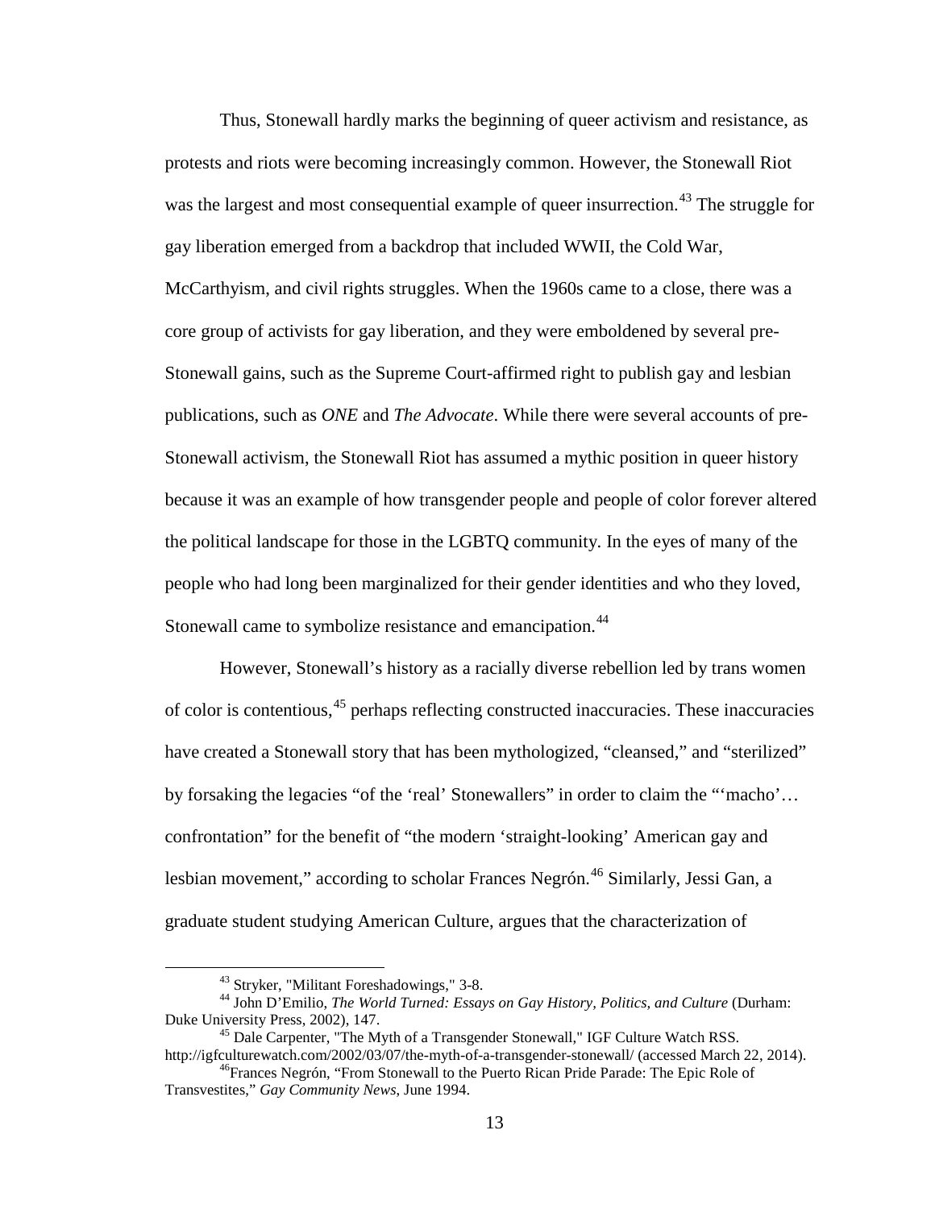Thus, Stonewall hardly marks the beginning of queer activism and resistance, as protests and riots were becoming increasingly common. However, the Stonewall Riot was the largest and most consequential example of queer insurrection.[43] The struggle for gay liberation emerged from a backdrop that included WWII, the Cold War, McCarthyism, and civil rights struggles. When the 1960s came to a close, there was a core group of activists for gay liberation, and they were emboldened by several pre-Stonewall gains, such as the Supreme Court-affirmed right to publish gay and lesbian publications, such as *ONE* and *The Advocate*. While there were several accounts of pre-Stonewall activism, the Stonewall Riot has assumed a mythic position in queer history because it was an example of how transgender people and people of color forever altered the political landscape for those in the LGBTQ community. In the eyes of many of the people who had long been marginalized for their gender identities and who they loved, Stonewall came to symbolize resistance and emancipation.[44]

However, Stonewall's history as a racially diverse rebellion led by trans women of color is contentious,[45] perhaps reflecting constructed inaccuracies. These inaccuracies have created a Stonewall story that has been mythologized, "cleansed," and "sterilized" by forsaking the legacies "of the 'real' Stonewallers" in order to claim the "'macho'… confrontation" for the benefit of "the modern 'straight-looking' American gay and lesbian movement," according to scholar Frances Negrón.[46] Similarly, Jessi Gan, a graduate student studying American Culture, argues that the characterization of

---

[43] Stryker, "Militant Foreshadowings," 3-8.

[44] John D'Emilio, *The World Turned: Essays on Gay History, Politics, and Culture* (Durham: Duke University Press, 2002), 147.

[45] Dale Carpenter, "The Myth of a Transgender Stonewall," IGF Culture Watch RSS. http://igfculturewatch.com/2002/03/07/the-myth-of-a-transgender-stonewall/ (accessed March 22, 2014).

[46] Frances Negrón, "From Stonewall to the Puerto Rican Pride Parade: The Epic Role of Transvestites," *Gay Community News*, June 1994.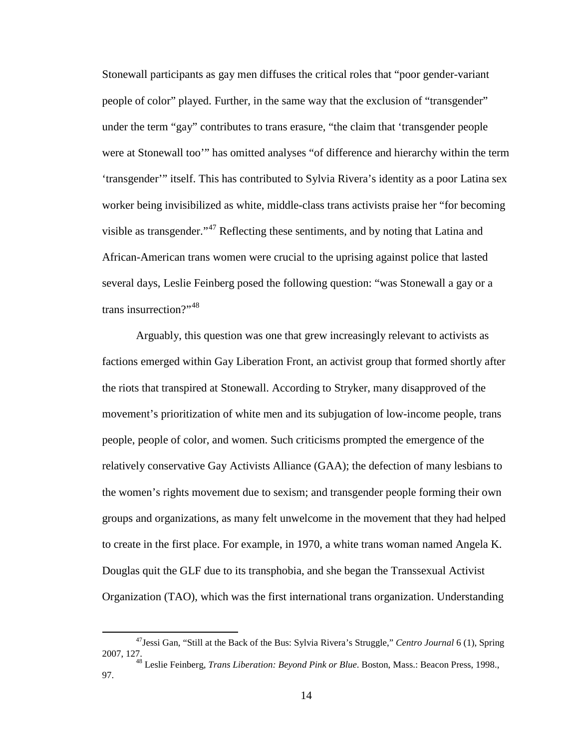Stonewall participants as gay men diffuses the critical roles that "poor gender-variant people of color" played. Further, in the same way that the exclusion of "transgender" under the term "gay" contributes to trans erasure, "the claim that 'transgender people were at Stonewall too'" has omitted analyses "of difference and hierarchy within the term 'transgender'" itself. This has contributed to Sylvia Rivera's identity as a poor Latina sex worker being invisibilized as white, middle-class trans activists praise her "for becoming visible as transgender."[47] Reflecting these sentiments, and by noting that Latina and African-American trans women were crucial to the uprising against police that lasted several days, Leslie Feinberg posed the following question: "was Stonewall a gay or a trans insurrection?"[48]

Arguably, this question was one that grew increasingly relevant to activists as factions emerged within Gay Liberation Front, an activist group that formed shortly after the riots that transpired at Stonewall. According to Stryker, many disapproved of the movement's prioritization of white men and its subjugation of low-income people, trans people, people of color, and women. Such criticisms prompted the emergence of the relatively conservative Gay Activists Alliance (GAA); the defection of many lesbians to the women's rights movement due to sexism; and transgender people forming their own groups and organizations, as many felt unwelcome in the movement that they had helped to create in the first place. For example, in 1970, a white trans woman named Angela K. Douglas quit the GLF due to its transphobia, and she began the Transsexual Activist Organization (TAO), which was the first international trans organization. Understanding

---

[47] Jessi Gan, "Still at the Back of the Bus: Sylvia Rivera's Struggle," *Centro Journal* 6 (1), Spring 2007, 127.

[48] Leslie Feinberg, *Trans Liberation: Beyond Pink or Blue*. Boston, Mass.: Beacon Press, 1998., 97.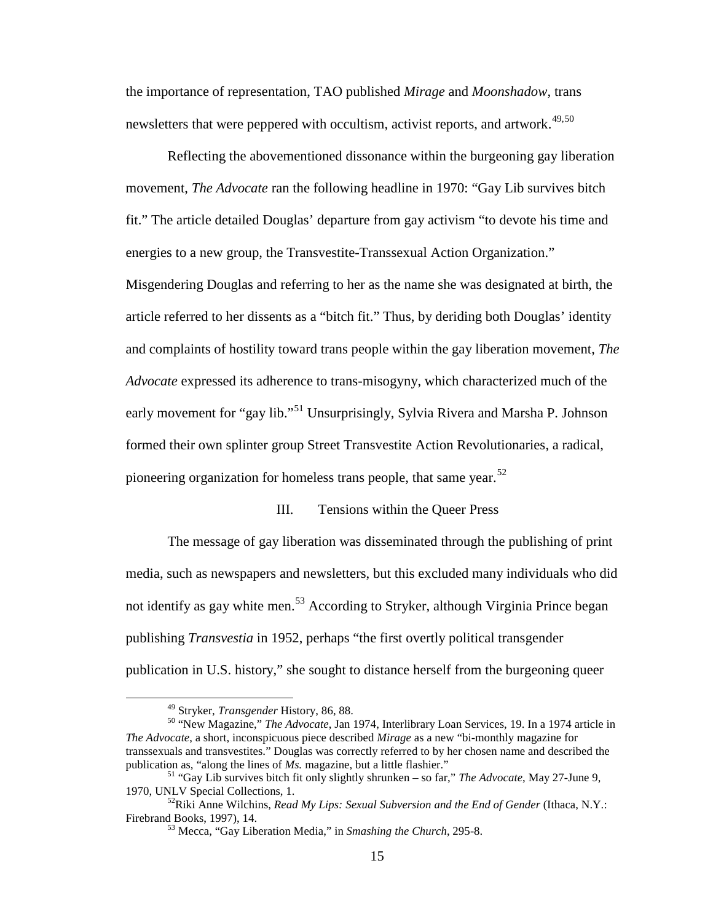the importance of representation, TAO published *Mirage* and *Moonshadow*, trans newsletters that were peppered with occultism, activist reports, and artwork.[49,50]

Reflecting the abovementioned dissonance within the burgeoning gay liberation movement, *The Advocate* ran the following headline in 1970: "Gay Lib survives bitch fit." The article detailed Douglas' departure from gay activism "to devote his time and energies to a new group, the Transvestite-Transsexual Action Organization." Misgendering Douglas and referring to her as the name she was designated at birth, the article referred to her dissents as a "bitch fit." Thus, by deriding both Douglas' identity and complaints of hostility toward trans people within the gay liberation movement, *The Advocate* expressed its adherence to trans-misogyny, which characterized much of the early movement for "gay lib."[51] Unsurprisingly, Sylvia Rivera and Marsha P. Johnson formed their own splinter group Street Transvestite Action Revolutionaries, a radical, pioneering organization for homeless trans people, that same year.[52]

## III. Tensions within the Queer Press

The message of gay liberation was disseminated through the publishing of print media, such as newspapers and newsletters, but this excluded many individuals who did not identify as gay white men.[53] According to Stryker, although Virginia Prince began publishing *Transvestia* in 1952, perhaps "the first overtly political transgender publication in U.S. history," she sought to distance herself from the burgeoning queer

---

[49] Stryker, *Transgender* History, 86, 88.

[50] "New Magazine," *The Advocate*, Jan 1974, Interlibrary Loan Services, 19. In a 1974 article in *The Advocate*, a short, inconspicuous piece described *Mirage* as a new "bi-monthly magazine for transsexuals and transvestites." Douglas was correctly referred to by her chosen name and described the publication as, "along the lines of *Ms.* magazine, but a little flashier."

[51] "Gay Lib survives bitch fit only slightly shrunken – so far," *The Advocate*, May 27-June 9, 1970, UNLV Special Collections, 1.

[52] Riki Anne Wilchins, *Read My Lips: Sexual Subversion and the End of Gender* (Ithaca, N.Y.: Firebrand Books, 1997), 14.

[53] Mecca, "Gay Liberation Media," in *Smashing the Church*, 295-8.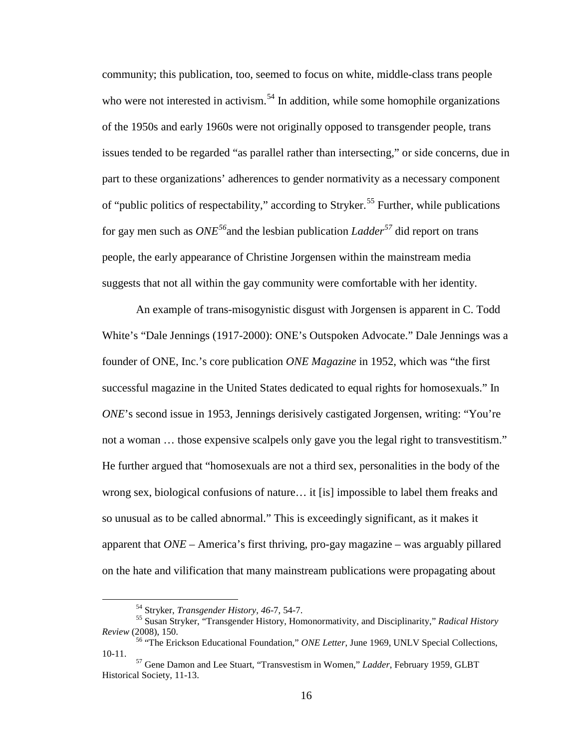community; this publication, too, seemed to focus on white, middle-class trans people who were not interested in activism.[54] In addition, while some homophile organizations of the 1950s and early 1960s were not originally opposed to transgender people, trans issues tended to be regarded "as parallel rather than intersecting," or side concerns, due in part to these organizations' adherences to gender normativity as a necessary component of "public politics of respectability," according to Stryker.[55] Further, while publications for gay men such as *ONE*[56]and the lesbian publication *Ladder*[57] did report on trans people, the early appearance of Christine Jorgensen within the mainstream media suggests that not all within the gay community were comfortable with her identity.

An example of trans-misogynistic disgust with Jorgensen is apparent in C. Todd White's "Dale Jennings (1917-2000): ONE's Outspoken Advocate." Dale Jennings was a founder of ONE, Inc.'s core publication *ONE Magazine* in 1952, which was "the first successful magazine in the United States dedicated to equal rights for homosexuals." In *ONE*'s second issue in 1953, Jennings derisively castigated Jorgensen, writing: "You're not a woman … those expensive scalpels only gave you the legal right to transvestitism." He further argued that "homosexuals are not a third sex, personalities in the body of the wrong sex, biological confusions of nature… it [is] impossible to label them freaks and so unusual as to be called abnormal." This is exceedingly significant, as it makes it apparent that *ONE* – America's first thriving, pro-gay magazine – was arguably pillared on the hate and vilification that many mainstream publications were propagating about

---

[54] Stryker, *Transgender History, 46*-7, 54-7.

[55] Susan Stryker, "Transgender History, Homonormativity, and Disciplinarity," *Radical History Review* (2008), 150.

[56] "The Erickson Educational Foundation," *ONE Letter,* June 1969, UNLV Special Collections, 10-11.

[57] Gene Damon and Lee Stuart, "Transvestism in Women," *Ladder*, February 1959, GLBT Historical Society, 11-13.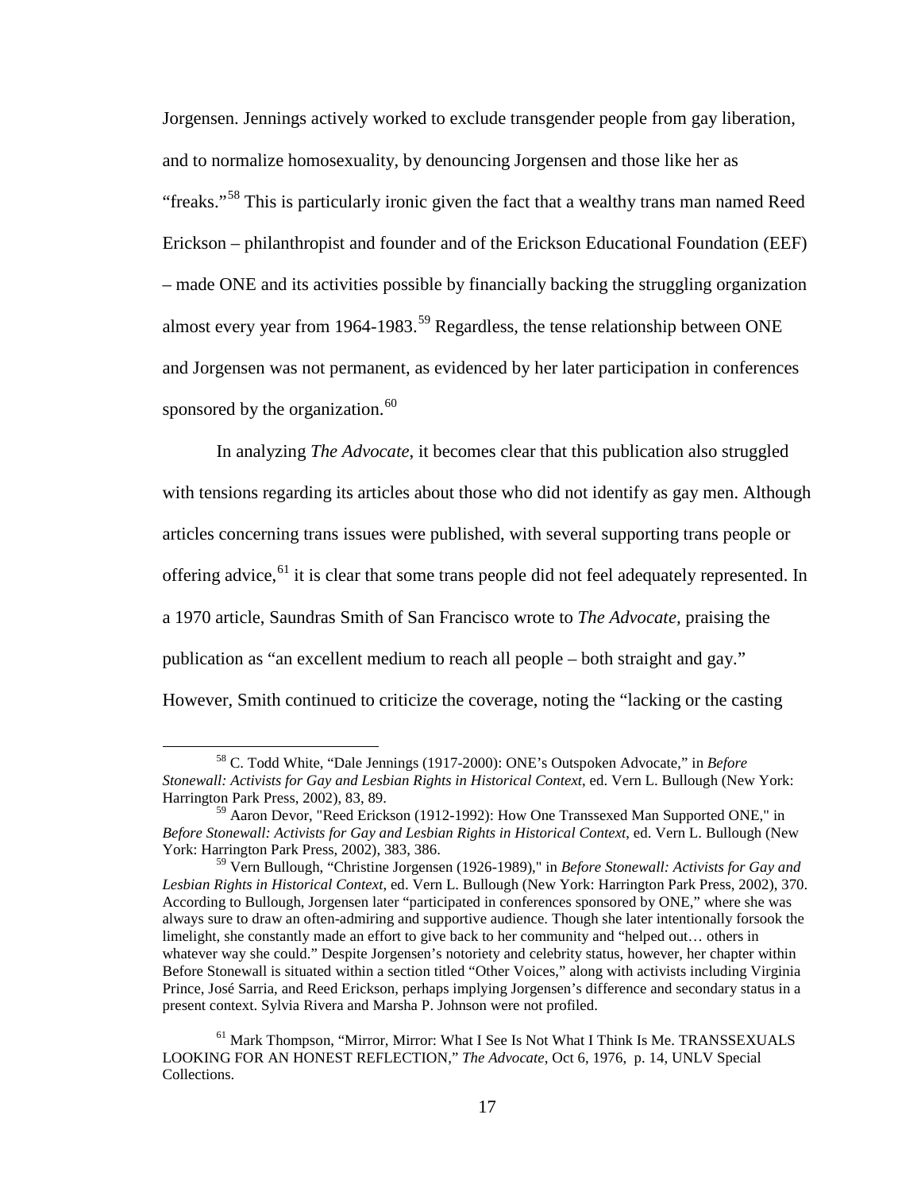Jorgensen. Jennings actively worked to exclude transgender people from gay liberation, and to normalize homosexuality, by denouncing Jorgensen and those like her as "freaks."[58] This is particularly ironic given the fact that a wealthy trans man named Reed Erickson – philanthropist and founder and of the Erickson Educational Foundation (EEF) – made ONE and its activities possible by financially backing the struggling organization almost every year from 1964-1983.[59] Regardless, the tense relationship between ONE and Jorgensen was not permanent, as evidenced by her later participation in conferences sponsored by the organization.[60]

In analyzing *The Advocate*, it becomes clear that this publication also struggled with tensions regarding its articles about those who did not identify as gay men. Although articles concerning trans issues were published, with several supporting trans people or offering advice,[61] it is clear that some trans people did not feel adequately represented. In a 1970 article, Saundras Smith of San Francisco wrote to *The Advocate*, praising the publication as "an excellent medium to reach all people – both straight and gay." However, Smith continued to criticize the coverage, noting the "lacking or the casting

---

[58] C. Todd White, "Dale Jennings (1917-2000): ONE's Outspoken Advocate," in *Before Stonewall: Activists for Gay and Lesbian Rights in Historical Context*, ed. Vern L. Bullough (New York: Harrington Park Press, 2002), 83, 89.

[59] Aaron Devor, "Reed Erickson (1912-1992): How One Transsexed Man Supported ONE," in *Before Stonewall: Activists for Gay and Lesbian Rights in Historical Context*, ed. Vern L. Bullough (New York: Harrington Park Press, 2002), 383, 386.

[59] Vern Bullough, "Christine Jorgensen (1926-1989)," in *Before Stonewall: Activists for Gay and Lesbian Rights in Historical Context*, ed. Vern L. Bullough (New York: Harrington Park Press, 2002), 370. According to Bullough, Jorgensen later "participated in conferences sponsored by ONE," where she was always sure to draw an often-admiring and supportive audience. Though she later intentionally forsook the limelight, she constantly made an effort to give back to her community and "helped out… others in whatever way she could." Despite Jorgensen's notoriety and celebrity status, however, her chapter within Before Stonewall is situated within a section titled "Other Voices," along with activists including Virginia Prince, José Sarria, and Reed Erickson, perhaps implying Jorgensen's difference and secondary status in a present context. Sylvia Rivera and Marsha P. Johnson were not profiled.

[61] Mark Thompson, "Mirror, Mirror: What I See Is Not What I Think Is Me. TRANSSEXUALS LOOKING FOR AN HONEST REFLECTION," *The Advocate*, Oct 6, 1976, p. 14, UNLV Special Collections.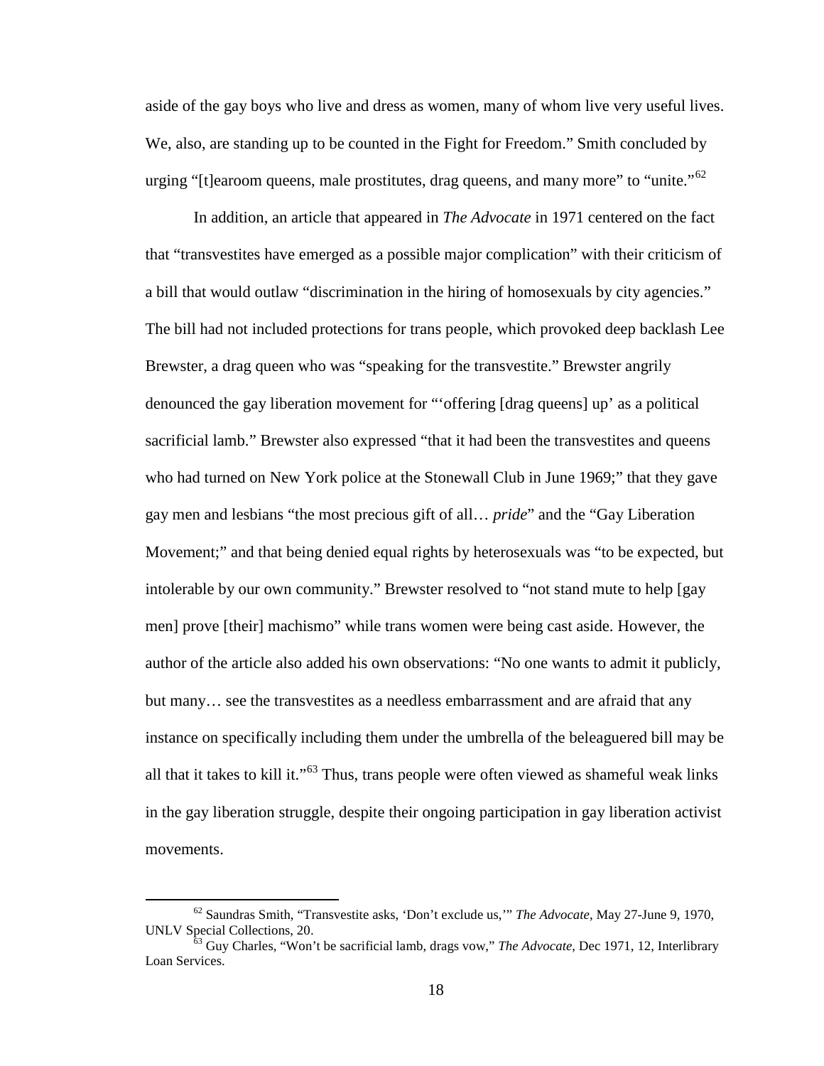aside of the gay boys who live and dress as women, many of whom live very useful lives. We, also, are standing up to be counted in the Fight for Freedom." Smith concluded by urging "[t]earoom queens, male prostitutes, drag queens, and many more" to "unite."[62]

In addition, an article that appeared in *The Advocate* in 1971 centered on the fact that "transvestites have emerged as a possible major complication" with their criticism of a bill that would outlaw "discrimination in the hiring of homosexuals by city agencies." The bill had not included protections for trans people, which provoked deep backlash Lee Brewster, a drag queen who was "speaking for the transvestite." Brewster angrily denounced the gay liberation movement for "'offering [drag queens] up' as a political sacrificial lamb." Brewster also expressed "that it had been the transvestites and queens who had turned on New York police at the Stonewall Club in June 1969;" that they gave gay men and lesbians "the most precious gift of all… *pride*" and the "Gay Liberation Movement;" and that being denied equal rights by heterosexuals was "to be expected, but intolerable by our own community." Brewster resolved to "not stand mute to help [gay men] prove [their] machismo" while trans women were being cast aside. However, the author of the article also added his own observations: "No one wants to admit it publicly, but many… see the transvestites as a needless embarrassment and are afraid that any instance on specifically including them under the umbrella of the beleaguered bill may be all that it takes to kill it."[63] Thus, trans people were often viewed as shameful weak links in the gay liberation struggle, despite their ongoing participation in gay liberation activist movements.

---

[62] Saundras Smith, "Transvestite asks, 'Don't exclude us,'" *The Advocate*, May 27-June 9, 1970, UNLV Special Collections, 20.

[63] Guy Charles, "Won't be sacrificial lamb, drags vow," *The Advocate*, Dec 1971, 12, Interlibrary Loan Services.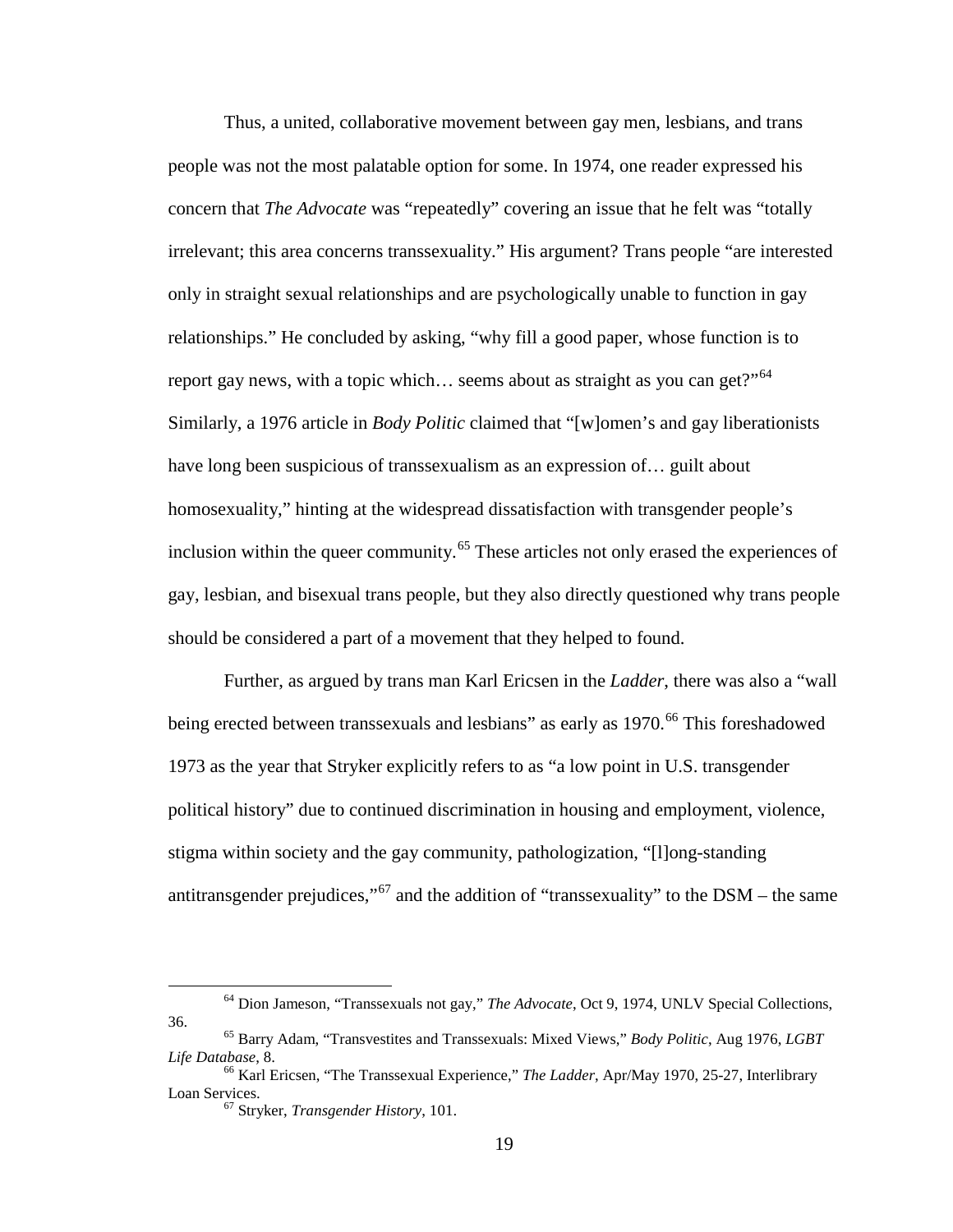Thus, a united, collaborative movement between gay men, lesbians, and trans people was not the most palatable option for some. In 1974, one reader expressed his concern that *The Advocate* was "repeatedly" covering an issue that he felt was "totally irrelevant; this area concerns transsexuality." His argument? Trans people "are interested only in straight sexual relationships and are psychologically unable to function in gay relationships." He concluded by asking, "why fill a good paper, whose function is to report gay news, with a topic which… seems about as straight as you can get?"[64] Similarly, a 1976 article in *Body Politic* claimed that "[w]omen's and gay liberationists have long been suspicious of transsexualism as an expression of… guilt about homosexuality," hinting at the widespread dissatisfaction with transgender people's inclusion within the queer community.[65] These articles not only erased the experiences of gay, lesbian, and bisexual trans people, but they also directly questioned why trans people should be considered a part of a movement that they helped to found.

Further, as argued by trans man Karl Ericsen in the *Ladder*, there was also a "wall being erected between transsexuals and lesbians" as early as 1970.[66] This foreshadowed 1973 as the year that Stryker explicitly refers to as "a low point in U.S. transgender political history" due to continued discrimination in housing and employment, violence, stigma within society and the gay community, pathologization, "[l]ong-standing antitransgender prejudices,"[67] and the addition of "transsexuality" to the DSM – the same

---

[64] Dion Jameson, "Transsexuals not gay," *The Advocate*, Oct 9, 1974, UNLV Special Collections, 36.

[65] Barry Adam, "Transvestites and Transsexuals: Mixed Views," *Body Politic*, Aug 1976, *LGBT Life Database*, 8.

[66] Karl Ericsen, "The Transsexual Experience," *The Ladder*, Apr/May 1970, 25-27, Interlibrary Loan Services.

[67] Stryker, *Transgender History*, 101.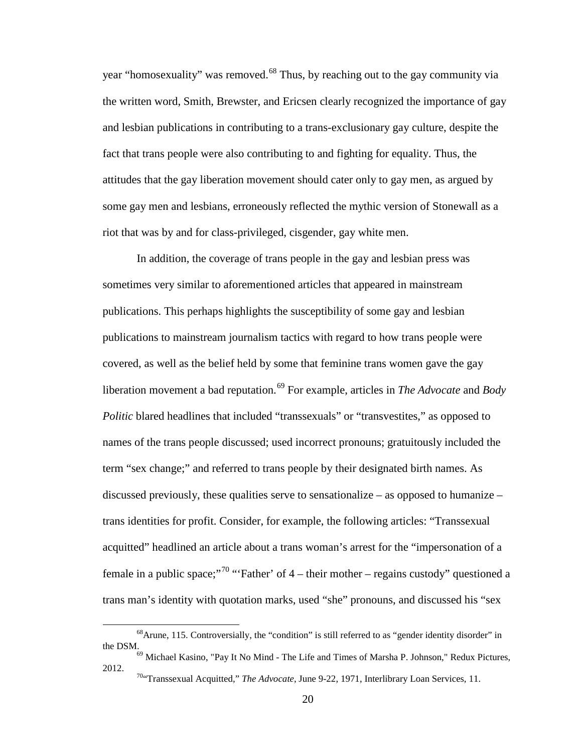year "homosexuality" was removed.[68] Thus, by reaching out to the gay community via the written word, Smith, Brewster, and Ericsen clearly recognized the importance of gay and lesbian publications in contributing to a trans-exclusionary gay culture, despite the fact that trans people were also contributing to and fighting for equality. Thus, the attitudes that the gay liberation movement should cater only to gay men, as argued by some gay men and lesbians, erroneously reflected the mythic version of Stonewall as a riot that was by and for class-privileged, cisgender, gay white men.

In addition, the coverage of trans people in the gay and lesbian press was sometimes very similar to aforementioned articles that appeared in mainstream publications. This perhaps highlights the susceptibility of some gay and lesbian publications to mainstream journalism tactics with regard to how trans people were covered, as well as the belief held by some that feminine trans women gave the gay liberation movement a bad reputation.[69] For example, articles in *The Advocate* and *Body Politic* blared headlines that included "transsexuals" or "transvestites," as opposed to names of the trans people discussed; used incorrect pronouns; gratuitously included the term "sex change;" and referred to trans people by their designated birth names. As discussed previously, these qualities serve to sensationalize – as opposed to humanize – trans identities for profit. Consider, for example, the following articles: "Transsexual acquitted" headlined an article about a trans woman's arrest for the "impersonation of a female in a public space;"[70] "'Father' of 4 – their mother – regains custody" questioned a trans man's identity with quotation marks, used "she" pronouns, and discussed his "sex

---

[68] Arune, 115. Controversially, the "condition" is still referred to as "gender identity disorder" in the DSM.

[69] Michael Kasino, "Pay It No Mind - The Life and Times of Marsha P. Johnson," Redux Pictures, 2012.

[70] "Transsexual Acquitted," *The Advocate*, June 9-22, 1971, Interlibrary Loan Services, 11.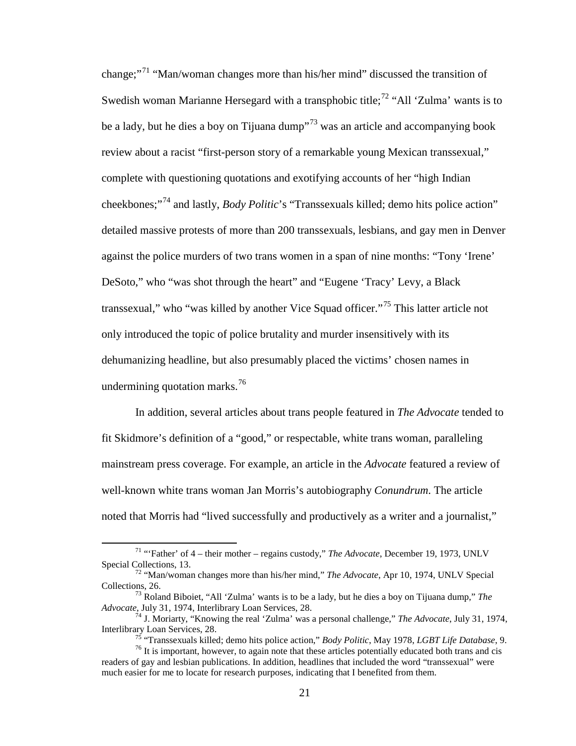change;"[71] "Man/woman changes more than his/her mind" discussed the transition of Swedish woman Marianne Hersegard with a transphobic title;[72] "All 'Zulma' wants is to be a lady, but he dies a boy on Tijuana dump"[73] was an article and accompanying book review about a racist "first-person story of a remarkable young Mexican transsexual," complete with questioning quotations and exotifying accounts of her "high Indian cheekbones;"[74] and lastly, *Body Politic*'s "Transsexuals killed; demo hits police action" detailed massive protests of more than 200 transsexuals, lesbians, and gay men in Denver against the police murders of two trans women in a span of nine months: "Tony 'Irene' DeSoto," who "was shot through the heart" and "Eugene 'Tracy' Levy, a Black transsexual," who "was killed by another Vice Squad officer."[75] This latter article not only introduced the topic of police brutality and murder insensitively with its dehumanizing headline, but also presumably placed the victims' chosen names in undermining quotation marks.[76]

In addition, several articles about trans people featured in *The Advocate* tended to fit Skidmore's definition of a "good," or respectable, white trans woman, paralleling mainstream press coverage. For example, an article in the *Advocate* featured a review of well-known white trans woman Jan Morris's autobiography *Conundrum*. The article noted that Morris had "lived successfully and productively as a writer and a journalist,"

---

[71] "'Father' of 4 – their mother – regains custody," *The Advocate*, December 19, 1973, UNLV Special Collections, 13.

[72] "Man/woman changes more than his/her mind," *The Advocate*, Apr 10, 1974, UNLV Special Collections, 26.

[73] Roland Biboiet, "All 'Zulma' wants is to be a lady, but he dies a boy on Tijuana dump," *The Advocate*, July 31, 1974, Interlibrary Loan Services, 28.

[74] J. Moriarty, "Knowing the real 'Zulma' was a personal challenge," *The Advocate*, July 31, 1974, Interlibrary Loan Services, 28.

[75] "Transsexuals killed; demo hits police action," *Body Politic*, May 1978, *LGBT Life Database*, 9.

[76] It is important, however, to again note that these articles potentially educated both trans and cis readers of gay and lesbian publications. In addition, headlines that included the word "transsexual" were much easier for me to locate for research purposes, indicating that I benefited from them.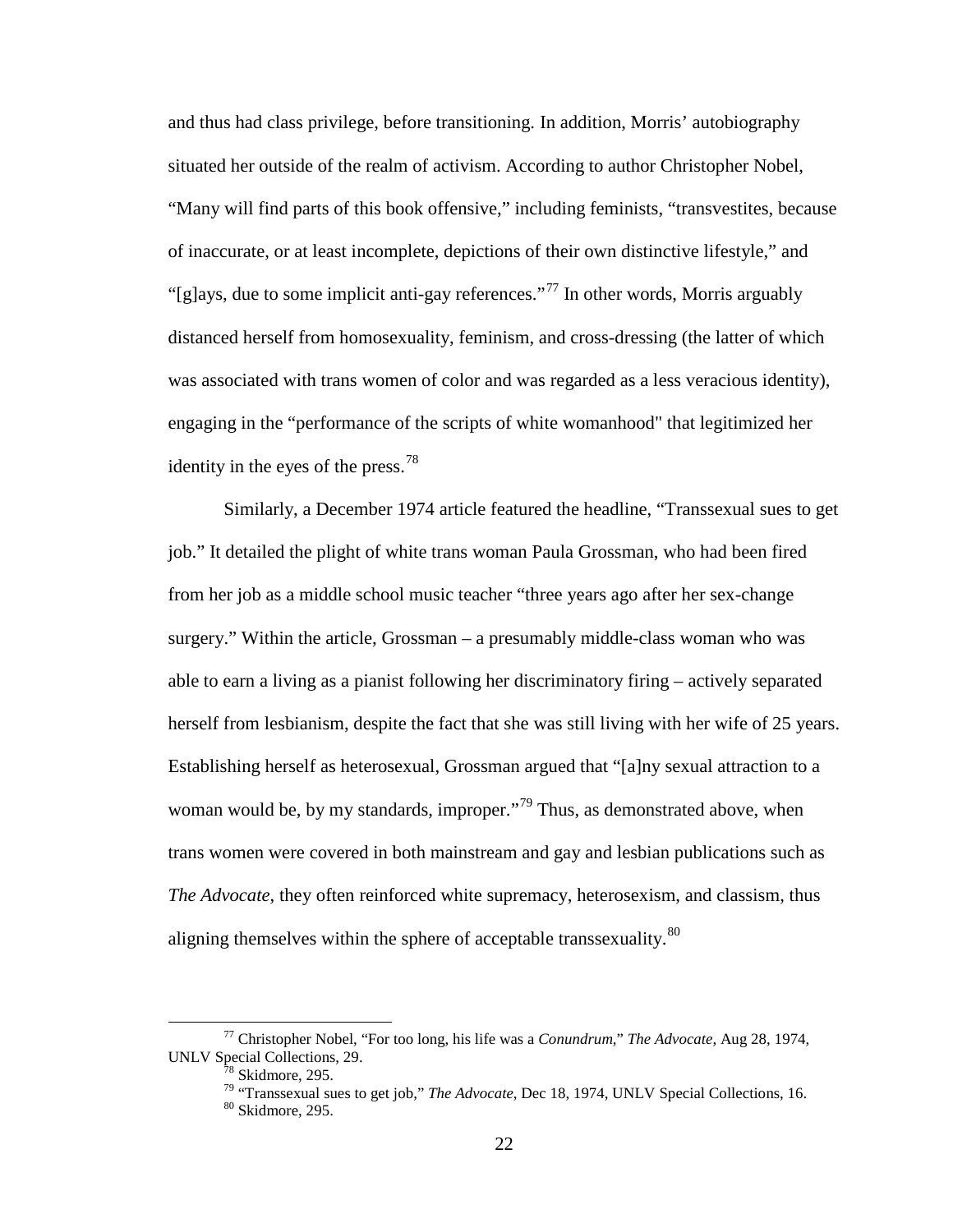and thus had class privilege, before transitioning. In addition, Morris' autobiography situated her outside of the realm of activism. According to author Christopher Nobel, "Many will find parts of this book offensive," including feminists, "transvestites, because of inaccurate, or at least incomplete, depictions of their own distinctive lifestyle," and "[g]ays, due to some implicit anti-gay references."[77] In other words, Morris arguably distanced herself from homosexuality, feminism, and cross-dressing (the latter of which was associated with trans women of color and was regarded as a less veracious identity), engaging in the "performance of the scripts of white womanhood" that legitimized her identity in the eyes of the press.[78]

Similarly, a December 1974 article featured the headline, "Transsexual sues to get job." It detailed the plight of white trans woman Paula Grossman, who had been fired from her job as a middle school music teacher "three years ago after her sex-change surgery." Within the article, Grossman – a presumably middle-class woman who was able to earn a living as a pianist following her discriminatory firing – actively separated herself from lesbianism, despite the fact that she was still living with her wife of 25 years. Establishing herself as heterosexual, Grossman argued that "[a]ny sexual attraction to a woman would be, by my standards, improper."[79] Thus, as demonstrated above, when trans women were covered in both mainstream and gay and lesbian publications such as *The Advocate*, they often reinforced white supremacy, heterosexism, and classism, thus aligning themselves within the sphere of acceptable transsexuality.[80]

---

[77] Christopher Nobel, "For too long, his life was a *Conundrum*," *The Advocate*, Aug 28, 1974, UNLV Special Collections, 29.

[78] Skidmore, 295.

[79] "Transsexual sues to get job," *The Advocate*, Dec 18, 1974, UNLV Special Collections, 16.

[80] Skidmore, 295.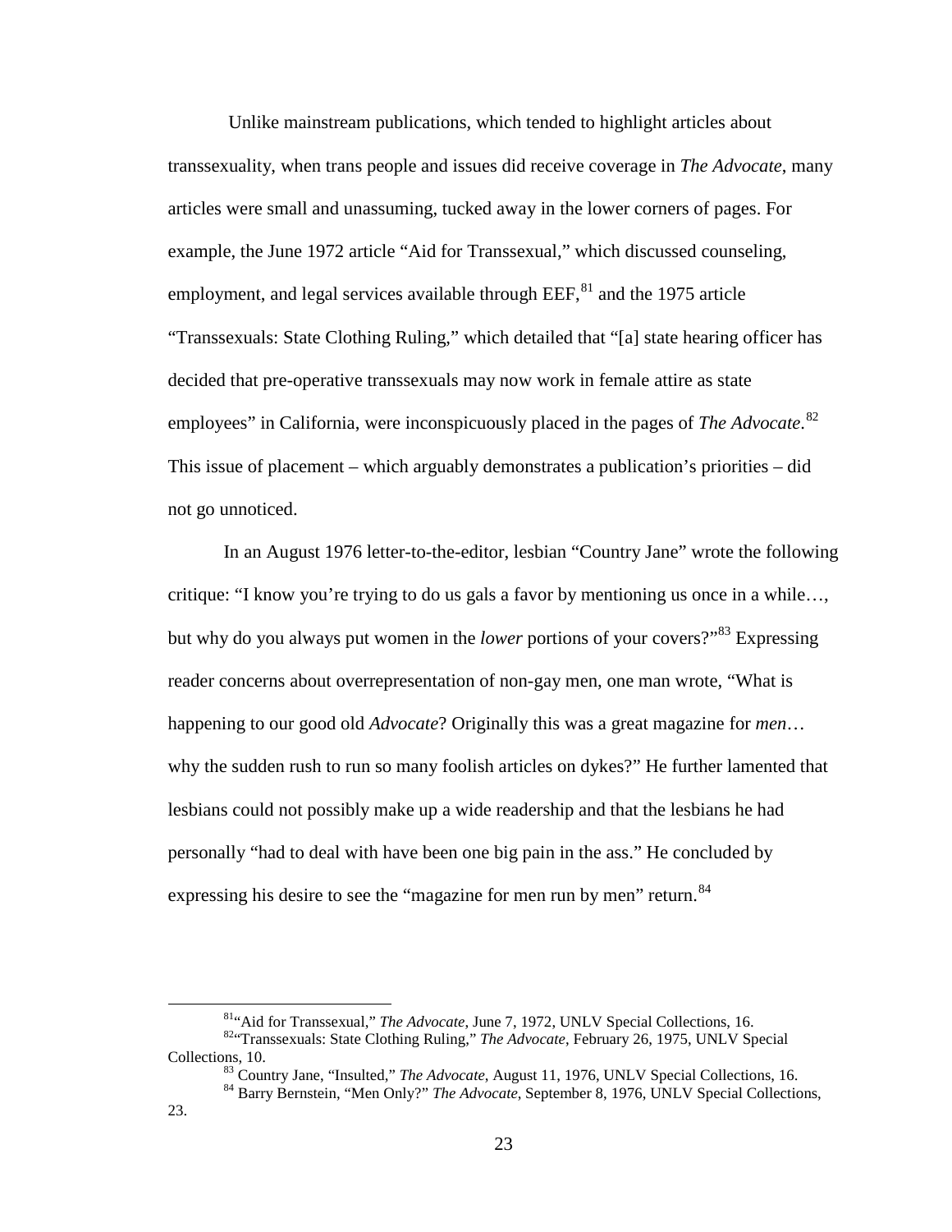Unlike mainstream publications, which tended to highlight articles about transsexuality, when trans people and issues did receive coverage in *The Advocate*, many articles were small and unassuming, tucked away in the lower corners of pages. For example, the June 1972 article "Aid for Transsexual," which discussed counseling, employment, and legal services available through EEF,[81] and the 1975 article "Transsexuals: State Clothing Ruling," which detailed that "[a] state hearing officer has decided that pre-operative transsexuals may now work in female attire as state employees" in California, were inconspicuously placed in the pages of *The Advocate*.[82] This issue of placement – which arguably demonstrates a publication's priorities – did not go unnoticed.

In an August 1976 letter-to-the-editor, lesbian "Country Jane" wrote the following critique: "I know you're trying to do us gals a favor by mentioning us once in a while…, but why do you always put women in the *lower* portions of your covers?"[83] Expressing reader concerns about overrepresentation of non-gay men, one man wrote, "What is happening to our good old *Advocate*? Originally this was a great magazine for *men*… why the sudden rush to run so many foolish articles on dykes?" He further lamented that lesbians could not possibly make up a wide readership and that the lesbians he had personally "had to deal with have been one big pain in the ass." He concluded by expressing his desire to see the "magazine for men run by men" return.[84]

---

[81] "Aid for Transsexual," *The Advocate*, June 7, 1972, UNLV Special Collections, 16.

[82] "Transsexuals: State Clothing Ruling," *The Advocate*, February 26, 1975, UNLV Special Collections, 10.

[83] Country Jane, "Insulted," *The Advocate*, August 11, 1976, UNLV Special Collections, 16.

[84] Barry Bernstein, "Men Only?" *The Advocate*, September 8, 1976, UNLV Special Collections, 23.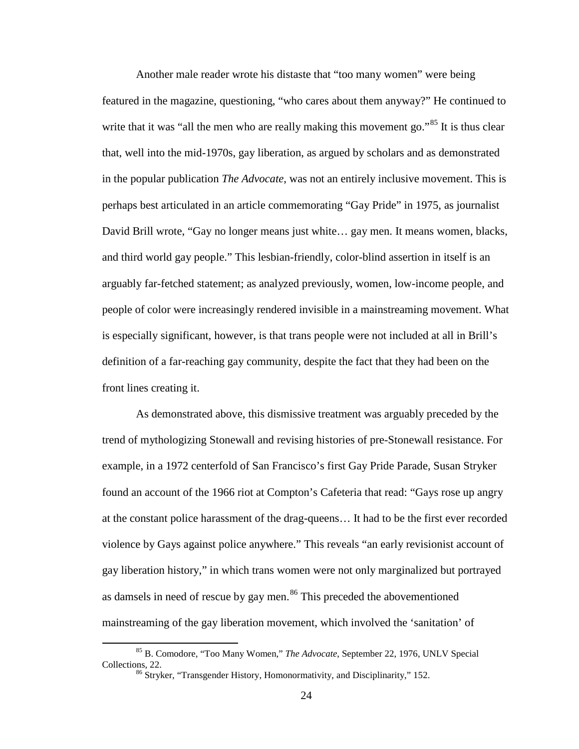Another male reader wrote his distaste that "too many women" were being featured in the magazine, questioning, "who cares about them anyway?" He continued to write that it was "all the men who are really making this movement go."[85] It is thus clear that, well into the mid-1970s, gay liberation, as argued by scholars and as demonstrated in the popular publication *The Advocate*, was not an entirely inclusive movement. This is perhaps best articulated in an article commemorating "Gay Pride" in 1975, as journalist David Brill wrote, "Gay no longer means just white… gay men. It means women, blacks, and third world gay people." This lesbian-friendly, color-blind assertion in itself is an arguably far-fetched statement; as analyzed previously, women, low-income people, and people of color were increasingly rendered invisible in a mainstreaming movement. What is especially significant, however, is that trans people were not included at all in Brill's definition of a far-reaching gay community, despite the fact that they had been on the front lines creating it.

As demonstrated above, this dismissive treatment was arguably preceded by the trend of mythologizing Stonewall and revising histories of pre-Stonewall resistance. For example, in a 1972 centerfold of San Francisco's first Gay Pride Parade, Susan Stryker found an account of the 1966 riot at Compton's Cafeteria that read: "Gays rose up angry at the constant police harassment of the drag-queens… It had to be the first ever recorded violence by Gays against police anywhere." This reveals "an early revisionist account of gay liberation history," in which trans women were not only marginalized but portrayed as damsels in need of rescue by gay men.[86] This preceded the abovementioned mainstreaming of the gay liberation movement, which involved the 'sanitation' of

[85] B. Comodore, "Too Many Women," *The Advocate*, September 22, 1976, UNLV Special Collections, 22.

[86] Stryker, "Transgender History, Homonormativity, and Disciplinarity," 152.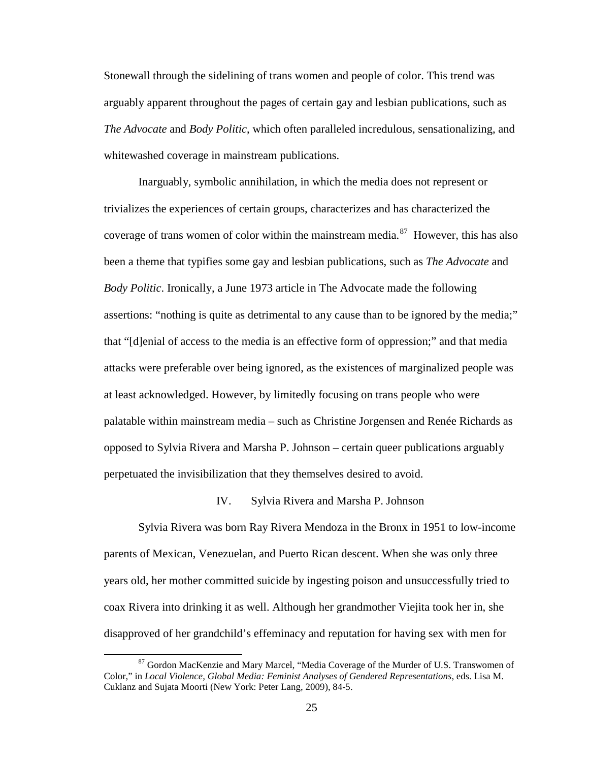Stonewall through the sidelining of trans women and people of color. This trend was arguably apparent throughout the pages of certain gay and lesbian publications, such as *The Advocate* and *Body Politic*, which often paralleled incredulous, sensationalizing, and whitewashed coverage in mainstream publications.

Inarguably, symbolic annihilation, in which the media does not represent or trivializes the experiences of certain groups, characterizes and has characterized the coverage of trans women of color within the mainstream media.[87] However, this has also been a theme that typifies some gay and lesbian publications, such as *The Advocate* and *Body Politic*. Ironically, a June 1973 article in The Advocate made the following assertions: "nothing is quite as detrimental to any cause than to be ignored by the media;" that "[d]enial of access to the media is an effective form of oppression;" and that media attacks were preferable over being ignored, as the existences of marginalized people was at least acknowledged. However, by limitedly focusing on trans people who were palatable within mainstream media – such as Christine Jorgensen and Renée Richards as opposed to Sylvia Rivera and Marsha P. Johnson – certain queer publications arguably perpetuated the invisibilization that they themselves desired to avoid.

## IV. Sylvia Rivera and Marsha P. Johnson

Sylvia Rivera was born Ray Rivera Mendoza in the Bronx in 1951 to low-income parents of Mexican, Venezuelan, and Puerto Rican descent. When she was only three years old, her mother committed suicide by ingesting poison and unsuccessfully tried to coax Rivera into drinking it as well. Although her grandmother Viejita took her in, she disapproved of her grandchild's effeminacy and reputation for having sex with men for

[87] Gordon MacKenzie and Mary Marcel, "Media Coverage of the Murder of U.S. Transwomen of Color," in *Local Violence, Global Media: Feminist Analyses of Gendered Representations*, eds. Lisa M. Cuklanz and Sujata Moorti (New York: Peter Lang, 2009), 84-5.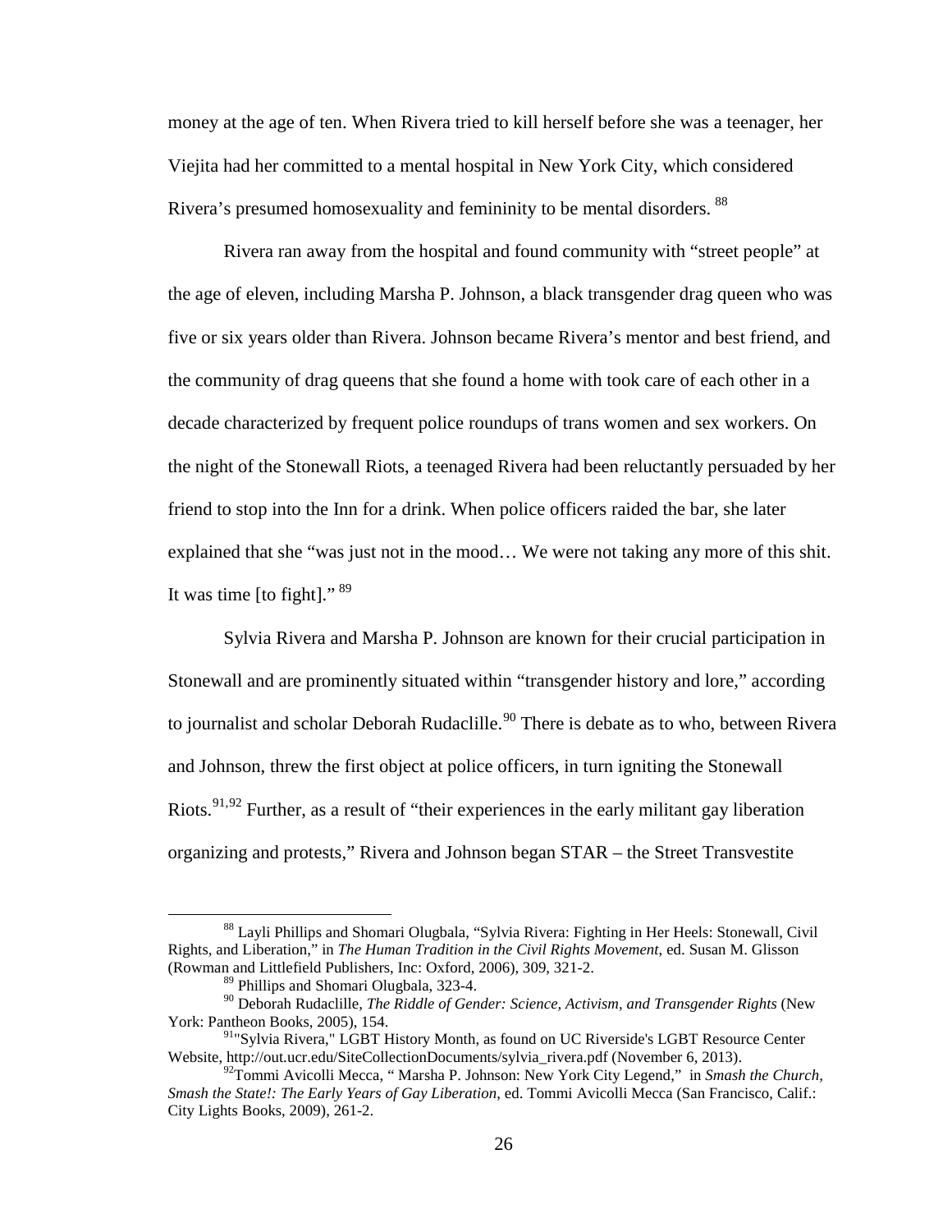money at the age of ten. When Rivera tried to kill herself before she was a teenager, her Viejita had her committed to a mental hospital in New York City, which considered Rivera's presumed homosexuality and femininity to be mental disorders. [88]

Rivera ran away from the hospital and found community with "street people" at the age of eleven, including Marsha P. Johnson, a black transgender drag queen who was five or six years older than Rivera. Johnson became Rivera's mentor and best friend, and the community of drag queens that she found a home with took care of each other in a decade characterized by frequent police roundups of trans women and sex workers. On the night of the Stonewall Riots, a teenaged Rivera had been reluctantly persuaded by her friend to stop into the Inn for a drink. When police officers raided the bar, she later explained that she "was just not in the mood… We were not taking any more of this shit. It was time [to fight]." [89]

Sylvia Rivera and Marsha P. Johnson are known for their crucial participation in Stonewall and are prominently situated within "transgender history and lore," according to journalist and scholar Deborah Rudaclille.[90] There is debate as to who, between Rivera and Johnson, threw the first object at police officers, in turn igniting the Stonewall Riots.[91,92] Further, as a result of "their experiences in the early militant gay liberation organizing and protests," Rivera and Johnson began STAR – the Street Transvestite

---

[88] Layli Phillips and Shomari Olugbala, "Sylvia Rivera: Fighting in Her Heels: Stonewall, Civil Rights, and Liberation," in *The Human Tradition in the Civil Rights Movement*, ed. Susan M. Glisson (Rowman and Littlefield Publishers, Inc: Oxford, 2006), 309, 321-2.

[89] Phillips and Shomari Olugbala, 323-4.

[90] Deborah Rudaclille, *The Riddle of Gender: Science, Activism, and Transgender Rights* (New York: Pantheon Books, 2005), 154.

[91] "Sylvia Rivera," LGBT History Month, as found on UC Riverside's LGBT Resource Center Website, http://out.ucr.edu/SiteCollectionDocuments/sylvia_rivera.pdf (November 6, 2013).

[92] Tommi Avicolli Mecca, " Marsha P. Johnson: New York City Legend," in *Smash the Church, Smash the State!: The Early Years of Gay Liberation*, ed. Tommi Avicolli Mecca (San Francisco, Calif.: City Lights Books, 2009), 261-2.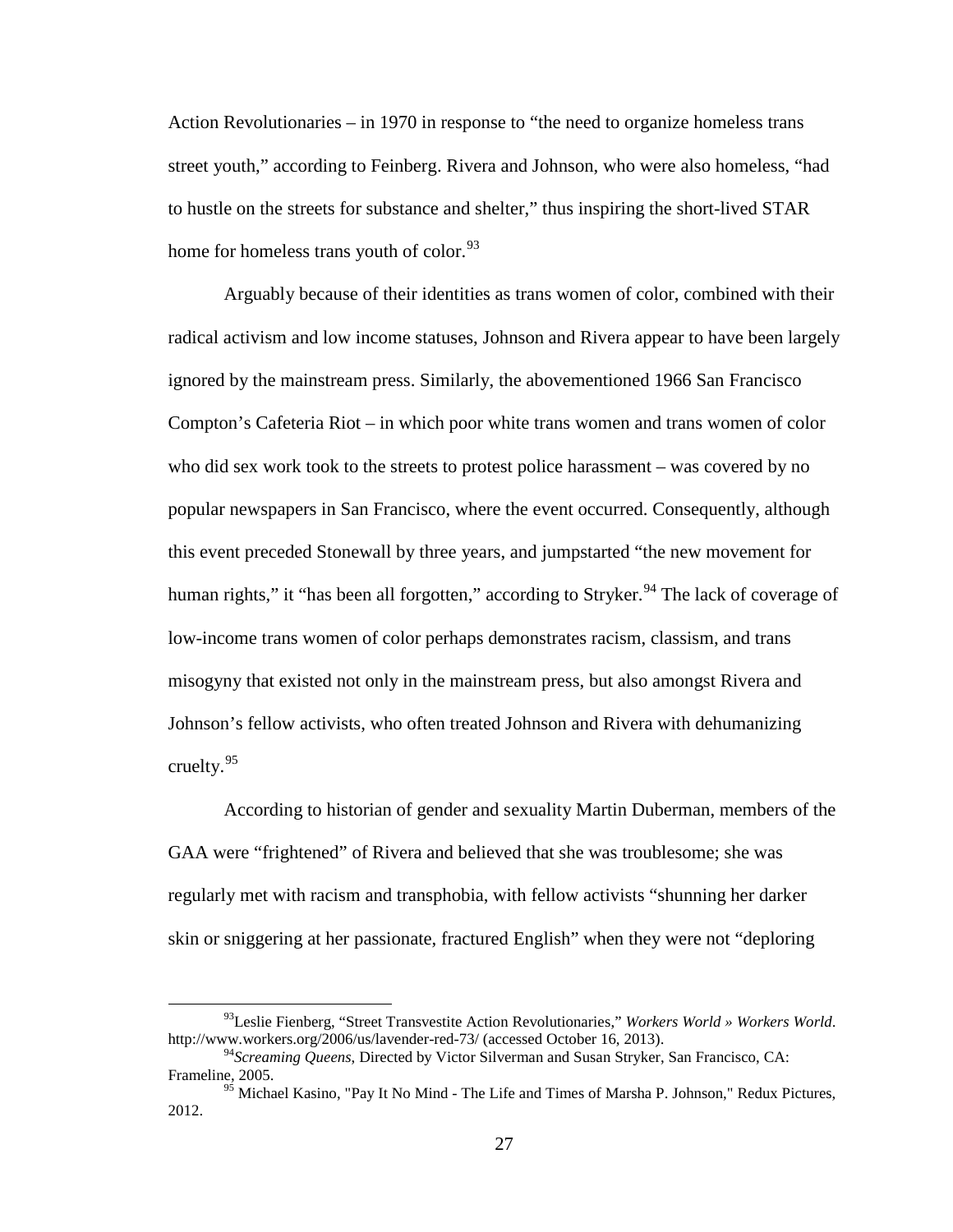Action Revolutionaries – in 1970 in response to "the need to organize homeless trans street youth," according to Feinberg. Rivera and Johnson, who were also homeless, "had to hustle on the streets for substance and shelter," thus inspiring the short-lived STAR home for homeless trans youth of color.[93]

Arguably because of their identities as trans women of color, combined with their radical activism and low income statuses, Johnson and Rivera appear to have been largely ignored by the mainstream press. Similarly, the abovementioned 1966 San Francisco Compton's Cafeteria Riot – in which poor white trans women and trans women of color who did sex work took to the streets to protest police harassment – was covered by no popular newspapers in San Francisco, where the event occurred. Consequently, although this event preceded Stonewall by three years, and jumpstarted "the new movement for human rights," it "has been all forgotten," according to Stryker.[94] The lack of coverage of low-income trans women of color perhaps demonstrates racism, classism, and trans misogyny that existed not only in the mainstream press, but also amongst Rivera and Johnson's fellow activists, who often treated Johnson and Rivera with dehumanizing cruelty.[95]

According to historian of gender and sexuality Martin Duberman, members of the GAA were "frightened" of Rivera and believed that she was troublesome; she was regularly met with racism and transphobia, with fellow activists "shunning her darker skin or sniggering at her passionate, fractured English" when they were not "deploring

---

[93] Leslie Fienberg, "Street Transvestite Action Revolutionaries," *Workers World » Workers World*. http://www.workers.org/2006/us/lavender-red-73/ (accessed October 16, 2013).

[94] *Screaming Queens*, Directed by Victor Silverman and Susan Stryker, San Francisco, CA: Frameline, 2005.

[95] Michael Kasino, "Pay It No Mind - The Life and Times of Marsha P. Johnson," Redux Pictures, 2012.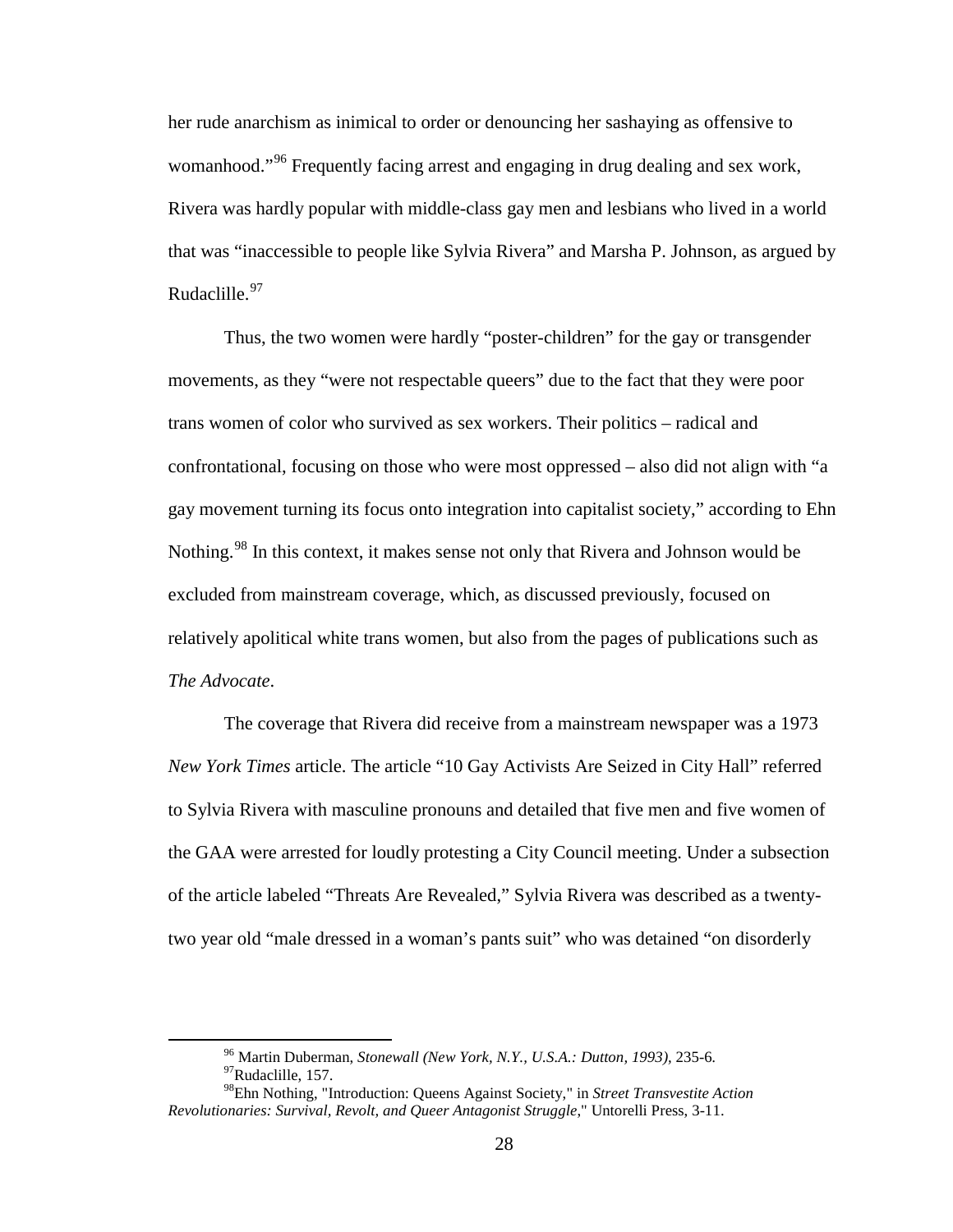her rude anarchism as inimical to order or denouncing her sashaying as offensive to womanhood."[96] Frequently facing arrest and engaging in drug dealing and sex work, Rivera was hardly popular with middle-class gay men and lesbians who lived in a world that was "inaccessible to people like Sylvia Rivera" and Marsha P. Johnson, as argued by Rudaclille.[97]

Thus, the two women were hardly "poster-children" for the gay or transgender movements, as they "were not respectable queers" due to the fact that they were poor trans women of color who survived as sex workers. Their politics – radical and confrontational, focusing on those who were most oppressed – also did not align with "a gay movement turning its focus onto integration into capitalist society," according to Ehn Nothing.[98] In this context, it makes sense not only that Rivera and Johnson would be excluded from mainstream coverage, which, as discussed previously, focused on relatively apolitical white trans women, but also from the pages of publications such as *The Advocate*.

The coverage that Rivera did receive from a mainstream newspaper was a 1973 *New York Times* article. The article "10 Gay Activists Are Seized in City Hall" referred to Sylvia Rivera with masculine pronouns and detailed that five men and five women of the GAA were arrested for loudly protesting a City Council meeting. Under a subsection of the article labeled "Threats Are Revealed," Sylvia Rivera was described as a twenty-two year old "male dressed in a woman's pants suit" who was detained "on disorderly

[96] Martin Duberman, *Stonewall (New York, N.Y., U.S.A.: Dutton, 1993)*, 235-6.

[97] Rudaclille, 157.

[98] Ehn Nothing, "Introduction: Queens Against Society," in *Street Transvestite Action Revolutionaries: Survival, Revolt, and Queer Antagonist Struggle*," Untorelli Press, 3-11.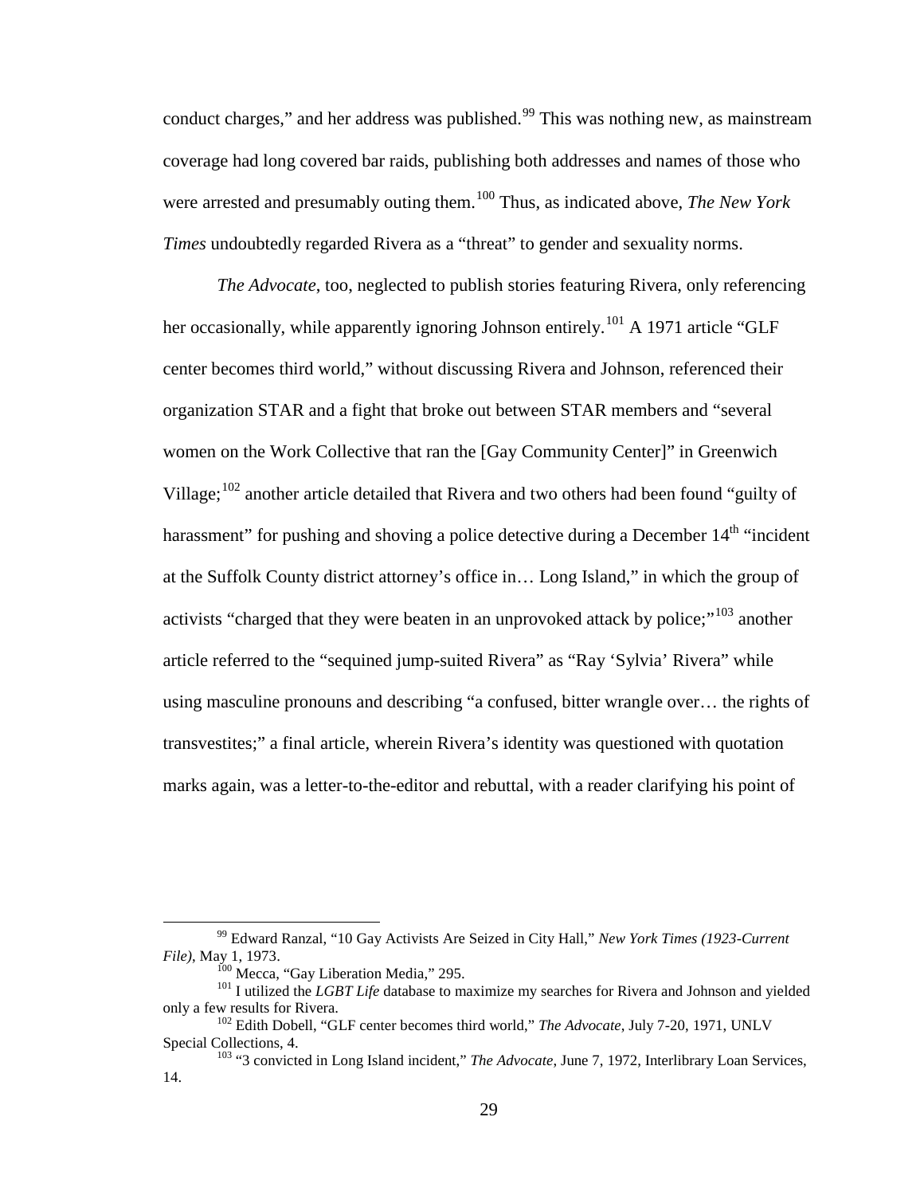conduct charges," and her address was published.[99] This was nothing new, as mainstream coverage had long covered bar raids, publishing both addresses and names of those who were arrested and presumably outing them.[100] Thus, as indicated above, *The New York Times* undoubtedly regarded Rivera as a "threat" to gender and sexuality norms.

*The Advocate*, too, neglected to publish stories featuring Rivera, only referencing her occasionally, while apparently ignoring Johnson entirely.[101] A 1971 article "GLF center becomes third world," without discussing Rivera and Johnson, referenced their organization STAR and a fight that broke out between STAR members and "several women on the Work Collective that ran the [Gay Community Center]" in Greenwich Village;[102] another article detailed that Rivera and two others had been found "guilty of harassment" for pushing and shoving a police detective during a December 14th "incident at the Suffolk County district attorney's office in… Long Island," in which the group of activists "charged that they were beaten in an unprovoked attack by police;"[103] another article referred to the "sequined jump-suited Rivera" as "Ray 'Sylvia' Rivera" while using masculine pronouns and describing "a confused, bitter wrangle over… the rights of transvestites;" a final article, wherein Rivera's identity was questioned with quotation marks again, was a letter-to-the-editor and rebuttal, with a reader clarifying his point of

---

[99] Edward Ranzal, "10 Gay Activists Are Seized in City Hall," *New York Times (1923-Current File)*, May 1, 1973.

[100] Mecca, "Gay Liberation Media," 295.

[101] I utilized the *LGBT Life* database to maximize my searches for Rivera and Johnson and yielded only a few results for Rivera.

[102] Edith Dobell, "GLF center becomes third world," *The Advocate*, July 7-20, 1971, UNLV Special Collections, 4.

[103] "3 convicted in Long Island incident," *The Advocate*, June 7, 1972, Interlibrary Loan Services, 14.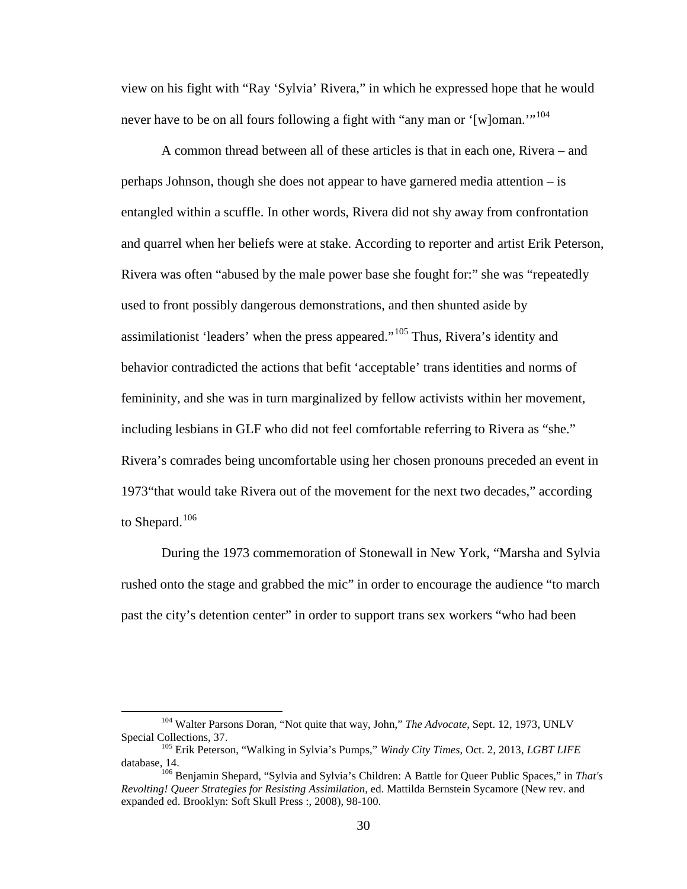view on his fight with "Ray 'Sylvia' Rivera," in which he expressed hope that he would never have to be on all fours following a fight with "any man or '[w]oman.'"[104]

A common thread between all of these articles is that in each one, Rivera – and perhaps Johnson, though she does not appear to have garnered media attention – is entangled within a scuffle. In other words, Rivera did not shy away from confrontation and quarrel when her beliefs were at stake. According to reporter and artist Erik Peterson, Rivera was often "abused by the male power base she fought for:" she was "repeatedly used to front possibly dangerous demonstrations, and then shunted aside by assimilationist 'leaders' when the press appeared."[105] Thus, Rivera's identity and behavior contradicted the actions that befit 'acceptable' trans identities and norms of femininity, and she was in turn marginalized by fellow activists within her movement, including lesbians in GLF who did not feel comfortable referring to Rivera as "she." Rivera's comrades being uncomfortable using her chosen pronouns preceded an event in 1973"that would take Rivera out of the movement for the next two decades," according to Shepard.[106]

During the 1973 commemoration of Stonewall in New York, "Marsha and Sylvia rushed onto the stage and grabbed the mic" in order to encourage the audience "to march past the city's detention center" in order to support trans sex workers "who had been

---

[104] Walter Parsons Doran, "Not quite that way, John," *The Advocate*, Sept. 12, 1973, UNLV Special Collections, 37.

[105] Erik Peterson, "Walking in Sylvia's Pumps," *Windy City Times*, Oct. 2, 2013, *LGBT LIFE* database, 14.

[106] Benjamin Shepard, "Sylvia and Sylvia's Children: A Battle for Queer Public Spaces," in *That's Revolting! Queer Strategies for Resisting Assimilation*, ed. Mattilda Bernstein Sycamore (New rev. and expanded ed. Brooklyn: Soft Skull Press :, 2008), 98-100.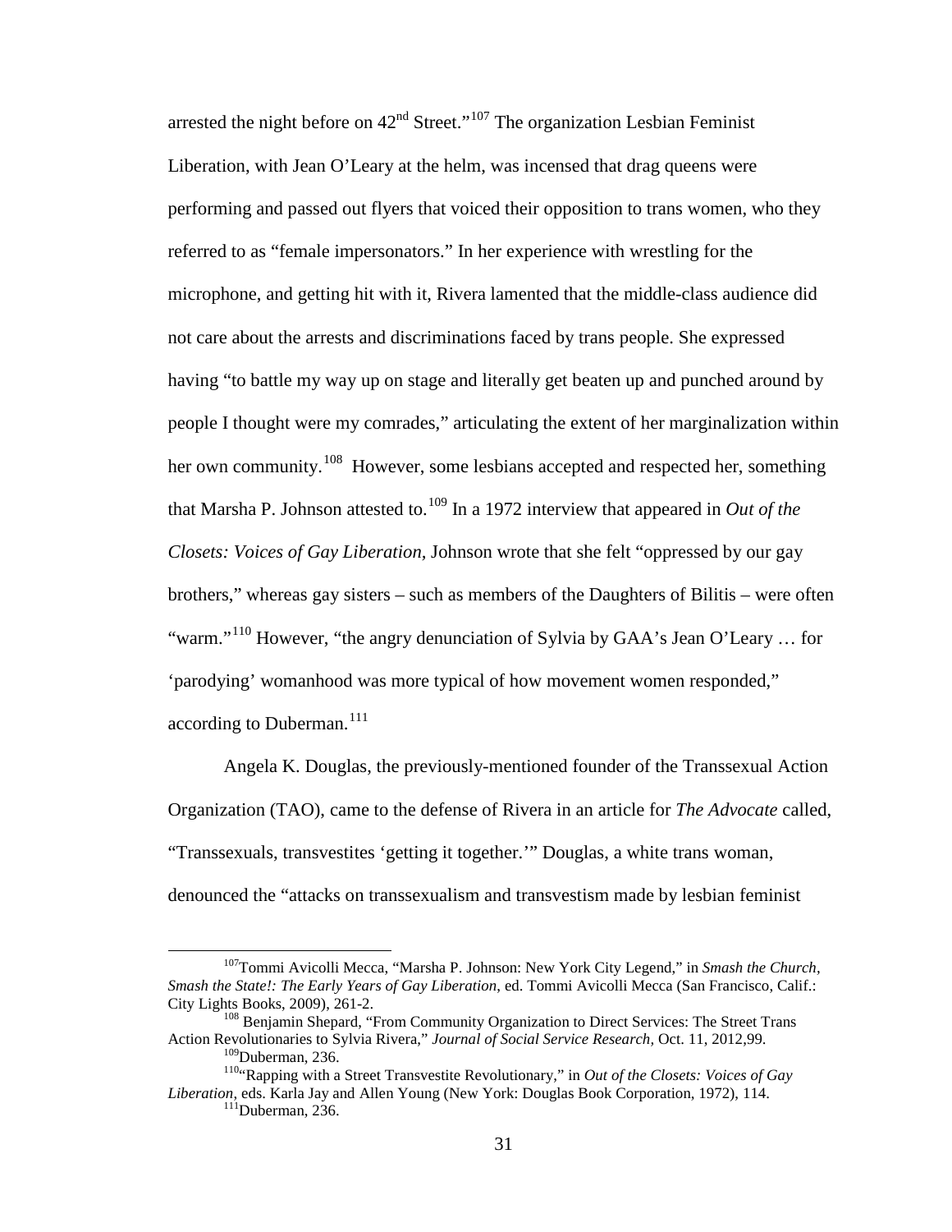arrested the night before on 42nd Street."[107] The organization Lesbian Feminist Liberation, with Jean O'Leary at the helm, was incensed that drag queens were performing and passed out flyers that voiced their opposition to trans women, who they referred to as "female impersonators." In her experience with wrestling for the microphone, and getting hit with it, Rivera lamented that the middle-class audience did not care about the arrests and discriminations faced by trans people. She expressed having "to battle my way up on stage and literally get beaten up and punched around by people I thought were my comrades," articulating the extent of her marginalization within her own community.[108] However, some lesbians accepted and respected her, something that Marsha P. Johnson attested to.[109] In a 1972 interview that appeared in *Out of the Closets: Voices of Gay Liberation*, Johnson wrote that she felt "oppressed by our gay brothers," whereas gay sisters – such as members of the Daughters of Bilitis – were often "warm."[110] However, "the angry denunciation of Sylvia by GAA's Jean O'Leary … for 'parodying' womanhood was more typical of how movement women responded," according to Duberman.[111]

Angela K. Douglas, the previously-mentioned founder of the Transsexual Action Organization (TAO), came to the defense of Rivera in an article for *The Advocate* called, "Transsexuals, transvestites 'getting it together.'" Douglas, a white trans woman, denounced the "attacks on transsexualism and transvestism made by lesbian feminist

---

[107] Tommi Avicolli Mecca, "Marsha P. Johnson: New York City Legend," in *Smash the Church, Smash the State!: The Early Years of Gay Liberation*, ed. Tommi Avicolli Mecca (San Francisco, Calif.: City Lights Books, 2009), 261-2.

[108] Benjamin Shepard, "From Community Organization to Direct Services: The Street Trans Action Revolutionaries to Sylvia Rivera," *Journal of Social Service Research*, Oct. 11, 2012,99.

[109] Duberman, 236.

[110] "Rapping with a Street Transvestite Revolutionary," in *Out of the Closets: Voices of Gay Liberation*, eds. Karla Jay and Allen Young (New York: Douglas Book Corporation, 1972), 114.

[111] Duberman, 236.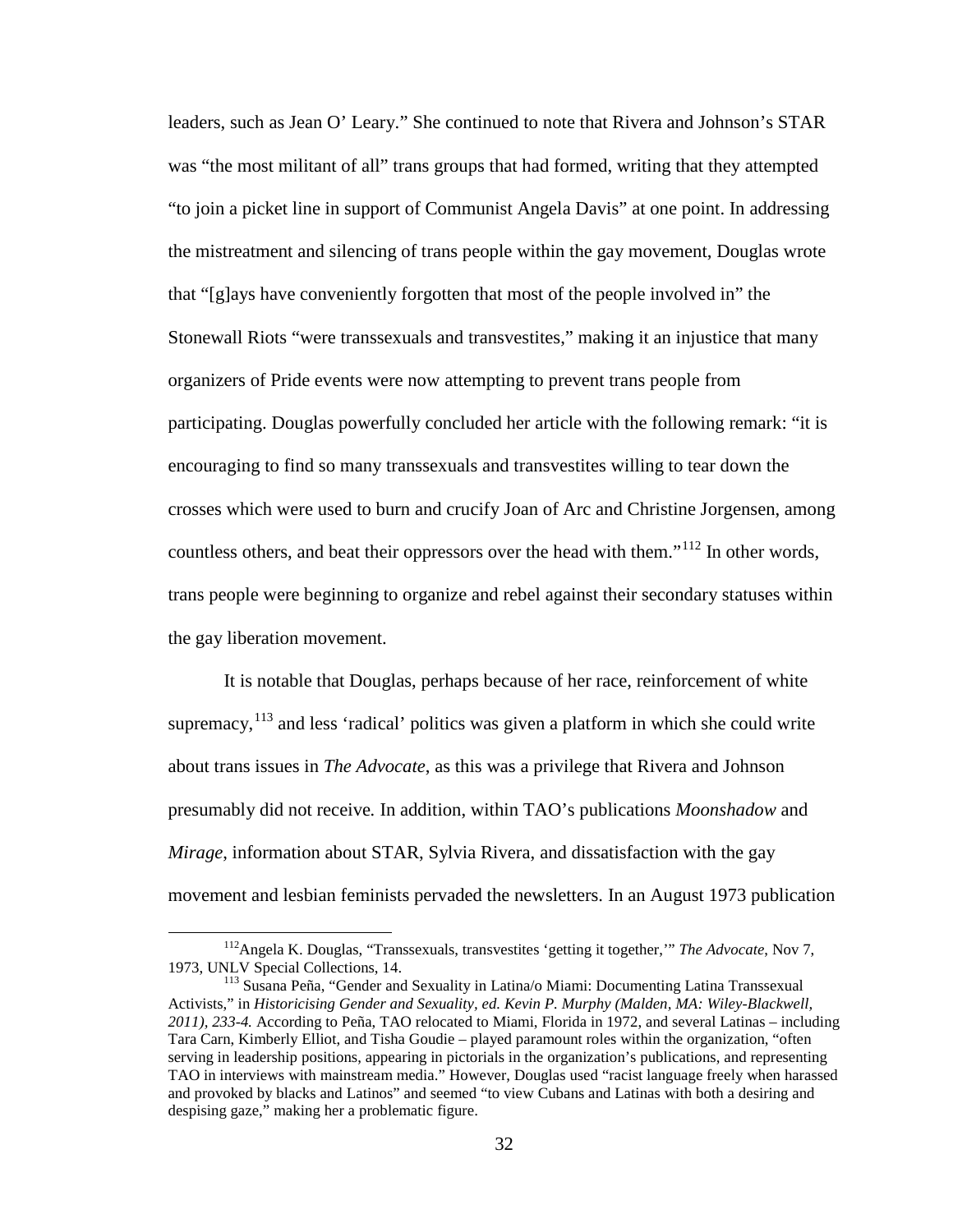leaders, such as Jean O' Leary." She continued to note that Rivera and Johnson's STAR was "the most militant of all" trans groups that had formed, writing that they attempted "to join a picket line in support of Communist Angela Davis" at one point. In addressing the mistreatment and silencing of trans people within the gay movement, Douglas wrote that "[g]ays have conveniently forgotten that most of the people involved in" the Stonewall Riots "were transsexuals and transvestites," making it an injustice that many organizers of Pride events were now attempting to prevent trans people from participating. Douglas powerfully concluded her article with the following remark: "it is encouraging to find so many transsexuals and transvestites willing to tear down the crosses which were used to burn and crucify Joan of Arc and Christine Jorgensen, among countless others, and beat their oppressors over the head with them."[112] In other words, trans people were beginning to organize and rebel against their secondary statuses within the gay liberation movement.

It is notable that Douglas, perhaps because of her race, reinforcement of white supremacy,[113] and less 'radical' politics was given a platform in which she could write about trans issues in *The Advocate*, as this was a privilege that Rivera and Johnson presumably did not receive. In addition, within TAO's publications *Moonshadow* and *Mirage*, information about STAR, Sylvia Rivera, and dissatisfaction with the gay movement and lesbian feminists pervaded the newsletters. In an August 1973 publication

---

[112] Angela K. Douglas, "Transsexuals, transvestites 'getting it together,'" *The Advocate*, Nov 7, 1973, UNLV Special Collections, 14.

[113] Susana Peña, "Gender and Sexuality in Latina/o Miami: Documenting Latina Transsexual Activists," in *Historicising Gender and Sexuality, ed. Kevin P. Murphy (Malden, MA: Wiley-Blackwell, 2011), 233-4.* According to Peña, TAO relocated to Miami, Florida in 1972, and several Latinas – including Tara Carn, Kimberly Elliot, and Tisha Goudie – played paramount roles within the organization, "often serving in leadership positions, appearing in pictorials in the organization's publications, and representing TAO in interviews with mainstream media." However, Douglas used "racist language freely when harassed and provoked by blacks and Latinos" and seemed "to view Cubans and Latinas with both a desiring and despising gaze," making her a problematic figure.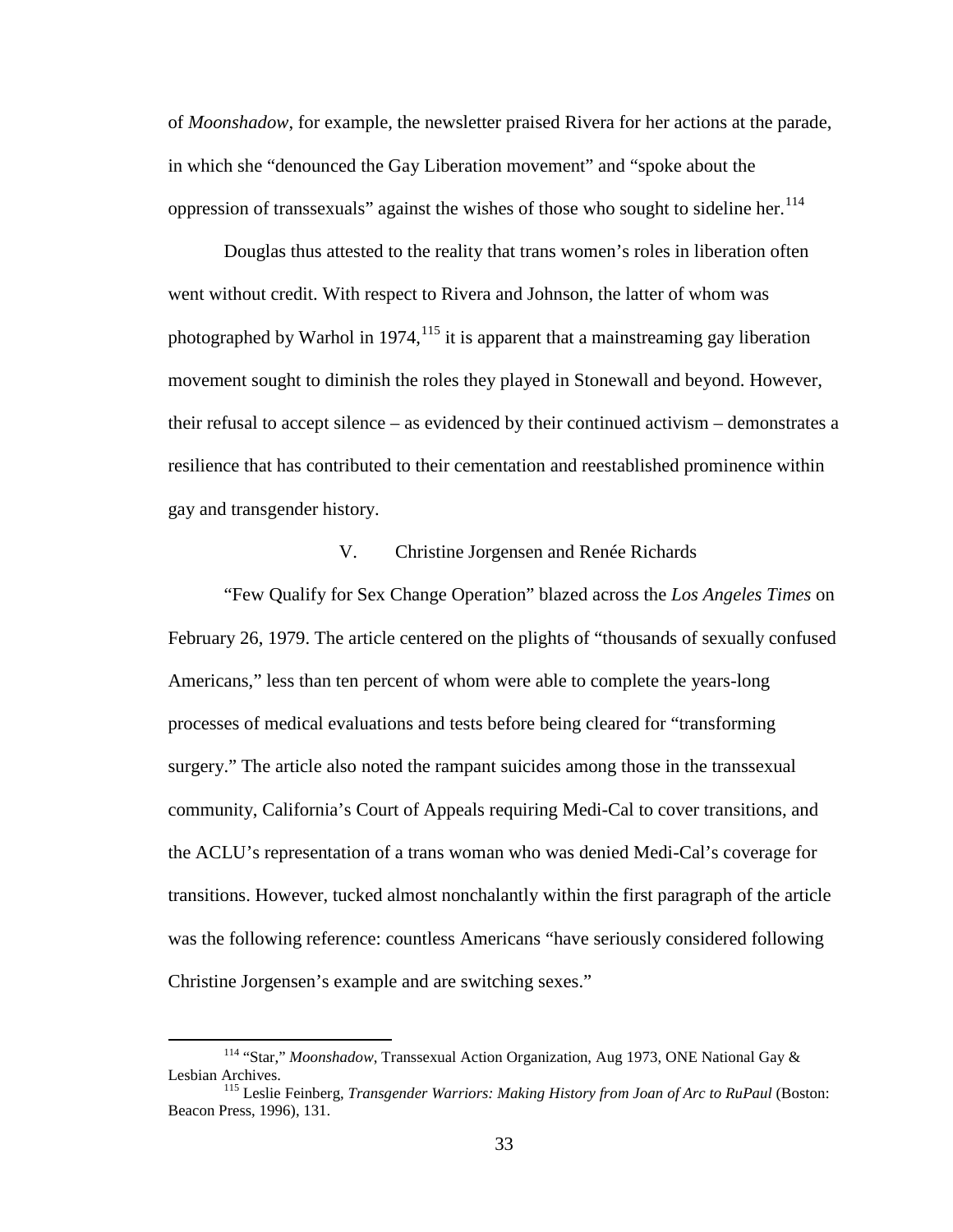of *Moonshadow*, for example, the newsletter praised Rivera for her actions at the parade, in which she "denounced the Gay Liberation movement" and "spoke about the oppression of transsexuals" against the wishes of those who sought to sideline her.[114]

Douglas thus attested to the reality that trans women's roles in liberation often went without credit. With respect to Rivera and Johnson, the latter of whom was photographed by Warhol in 1974,[115] it is apparent that a mainstreaming gay liberation movement sought to diminish the roles they played in Stonewall and beyond. However, their refusal to accept silence – as evidenced by their continued activism – demonstrates a resilience that has contributed to their cementation and reestablished prominence within gay and transgender history.

## V. Christine Jorgensen and Renée Richards

"Few Qualify for Sex Change Operation" blazed across the *Los Angeles Times* on February 26, 1979. The article centered on the plights of "thousands of sexually confused Americans," less than ten percent of whom were able to complete the years-long processes of medical evaluations and tests before being cleared for "transforming surgery." The article also noted the rampant suicides among those in the transsexual community, California's Court of Appeals requiring Medi-Cal to cover transitions, and the ACLU's representation of a trans woman who was denied Medi-Cal's coverage for transitions. However, tucked almost nonchalantly within the first paragraph of the article was the following reference: countless Americans "have seriously considered following Christine Jorgensen's example and are switching sexes."

---

[114] "Star," *Moonshadow*, Transsexual Action Organization, Aug 1973, ONE National Gay & Lesbian Archives.

[115] Leslie Feinberg, *Transgender Warriors: Making History from Joan of Arc to RuPaul* (Boston: Beacon Press, 1996), 131.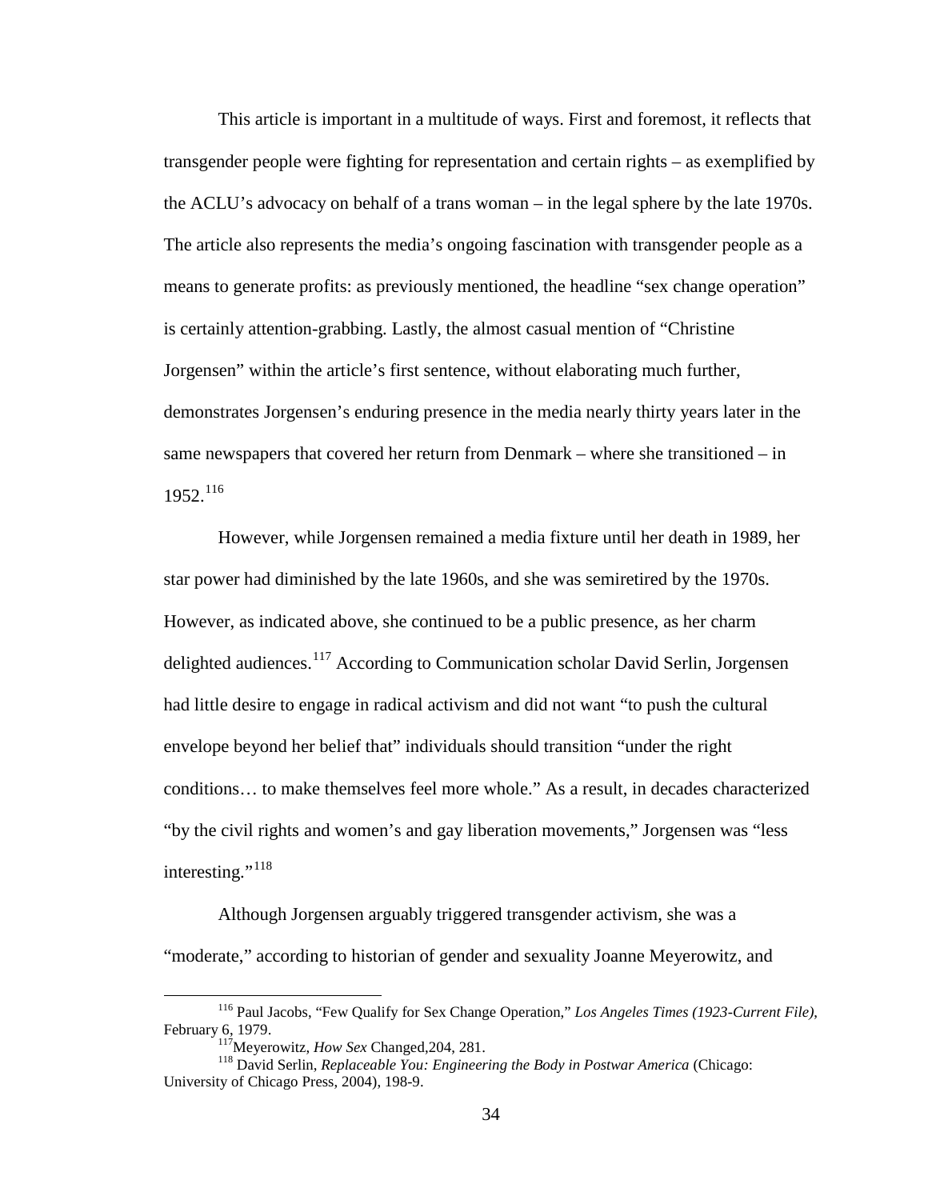This article is important in a multitude of ways. First and foremost, it reflects that transgender people were fighting for representation and certain rights – as exemplified by the ACLU's advocacy on behalf of a trans woman – in the legal sphere by the late 1970s. The article also represents the media's ongoing fascination with transgender people as a means to generate profits: as previously mentioned, the headline "sex change operation" is certainly attention-grabbing. Lastly, the almost casual mention of "Christine Jorgensen" within the article's first sentence, without elaborating much further, demonstrates Jorgensen's enduring presence in the media nearly thirty years later in the same newspapers that covered her return from Denmark – where she transitioned – in 1952.[116]

However, while Jorgensen remained a media fixture until her death in 1989, her star power had diminished by the late 1960s, and she was semiretired by the 1970s. However, as indicated above, she continued to be a public presence, as her charm delighted audiences.[117] According to Communication scholar David Serlin, Jorgensen had little desire to engage in radical activism and did not want "to push the cultural envelope beyond her belief that" individuals should transition "under the right conditions… to make themselves feel more whole." As a result, in decades characterized "by the civil rights and women's and gay liberation movements," Jorgensen was "less interesting."[118]

Although Jorgensen arguably triggered transgender activism, she was a "moderate," according to historian of gender and sexuality Joanne Meyerowitz, and

---

[116] Paul Jacobs, "Few Qualify for Sex Change Operation," *Los Angeles Times (1923-Current File)*, February 6, 1979.

[117] Meyerowitz, *How Sex* Changed,204, 281.

[118] David Serlin, *Replaceable You: Engineering the Body in Postwar America* (Chicago: University of Chicago Press, 2004), 198-9.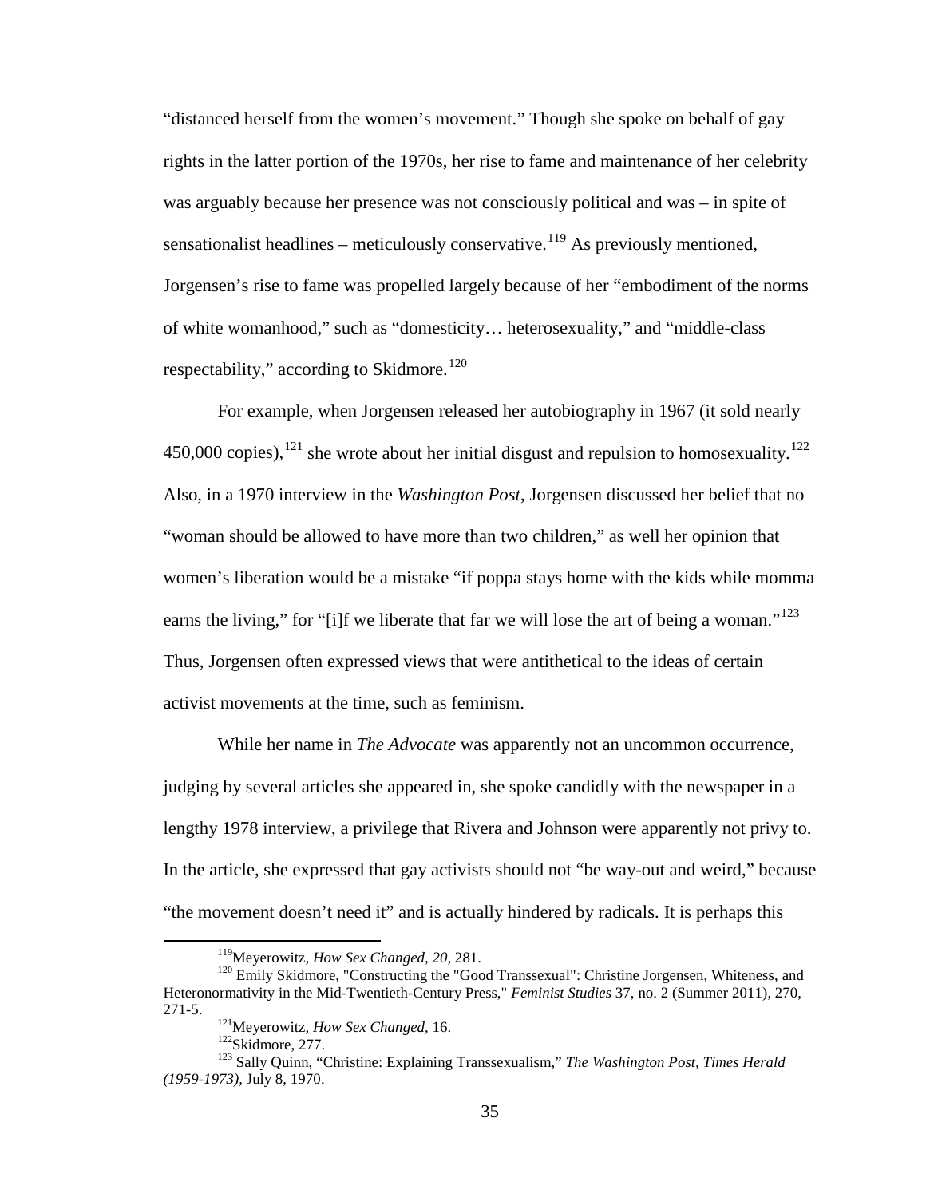"distanced herself from the women's movement." Though she spoke on behalf of gay rights in the latter portion of the 1970s, her rise to fame and maintenance of her celebrity was arguably because her presence was not consciously political and was – in spite of sensationalist headlines – meticulously conservative.[119] As previously mentioned, Jorgensen's rise to fame was propelled largely because of her "embodiment of the norms of white womanhood," such as "domesticity… heterosexuality," and "middle-class respectability," according to Skidmore.[120]

For example, when Jorgensen released her autobiography in 1967 (it sold nearly 450,000 copies),[121] she wrote about her initial disgust and repulsion to homosexuality.[122] Also, in a 1970 interview in the *Washington Post*, Jorgensen discussed her belief that no "woman should be allowed to have more than two children," as well her opinion that women's liberation would be a mistake "if poppa stays home with the kids while momma earns the living," for "[i]f we liberate that far we will lose the art of being a woman."[123] Thus, Jorgensen often expressed views that were antithetical to the ideas of certain activist movements at the time, such as feminism.

While her name in *The Advocate* was apparently not an uncommon occurrence, judging by several articles she appeared in, she spoke candidly with the newspaper in a lengthy 1978 interview, a privilege that Rivera and Johnson were apparently not privy to. In the article, she expressed that gay activists should not "be way-out and weird," because "the movement doesn't need it" and is actually hindered by radicals. It is perhaps this

---

[119] Meyerowitz, *How Sex Changed, 20*, 281.

[120] Emily Skidmore, "Constructing the "Good Transsexual": Christine Jorgensen, Whiteness, and Heteronormativity in the Mid-Twentieth-Century Press," *Feminist Studies* 37, no. 2 (Summer 2011), 270, 271-5.

[121] Meyerowitz, *How Sex Changed*, 16.

[122] Skidmore, 277.

[123] Sally Quinn, "Christine: Explaining Transsexualism," *The Washington Post, Times Herald (1959-1973)*, July 8, 1970.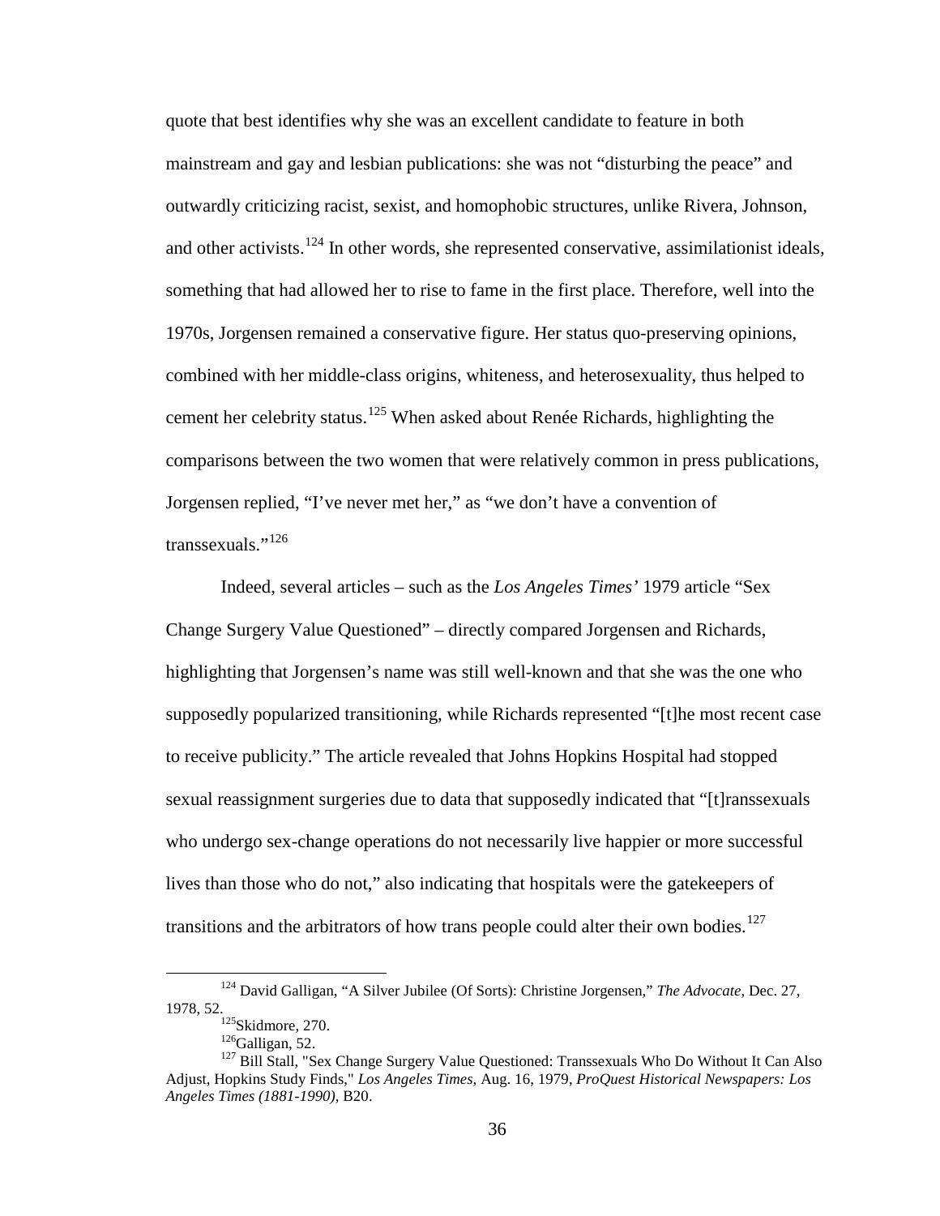quote that best identifies why she was an excellent candidate to feature in both mainstream and gay and lesbian publications: she was not "disturbing the peace" and outwardly criticizing racist, sexist, and homophobic structures, unlike Rivera, Johnson, and other activists.[124] In other words, she represented conservative, assimilationist ideals, something that had allowed her to rise to fame in the first place. Therefore, well into the 1970s, Jorgensen remained a conservative figure. Her status quo-preserving opinions, combined with her middle-class origins, whiteness, and heterosexuality, thus helped to cement her celebrity status.[125] When asked about Renée Richards, highlighting the comparisons between the two women that were relatively common in press publications, Jorgensen replied, "I've never met her," as "we don't have a convention of transsexuals."[126]

Indeed, several articles – such as the *Los Angeles Times'* 1979 article "Sex Change Surgery Value Questioned" – directly compared Jorgensen and Richards, highlighting that Jorgensen's name was still well-known and that she was the one who supposedly popularized transitioning, while Richards represented "[t]he most recent case to receive publicity." The article revealed that Johns Hopkins Hospital had stopped sexual reassignment surgeries due to data that supposedly indicated that "[t]ranssexuals who undergo sex-change operations do not necessarily live happier or more successful lives than those who do not," also indicating that hospitals were the gatekeepers of transitions and the arbitrators of how trans people could alter their own bodies.[127]

---

[124] David Galligan, "A Silver Jubilee (Of Sorts): Christine Jorgensen," *The Advocate*, Dec. 27, 1978, 52.

[125] Skidmore, 270.

[126] Galligan, 52.

[127] Bill Stall, "Sex Change Surgery Value Questioned: Transsexuals Who Do Without It Can Also Adjust, Hopkins Study Finds," *Los Angeles Times*, Aug. 16, 1979, *ProQuest Historical Newspapers: Los Angeles Times (1881-1990)*, B20.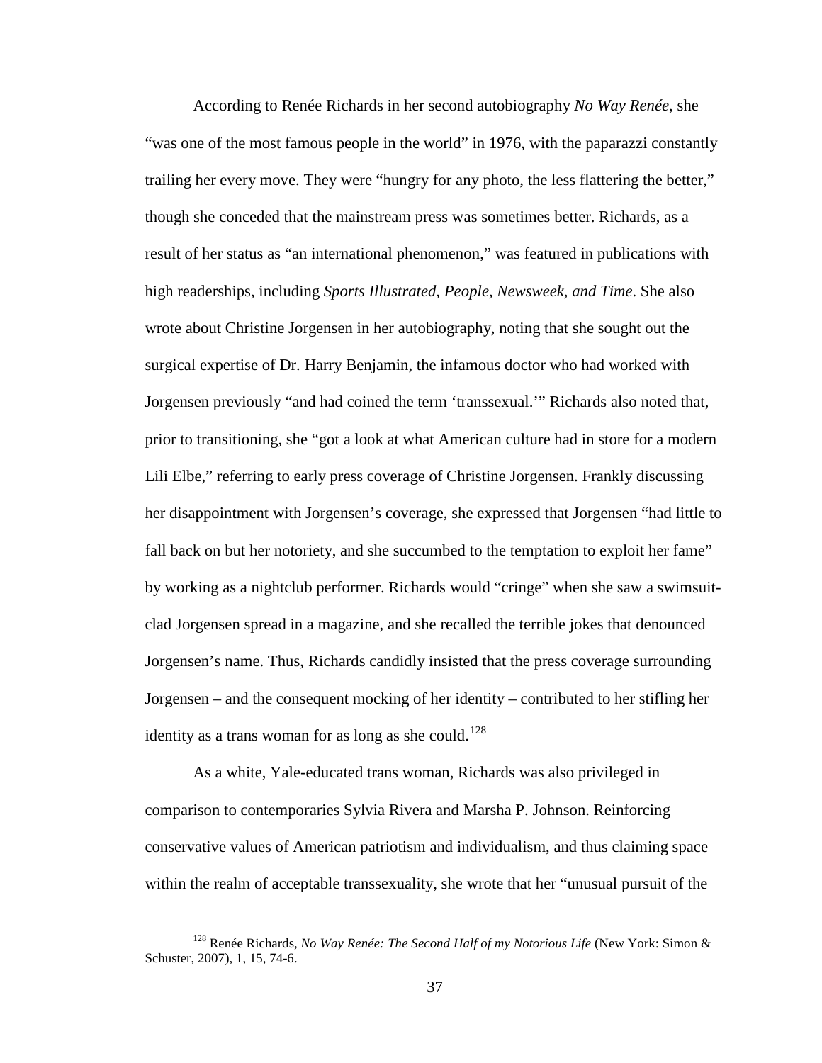According to Renée Richards in her second autobiography *No Way Renée*, she "was one of the most famous people in the world" in 1976, with the paparazzi constantly trailing her every move. They were "hungry for any photo, the less flattering the better," though she conceded that the mainstream press was sometimes better. Richards, as a result of her status as "an international phenomenon," was featured in publications with high readerships, including *Sports Illustrated, People, Newsweek, and Time*. She also wrote about Christine Jorgensen in her autobiography, noting that she sought out the surgical expertise of Dr. Harry Benjamin, the infamous doctor who had worked with Jorgensen previously "and had coined the term 'transsexual.'" Richards also noted that, prior to transitioning, she "got a look at what American culture had in store for a modern Lili Elbe," referring to early press coverage of Christine Jorgensen. Frankly discussing her disappointment with Jorgensen's coverage, she expressed that Jorgensen "had little to fall back on but her notoriety, and she succumbed to the temptation to exploit her fame" by working as a nightclub performer. Richards would "cringe" when she saw a swimsuit-clad Jorgensen spread in a magazine, and she recalled the terrible jokes that denounced Jorgensen's name. Thus, Richards candidly insisted that the press coverage surrounding Jorgensen – and the consequent mocking of her identity – contributed to her stifling her identity as a trans woman for as long as she could.[128]

As a white, Yale-educated trans woman, Richards was also privileged in comparison to contemporaries Sylvia Rivera and Marsha P. Johnson. Reinforcing conservative values of American patriotism and individualism, and thus claiming space within the realm of acceptable transsexuality, she wrote that her "unusual pursuit of the

---

[128] Renée Richards, *No Way Renée: The Second Half of my Notorious Life* (New York: Simon & Schuster, 2007), 1, 15, 74-6.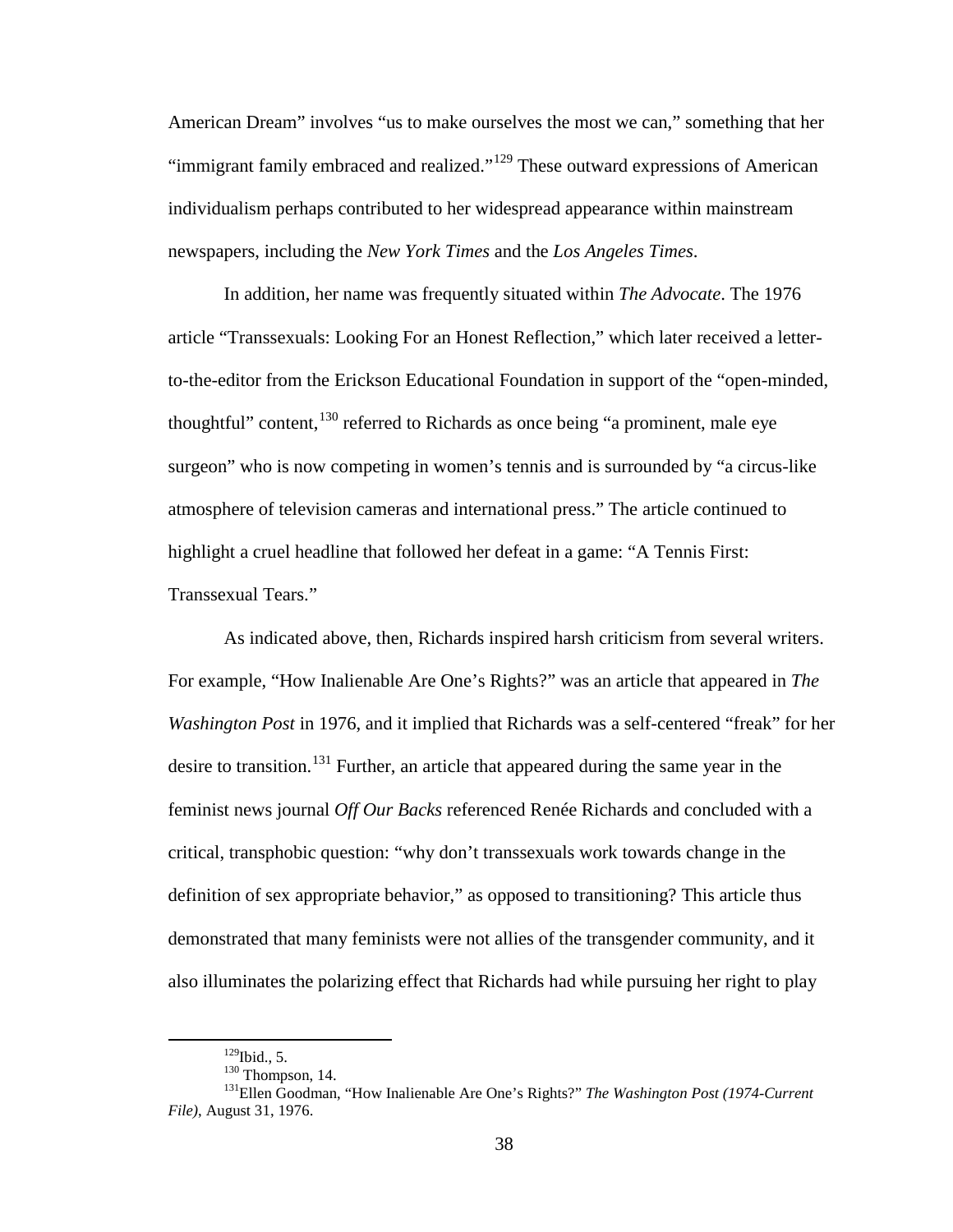American Dream" involves "us to make ourselves the most we can," something that her "immigrant family embraced and realized."[129] These outward expressions of American individualism perhaps contributed to her widespread appearance within mainstream newspapers, including the *New York Times* and the *Los Angeles Times*.

In addition, her name was frequently situated within *The Advocate*. The 1976 article "Transsexuals: Looking For an Honest Reflection," which later received a letter-to-the-editor from the Erickson Educational Foundation in support of the "open-minded, thoughtful" content,[130] referred to Richards as once being "a prominent, male eye surgeon" who is now competing in women's tennis and is surrounded by "a circus-like atmosphere of television cameras and international press." The article continued to highlight a cruel headline that followed her defeat in a game: "A Tennis First: Transsexual Tears."

As indicated above, then, Richards inspired harsh criticism from several writers. For example, "How Inalienable Are One's Rights?" was an article that appeared in *The Washington Post* in 1976, and it implied that Richards was a self-centered "freak" for her desire to transition.[131] Further, an article that appeared during the same year in the feminist news journal *Off Our Backs* referenced Renée Richards and concluded with a critical, transphobic question: "why don't transsexuals work towards change in the definition of sex appropriate behavior," as opposed to transitioning? This article thus demonstrated that many feminists were not allies of the transgender community, and it also illuminates the polarizing effect that Richards had while pursuing her right to play

---

[129] Ibid., 5.

[130] Thompson, 14.

[131] Ellen Goodman, "How Inalienable Are One's Rights?" *The Washington Post (1974-Current File)*, August 31, 1976.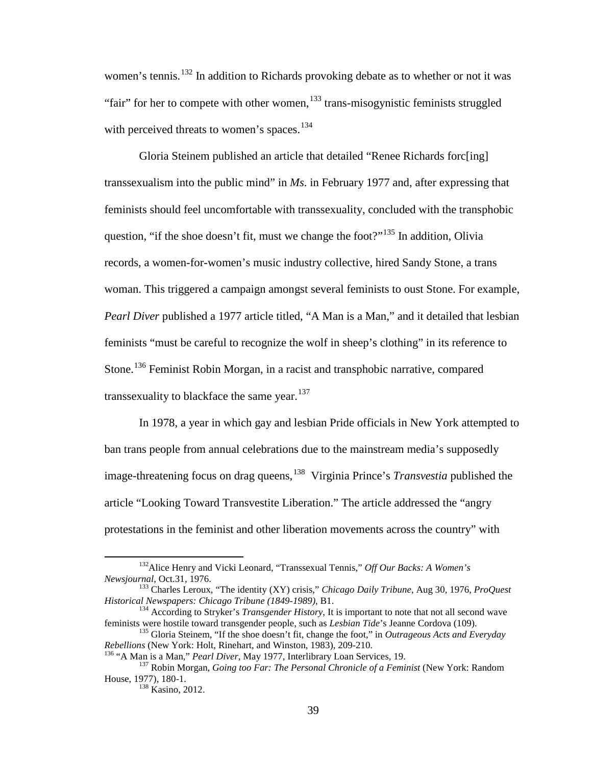women's tennis.[132] In addition to Richards provoking debate as to whether or not it was "fair" for her to compete with other women,[133] trans-misogynistic feminists struggled with perceived threats to women's spaces.[134]

Gloria Steinem published an article that detailed "Renee Richards forc[ing] transsexualism into the public mind" in *Ms*. in February 1977 and, after expressing that feminists should feel uncomfortable with transsexuality, concluded with the transphobic question, "if the shoe doesn't fit, must we change the foot?"[135] In addition, Olivia records, a women-for-women's music industry collective, hired Sandy Stone, a trans woman. This triggered a campaign amongst several feminists to oust Stone. For example, *Pearl Diver* published a 1977 article titled, "A Man is a Man," and it detailed that lesbian feminists "must be careful to recognize the wolf in sheep's clothing" in its reference to Stone.[136] Feminist Robin Morgan, in a racist and transphobic narrative, compared transsexuality to blackface the same year.[137]

In 1978, a year in which gay and lesbian Pride officials in New York attempted to ban trans people from annual celebrations due to the mainstream media's supposedly image-threatening focus on drag queens,[138] Virginia Prince's *Transvestia* published the article "Looking Toward Transvestite Liberation." The article addressed the "angry protestations in the feminist and other liberation movements across the country" with

---

[132] Alice Henry and Vicki Leonard, "Transsexual Tennis," *Off Our Backs: A Women's Newsjournal*, Oct.31, 1976.

[133] Charles Leroux, "The identity (XY) crisis," *Chicago Daily Tribune*, Aug 30, 1976, *ProQuest Historical Newspapers: Chicago Tribune (1849-1989)*, B1.

[134] According to Stryker's *Transgender History*, It is important to note that not all second wave feminists were hostile toward transgender people, such as *Lesbian Tide*'s Jeanne Cordova (109).

[135] Gloria Steinem, "If the shoe doesn't fit, change the foot," in *Outrageous Acts and Everyday Rebellions* (New York: Holt, Rinehart, and Winston, 1983), 209-210.

[136] "A Man is a Man," *Pearl Diver*, May 1977, Interlibrary Loan Services, 19.

[137] Robin Morgan, *Going too Far: The Personal Chronicle of a Feminist* (New York: Random House, 1977), 180-1.

[138] Kasino, 2012.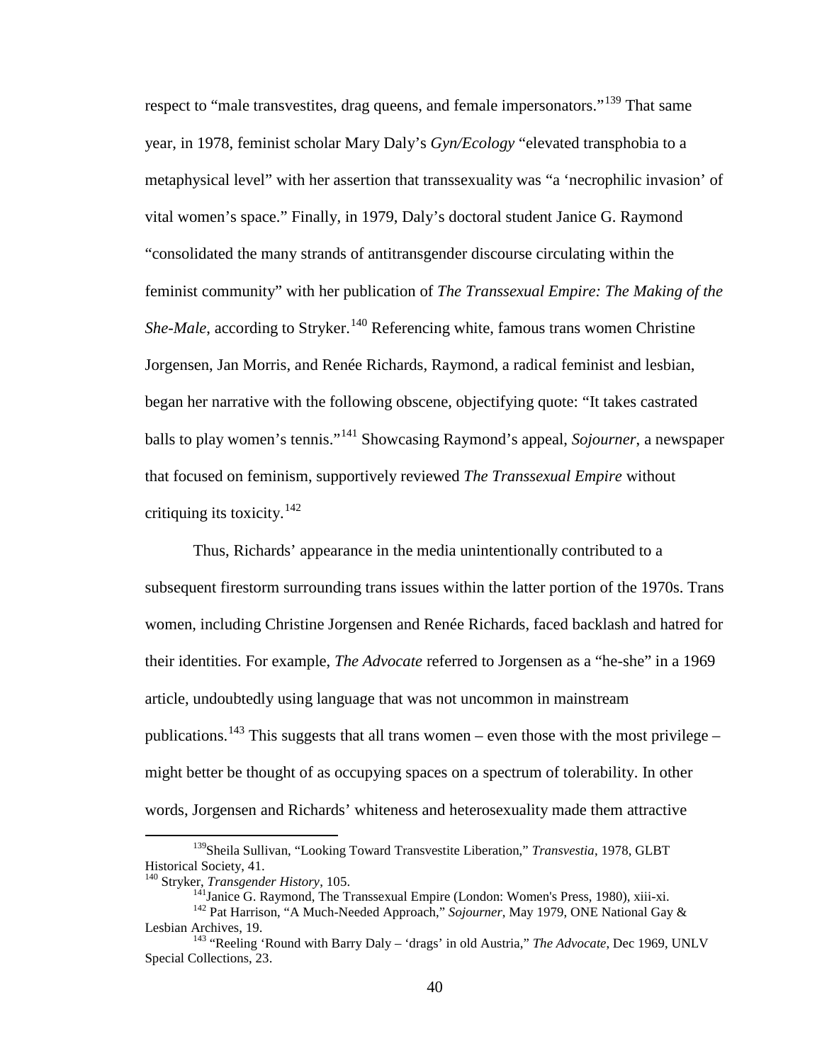respect to "male transvestites, drag queens, and female impersonators."[139] That same year, in 1978, feminist scholar Mary Daly's *Gyn/Ecology* "elevated transphobia to a metaphysical level" with her assertion that transsexuality was "a 'necrophilic invasion' of vital women's space." Finally, in 1979, Daly's doctoral student Janice G. Raymond "consolidated the many strands of antitransgender discourse circulating within the feminist community" with her publication of *The Transsexual Empire: The Making of the She-Male*, according to Stryker.[140] Referencing white, famous trans women Christine Jorgensen, Jan Morris, and Renée Richards, Raymond, a radical feminist and lesbian, began her narrative with the following obscene, objectifying quote: "It takes castrated balls to play women's tennis."[141] Showcasing Raymond's appeal, *Sojourner*, a newspaper that focused on feminism, supportively reviewed *The Transsexual Empire* without critiquing its toxicity.[142]

Thus, Richards' appearance in the media unintentionally contributed to a subsequent firestorm surrounding trans issues within the latter portion of the 1970s. Trans women, including Christine Jorgensen and Renée Richards, faced backlash and hatred for their identities. For example, *The Advocate* referred to Jorgensen as a "he-she" in a 1969 article, undoubtedly using language that was not uncommon in mainstream publications.[143] This suggests that all trans women – even those with the most privilege – might better be thought of as occupying spaces on a spectrum of tolerability. In other words, Jorgensen and Richards' whiteness and heterosexuality made them attractive

---

[139] Sheila Sullivan, "Looking Toward Transvestite Liberation," *Transvestia*, 1978, GLBT Historical Society, 41.

[140] Stryker, *Transgender History*, 105.

[141] Janice G. Raymond, The Transsexual Empire (London: Women's Press, 1980), xiii-xi.

[142] Pat Harrison, "A Much-Needed Approach," *Sojourner*, May 1979, ONE National Gay & Lesbian Archives, 19.

[143] "Reeling 'Round with Barry Daly – 'drags' in old Austria," *The Advocate*, Dec 1969, UNLV Special Collections, 23.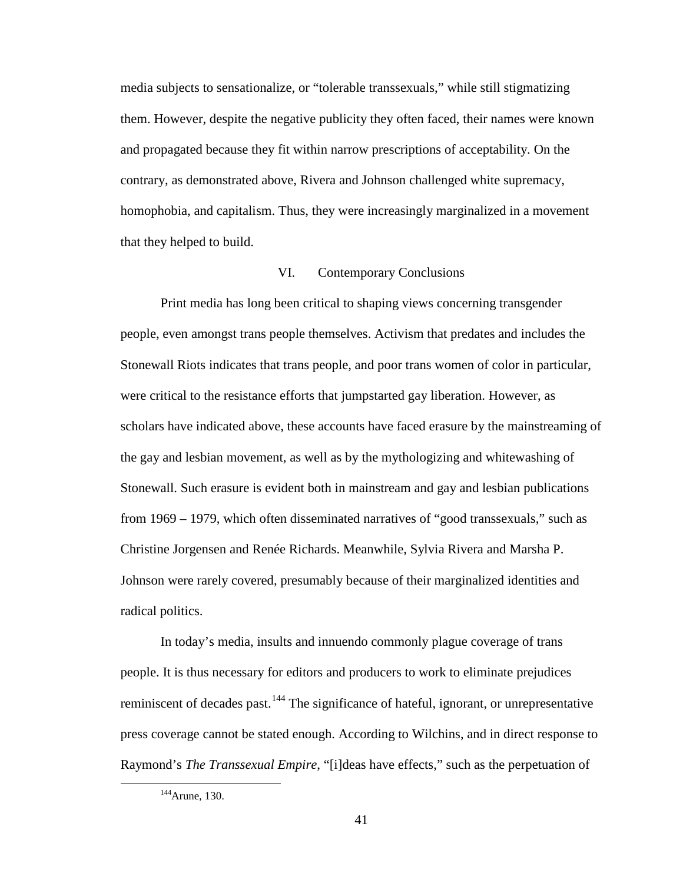media subjects to sensationalize, or "tolerable transsexuals," while still stigmatizing them. However, despite the negative publicity they often faced, their names were known and propagated because they fit within narrow prescriptions of acceptability. On the contrary, as demonstrated above, Rivera and Johnson challenged white supremacy, homophobia, and capitalism. Thus, they were increasingly marginalized in a movement that they helped to build.

## VI. Contemporary Conclusions

Print media has long been critical to shaping views concerning transgender people, even amongst trans people themselves. Activism that predates and includes the Stonewall Riots indicates that trans people, and poor trans women of color in particular, were critical to the resistance efforts that jumpstarted gay liberation. However, as scholars have indicated above, these accounts have faced erasure by the mainstreaming of the gay and lesbian movement, as well as by the mythologizing and whitewashing of Stonewall. Such erasure is evident both in mainstream and gay and lesbian publications from 1969 – 1979, which often disseminated narratives of "good transsexuals," such as Christine Jorgensen and Renée Richards. Meanwhile, Sylvia Rivera and Marsha P. Johnson were rarely covered, presumably because of their marginalized identities and radical politics.

In today's media, insults and innuendo commonly plague coverage of trans people. It is thus necessary for editors and producers to work to eliminate prejudices reminiscent of decades past.[144] The significance of hateful, ignorant, or unrepresentative press coverage cannot be stated enough. According to Wilchins, and in direct response to Raymond's *The Transsexual Empire*, "[i]deas have effects," such as the perpetuation of

[144] Arune, 130.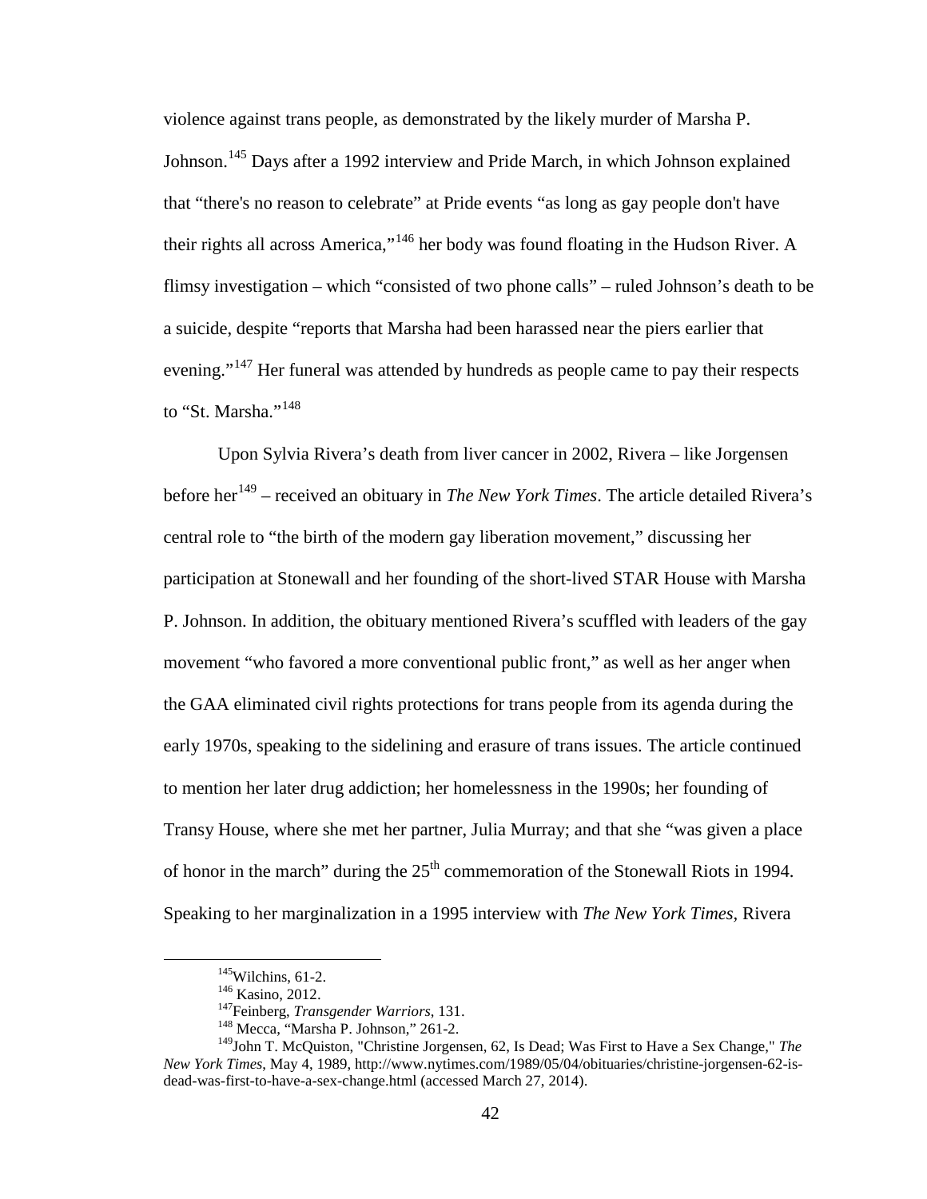violence against trans people, as demonstrated by the likely murder of Marsha P. Johnson.[145] Days after a 1992 interview and Pride March, in which Johnson explained that "there's no reason to celebrate" at Pride events "as long as gay people don't have their rights all across America,"[146] her body was found floating in the Hudson River. A flimsy investigation – which "consisted of two phone calls" – ruled Johnson's death to be a suicide, despite "reports that Marsha had been harassed near the piers earlier that evening."[147] Her funeral was attended by hundreds as people came to pay their respects to "St. Marsha."[148]

Upon Sylvia Rivera's death from liver cancer in 2002, Rivera – like Jorgensen before her[149] – received an obituary in *The New York Times*. The article detailed Rivera's central role to "the birth of the modern gay liberation movement," discussing her participation at Stonewall and her founding of the short-lived STAR House with Marsha P. Johnson. In addition, the obituary mentioned Rivera's scuffled with leaders of the gay movement "who favored a more conventional public front," as well as her anger when the GAA eliminated civil rights protections for trans people from its agenda during the early 1970s, speaking to the sidelining and erasure of trans issues. The article continued to mention her later drug addiction; her homelessness in the 1990s; her founding of Transy House, where she met her partner, Julia Murray; and that she "was given a place of honor in the march" during the 25th commemoration of the Stonewall Riots in 1994. Speaking to her marginalization in a 1995 interview with *The New York Times*, Rivera

---

[145] Wilchins, 61-2.

[146] Kasino, 2012.

[147] Feinberg, *Transgender Warriors*, 131.

[148] Mecca, "Marsha P. Johnson," 261-2.

[149] John T. McQuiston, "Christine Jorgensen, 62, Is Dead; Was First to Have a Sex Change," *The New York Times*, May 4, 1989, http://www.nytimes.com/1989/05/04/obituaries/christine-jorgensen-62-is-dead-was-first-to-have-a-sex-change.html (accessed March 27, 2014).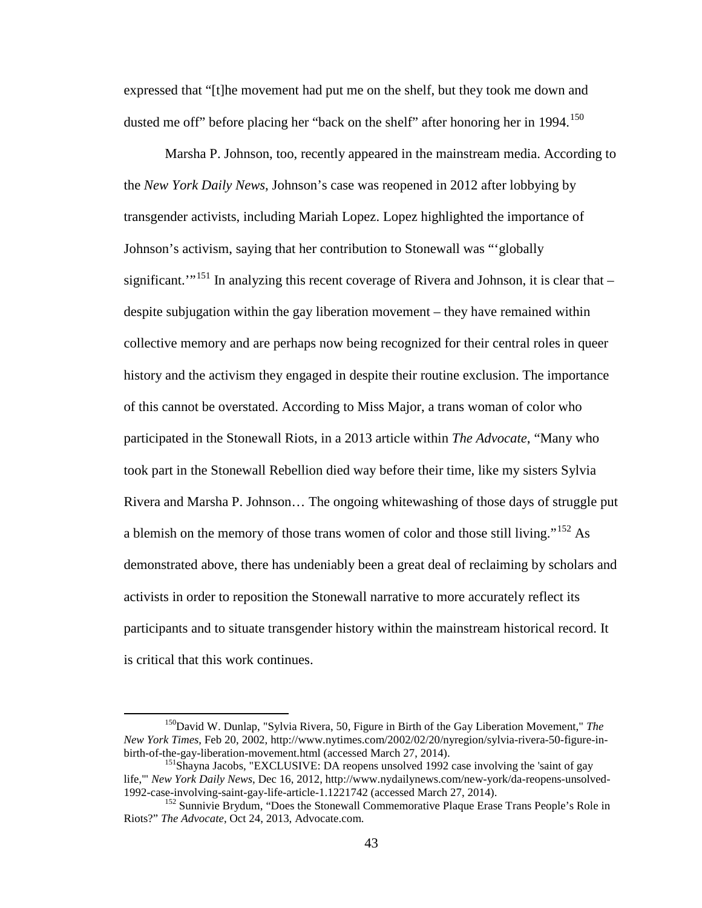expressed that "[t]he movement had put me on the shelf, but they took me down and dusted me off" before placing her "back on the shelf" after honoring her in 1994.[150]

Marsha P. Johnson, too, recently appeared in the mainstream media. According to the *New York Daily News*, Johnson's case was reopened in 2012 after lobbying by transgender activists, including Mariah Lopez. Lopez highlighted the importance of Johnson's activism, saying that her contribution to Stonewall was "'globally significant.'"[151] In analyzing this recent coverage of Rivera and Johnson, it is clear that – despite subjugation within the gay liberation movement – they have remained within collective memory and are perhaps now being recognized for their central roles in queer history and the activism they engaged in despite their routine exclusion. The importance of this cannot be overstated. According to Miss Major, a trans woman of color who participated in the Stonewall Riots, in a 2013 article within *The Advocate*, "Many who took part in the Stonewall Rebellion died way before their time, like my sisters Sylvia Rivera and Marsha P. Johnson… The ongoing whitewashing of those days of struggle put a blemish on the memory of those trans women of color and those still living."[152] As demonstrated above, there has undeniably been a great deal of reclaiming by scholars and activists in order to reposition the Stonewall narrative to more accurately reflect its participants and to situate transgender history within the mainstream historical record. It is critical that this work continues.

---

[150] David W. Dunlap, "Sylvia Rivera, 50, Figure in Birth of the Gay Liberation Movement," *The New York Times*, Feb 20, 2002, http://www.nytimes.com/2002/02/20/nyregion/sylvia-rivera-50-figure-in-birth-of-the-gay-liberation-movement.html (accessed March 27, 2014).

[151] Shayna Jacobs, "EXCLUSIVE: DA reopens unsolved 1992 case involving the 'saint of gay life,'" *New York Daily News*, Dec 16, 2012, http://www.nydailynews.com/new-york/da-reopens-unsolved-1992-case-involving-saint-gay-life-article-1.1221742 (accessed March 27, 2014).

[152] Sunnivie Brydum, "Does the Stonewall Commemorative Plaque Erase Trans People's Role in Riots?" *The Advocate*, Oct 24, 2013, Advocate.com.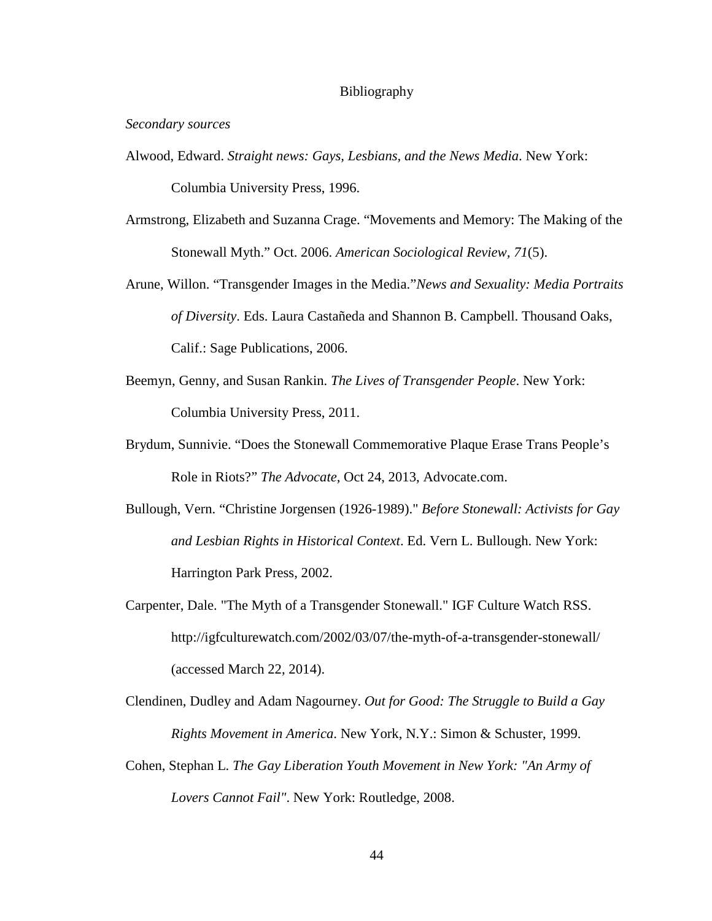# Bibliography

*Secondary sources*

Alwood, Edward. *Straight news: Gays, Lesbians, and the News Media*. New York: Columbia University Press, 1996.

Armstrong, Elizabeth and Suzanna Crage. "Movements and Memory: The Making of the Stonewall Myth." Oct. 2006. *American Sociological Review*, *71*(5).

Arune, Willon. "Transgender Images in the Media."*News and Sexuality: Media Portraits of Diversity*. Eds. Laura Castañeda and Shannon B. Campbell. Thousand Oaks, Calif.: Sage Publications, 2006.

Beemyn, Genny, and Susan Rankin. *The Lives of Transgender People*. New York: Columbia University Press, 2011.

Brydum, Sunnivie. "Does the Stonewall Commemorative Plaque Erase Trans People's Role in Riots?" *The Advocate*, Oct 24, 2013, Advocate.com.

Bullough, Vern. "Christine Jorgensen (1926-1989)." *Before Stonewall: Activists for Gay and Lesbian Rights in Historical Context*. Ed. Vern L. Bullough. New York: Harrington Park Press, 2002.

Carpenter, Dale. "The Myth of a Transgender Stonewall." IGF Culture Watch RSS. http://igfculturewatch.com/2002/03/07/the-myth-of-a-transgender-stonewall/ (accessed March 22, 2014).

Clendinen, Dudley and Adam Nagourney. *Out for Good: The Struggle to Build a Gay Rights Movement in America*. New York, N.Y.: Simon & Schuster, 1999.

Cohen, Stephan L. *The Gay Liberation Youth Movement in New York: "An Army of Lovers Cannot Fail"*. New York: Routledge, 2008.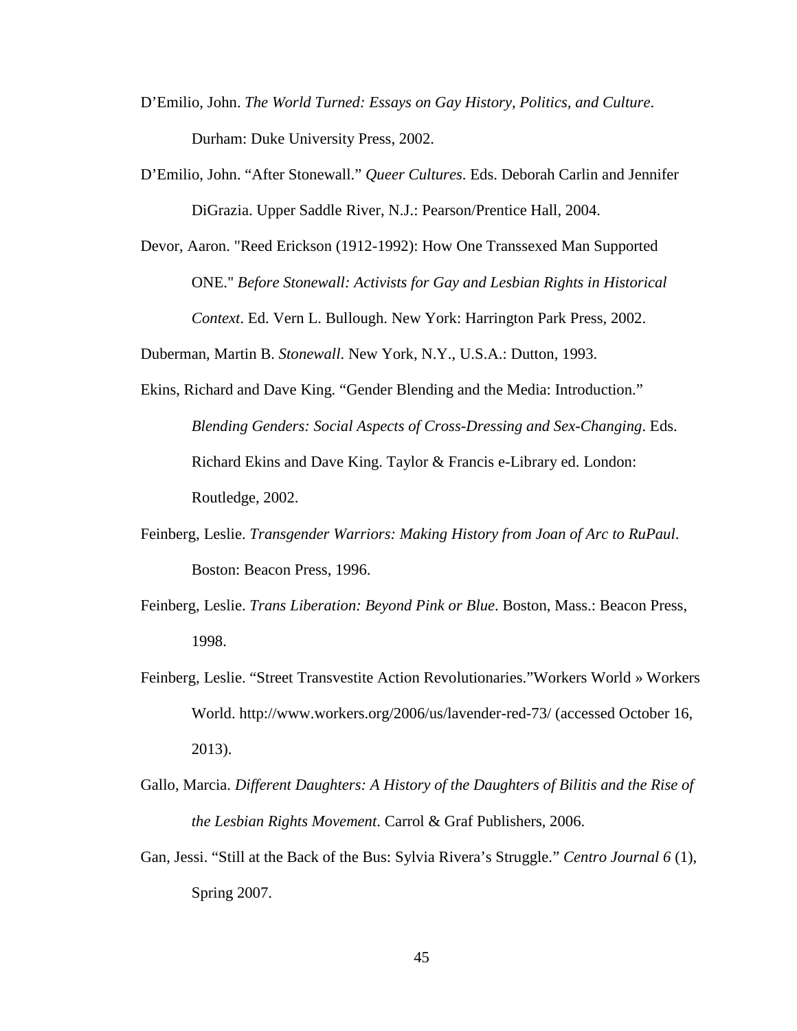D'Emilio, John. *The World Turned: Essays on Gay History, Politics, and Culture*. Durham: Duke University Press, 2002.

D'Emilio, John. "After Stonewall." *Queer Cultures*. Eds. Deborah Carlin and Jennifer DiGrazia. Upper Saddle River, N.J.: Pearson/Prentice Hall, 2004.

Devor, Aaron. "Reed Erickson (1912-1992): How One Transsexed Man Supported ONE." *Before Stonewall: Activists for Gay and Lesbian Rights in Historical Context*. Ed. Vern L. Bullough. New York: Harrington Park Press, 2002.

Duberman, Martin B. *Stonewall*. New York, N.Y., U.S.A.: Dutton, 1993.

Ekins, Richard and Dave King. "Gender Blending and the Media: Introduction." *Blending Genders: Social Aspects of Cross-Dressing and Sex-Changing*. Eds. Richard Ekins and Dave King. Taylor & Francis e-Library ed. London: Routledge, 2002.

Feinberg, Leslie. *Transgender Warriors: Making History from Joan of Arc to RuPaul*. Boston: Beacon Press, 1996.

Feinberg, Leslie. *Trans Liberation: Beyond Pink or Blue*. Boston, Mass.: Beacon Press, 1998.

Feinberg, Leslie. "Street Transvestite Action Revolutionaries."Workers World » Workers World. http://www.workers.org/2006/us/lavender-red-73/ (accessed October 16, 2013).

Gallo, Marcia. *Different Daughters: A History of the Daughters of Bilitis and the Rise of the Lesbian Rights Movement*. Carrol & Graf Publishers, 2006.

Gan, Jessi. "Still at the Back of the Bus: Sylvia Rivera's Struggle." *Centro Journal 6* (1), Spring 2007.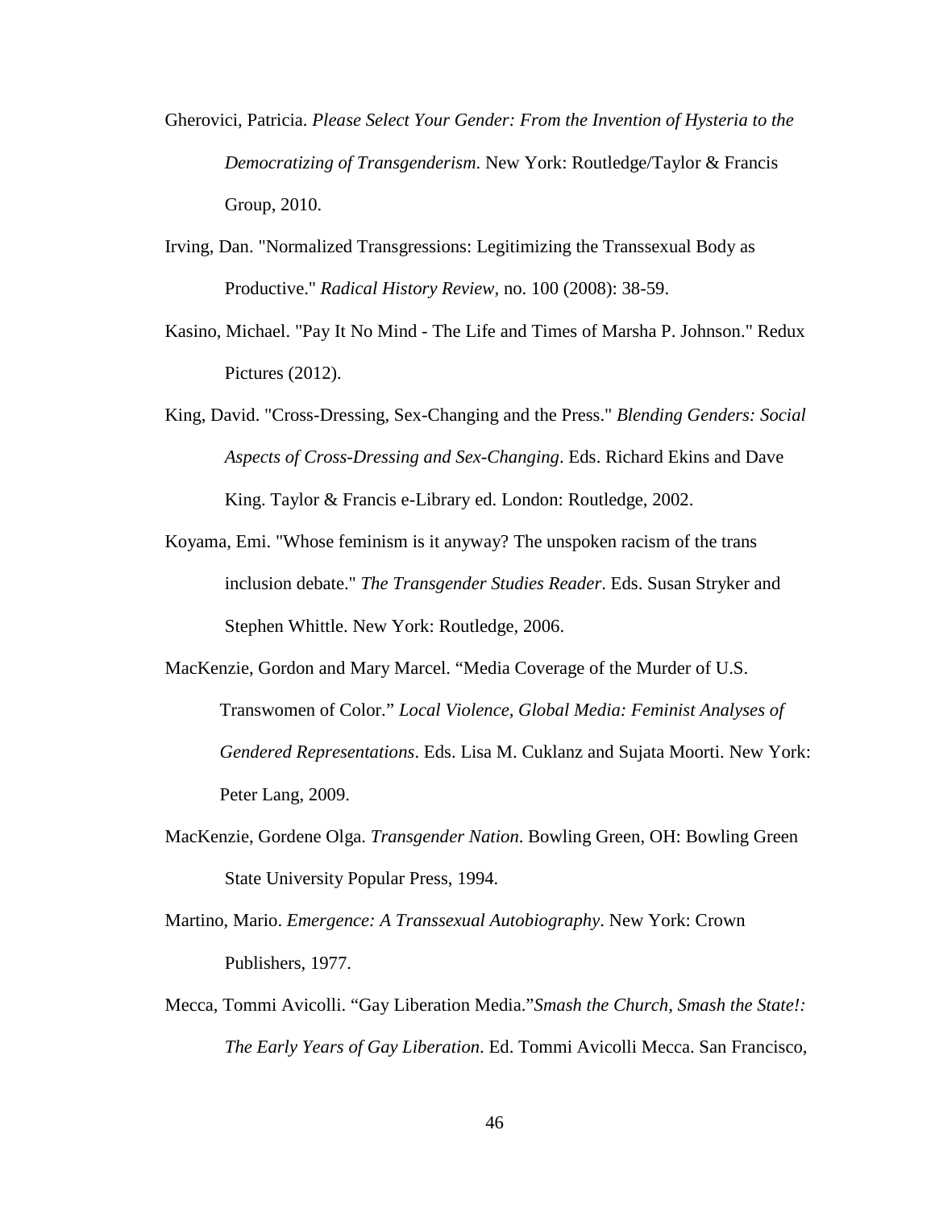Gherovici, Patricia. *Please Select Your Gender: From the Invention of Hysteria to the Democratizing of Transgenderism*. New York: Routledge/Taylor & Francis Group, 2010.

Irving, Dan. "Normalized Transgressions: Legitimizing the Transsexual Body as Productive." *Radical History Review*, no. 100 (2008): 38-59.

Kasino, Michael. "Pay It No Mind - The Life and Times of Marsha P. Johnson." Redux Pictures (2012).

King, David. "Cross-Dressing, Sex-Changing and the Press." *Blending Genders: Social Aspects of Cross-Dressing and Sex-Changing*. Eds. Richard Ekins and Dave King. Taylor & Francis e-Library ed. London: Routledge, 2002.

Koyama, Emi. "Whose feminism is it anyway? The unspoken racism of the trans inclusion debate." *The Transgender Studies Reader*. Eds. Susan Stryker and Stephen Whittle. New York: Routledge, 2006.

MacKenzie, Gordon and Mary Marcel. "Media Coverage of the Murder of U.S. Transwomen of Color." *Local Violence, Global Media: Feminist Analyses of Gendered Representations*. Eds. Lisa M. Cuklanz and Sujata Moorti. New York: Peter Lang, 2009.

MacKenzie, Gordene Olga. *Transgender Nation*. Bowling Green, OH: Bowling Green State University Popular Press, 1994.

Martino, Mario. *Emergence: A Transsexual Autobiography*. New York: Crown Publishers, 1977.

Mecca, Tommi Avicolli. "Gay Liberation Media."*Smash the Church, Smash the State!: The Early Years of Gay Liberation*. Ed. Tommi Avicolli Mecca. San Francisco,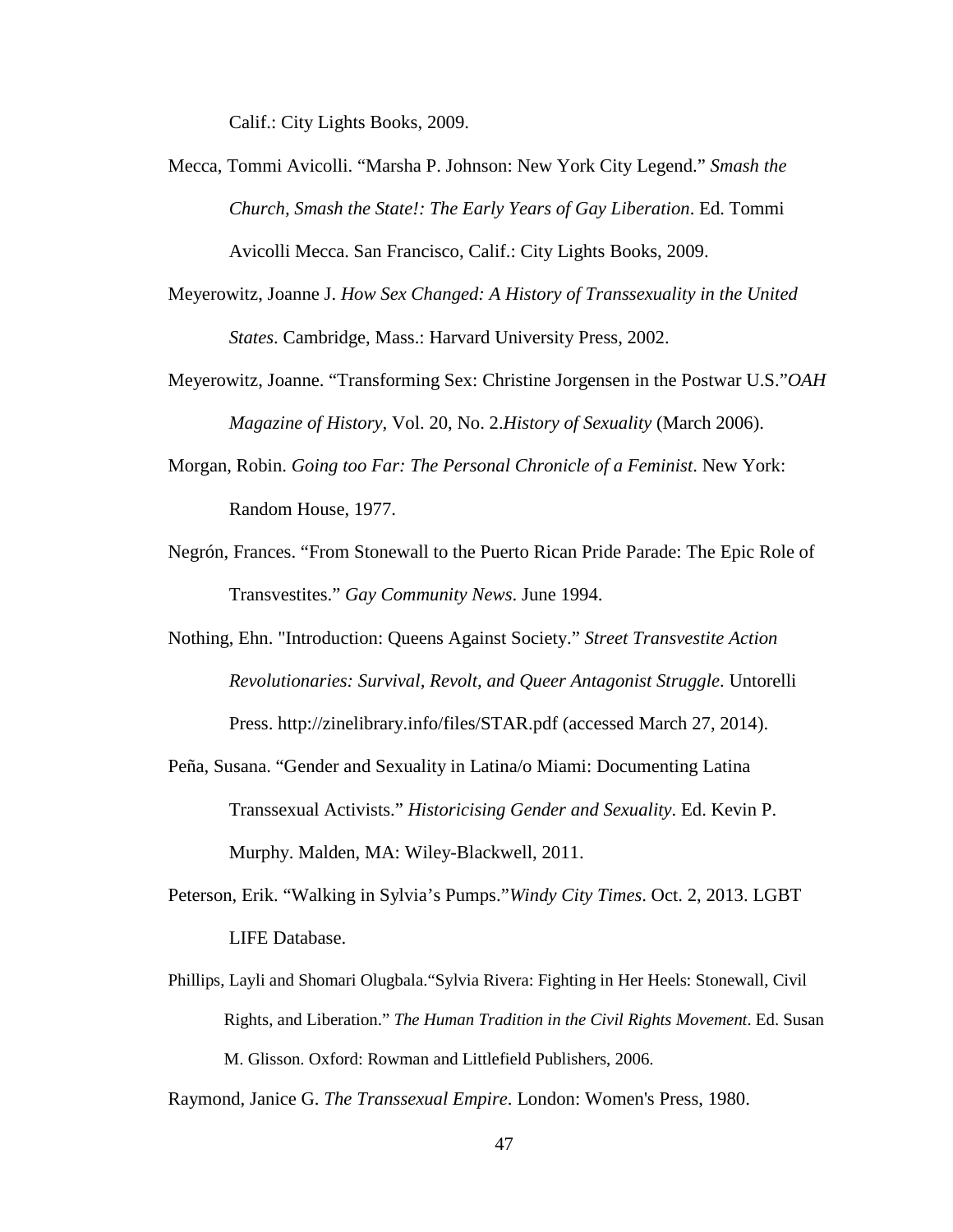Calif.: City Lights Books, 2009.

Mecca, Tommi Avicolli. “Marsha P. Johnson: New York City Legend.” *Smash the Church, Smash the State!: The Early Years of Gay Liberation*. Ed. Tommi Avicolli Mecca. San Francisco, Calif.: City Lights Books, 2009.

Meyerowitz, Joanne J. *How Sex Changed: A History of Transsexuality in the United States*. Cambridge, Mass.: Harvard University Press, 2002.

Meyerowitz, Joanne. “Transforming Sex: Christine Jorgensen in the Postwar U.S.”*OAH Magazine of History*, Vol. 20, No. 2.*History of Sexuality* (March 2006).

Morgan, Robin. *Going too Far: The Personal Chronicle of a Feminist*. New York: Random House, 1977.

Negrón, Frances. “From Stonewall to the Puerto Rican Pride Parade: The Epic Role of Transvestites.” *Gay Community News*. June 1994.

Nothing, Ehn. "Introduction: Queens Against Society.” *Street Transvestite Action Revolutionaries: Survival, Revolt, and Queer Antagonist Struggle*. Untorelli Press. http://zinelibrary.info/files/STAR.pdf (accessed March 27, 2014).

Peña, Susana. “Gender and Sexuality in Latina/o Miami: Documenting Latina Transsexual Activists.” *Historicising Gender and Sexuality*. Ed. Kevin P. Murphy. Malden, MA: Wiley-Blackwell, 2011.

Peterson, Erik. “Walking in Sylvia’s Pumps.”*Windy City Times*. Oct. 2, 2013. LGBT LIFE Database.

Phillips, Layli and Shomari Olugbala.“Sylvia Rivera: Fighting in Her Heels: Stonewall, Civil Rights, and Liberation.” *The Human Tradition in the Civil Rights Movement*. Ed. Susan M. Glisson. Oxford: Rowman and Littlefield Publishers, 2006.

Raymond, Janice G. *The Transsexual Empire*. London: Women's Press, 1980.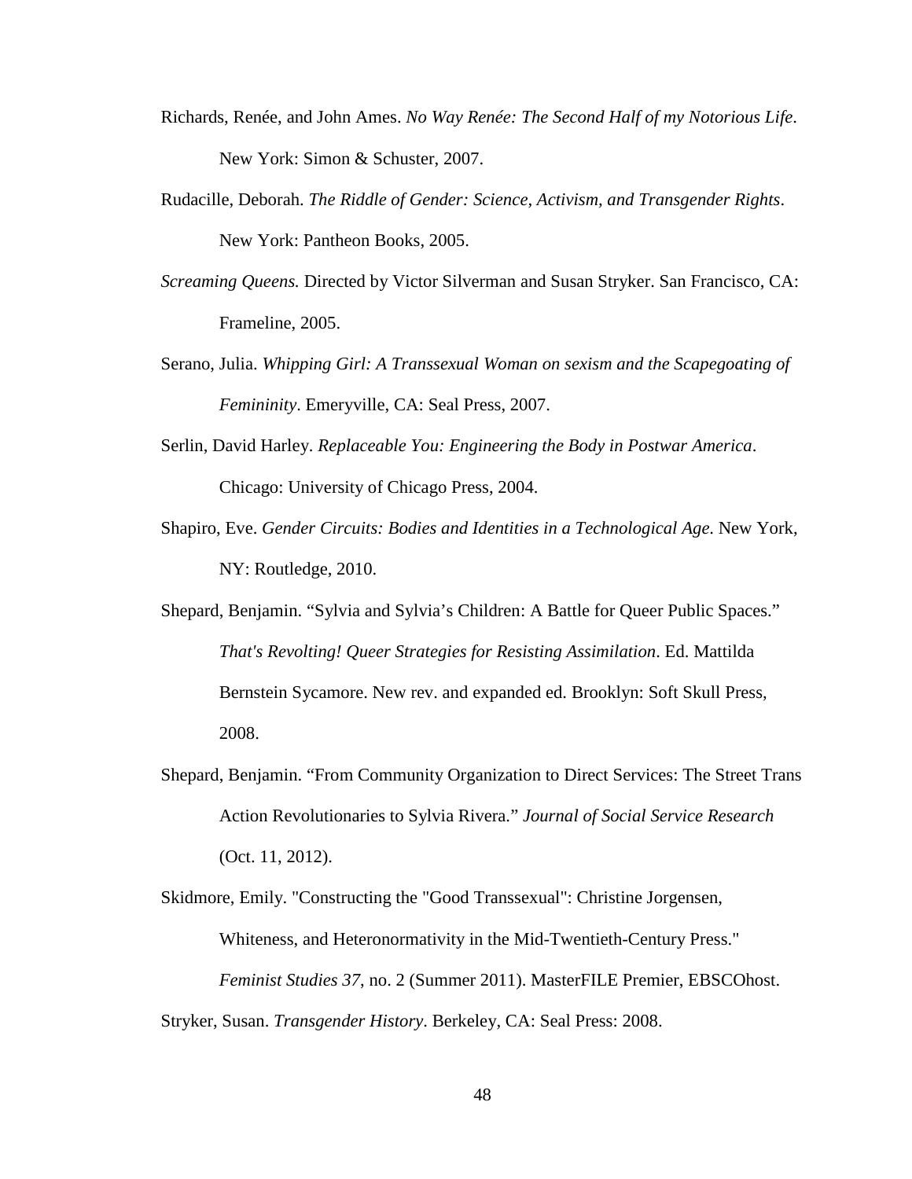Richards, Renée, and John Ames. *No Way Renée: The Second Half of my Notorious Life*. New York: Simon & Schuster, 2007.

Rudacille, Deborah. *The Riddle of Gender: Science, Activism, and Transgender Rights*. New York: Pantheon Books, 2005.

*Screaming Queens.* Directed by Victor Silverman and Susan Stryker. San Francisco, CA: Frameline, 2005.

Serano, Julia. *Whipping Girl: A Transsexual Woman on sexism and the Scapegoating of Femininity*. Emeryville, CA: Seal Press, 2007.

Serlin, David Harley. *Replaceable You: Engineering the Body in Postwar America*. Chicago: University of Chicago Press, 2004.

Shapiro, Eve. *Gender Circuits: Bodies and Identities in a Technological Age*. New York, NY: Routledge, 2010.

Shepard, Benjamin. “Sylvia and Sylvia’s Children: A Battle for Queer Public Spaces.” *That's Revolting! Queer Strategies for Resisting Assimilation*. Ed. Mattilda Bernstein Sycamore. New rev. and expanded ed. Brooklyn: Soft Skull Press, 2008.

Shepard, Benjamin. “From Community Organization to Direct Services: The Street Trans Action Revolutionaries to Sylvia Rivera.” *Journal of Social Service Research* (Oct. 11, 2012).

Skidmore, Emily. "Constructing the "Good Transsexual": Christine Jorgensen, Whiteness, and Heteronormativity in the Mid-Twentieth-Century Press." *Feminist Studies 37*, no. 2 (Summer 2011). MasterFILE Premier, EBSCOhost.

Stryker, Susan. *Transgender History*. Berkeley, CA: Seal Press: 2008.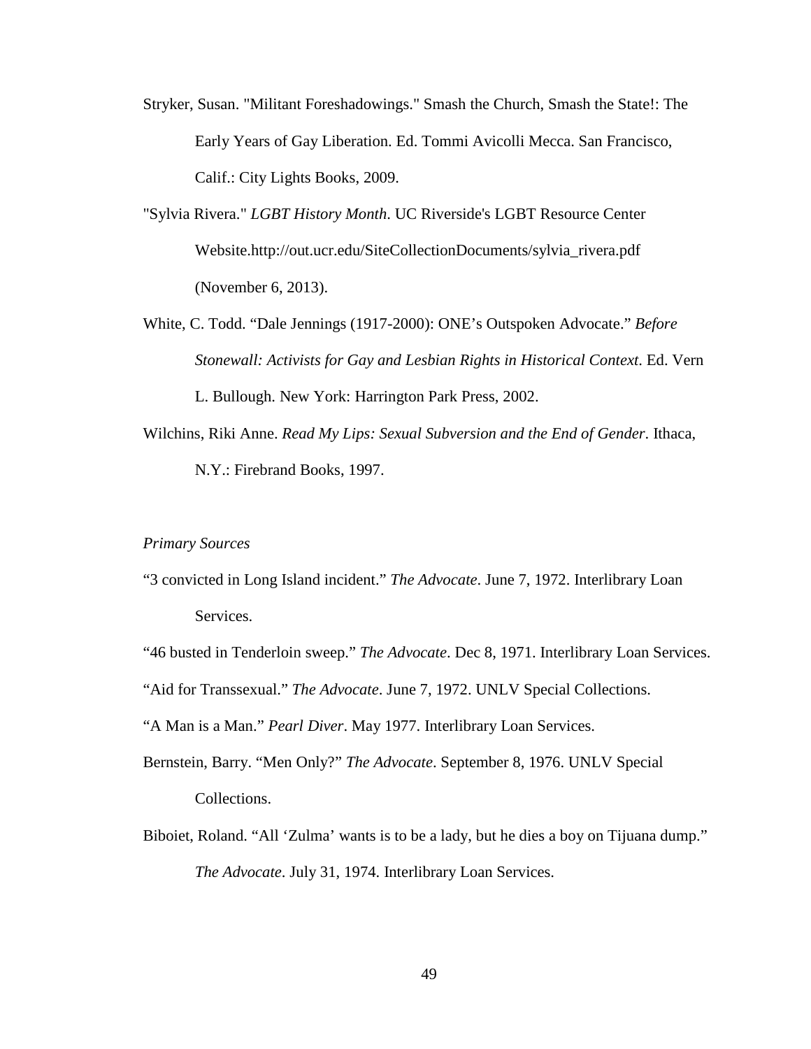Stryker, Susan. "Militant Foreshadowings." Smash the Church, Smash the State!: The Early Years of Gay Liberation. Ed. Tommi Avicolli Mecca. San Francisco, Calif.: City Lights Books, 2009.

"Sylvia Rivera." *LGBT History Month*. UC Riverside's LGBT Resource Center Website.http://out.ucr.edu/SiteCollectionDocuments/sylvia_rivera.pdf (November 6, 2013).

White, C. Todd. "Dale Jennings (1917-2000): ONE's Outspoken Advocate." *Before Stonewall: Activists for Gay and Lesbian Rights in Historical Context*. Ed. Vern L. Bullough. New York: Harrington Park Press, 2002.

Wilchins, Riki Anne. *Read My Lips: Sexual Subversion and the End of Gender*. Ithaca, N.Y.: Firebrand Books, 1997.

*Primary Sources*

"3 convicted in Long Island incident." *The Advocate*. June 7, 1972. Interlibrary Loan Services.

"46 busted in Tenderloin sweep." *The Advocate*. Dec 8, 1971. Interlibrary Loan Services.

"Aid for Transsexual." *The Advocate*. June 7, 1972. UNLV Special Collections.

"A Man is a Man." *Pearl Diver*. May 1977. Interlibrary Loan Services.

Bernstein, Barry. "Men Only?" *The Advocate*. September 8, 1976. UNLV Special Collections.

Biboiet, Roland. "All 'Zulma' wants is to be a lady, but he dies a boy on Tijuana dump." *The Advocate*. July 31, 1974. Interlibrary Loan Services.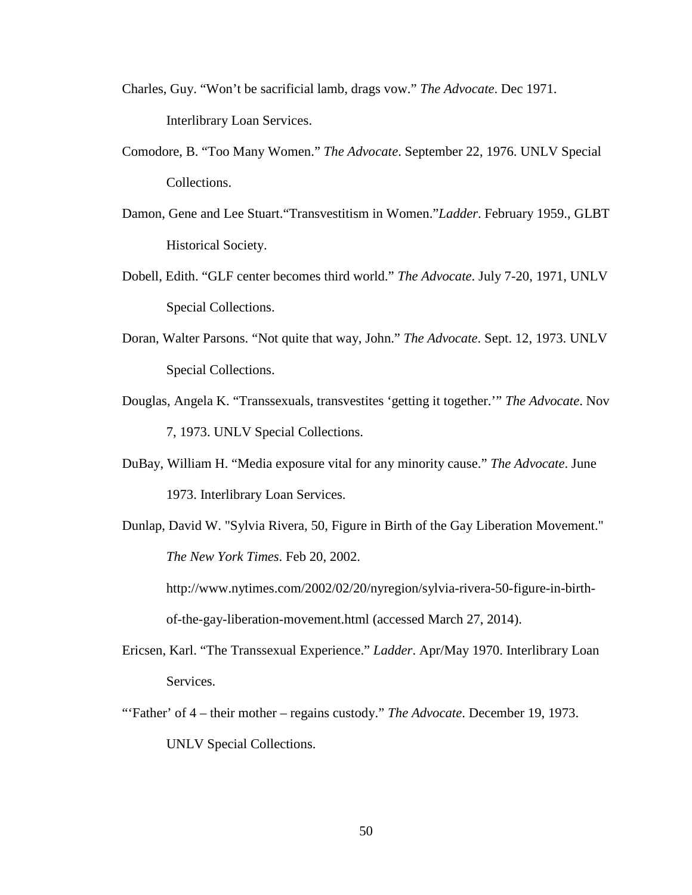Charles, Guy. "Won't be sacrificial lamb, drags vow." *The Advocate*. Dec 1971. Interlibrary Loan Services.

Comodore, B. "Too Many Women." *The Advocate*. September 22, 1976. UNLV Special Collections.

Damon, Gene and Lee Stuart."Transvestitism in Women."*Ladder*. February 1959., GLBT Historical Society.

Dobell, Edith. "GLF center becomes third world." *The Advocate*. July 7-20, 1971, UNLV Special Collections.

Doran, Walter Parsons. "Not quite that way, John." *The Advocate*. Sept. 12, 1973. UNLV Special Collections.

Douglas, Angela K. "Transsexuals, transvestites 'getting it together.'" *The Advocate*. Nov 7, 1973. UNLV Special Collections.

DuBay, William H. "Media exposure vital for any minority cause." *The Advocate*. June 1973. Interlibrary Loan Services.

Dunlap, David W. "Sylvia Rivera, 50, Figure in Birth of the Gay Liberation Movement." *The New York Times*. Feb 20, 2002. http://www.nytimes.com/2002/02/20/nyregion/sylvia-rivera-50-figure-in-birth-of-the-gay-liberation-movement.html (accessed March 27, 2014).

Ericsen, Karl. "The Transsexual Experience." *Ladder*. Apr/May 1970. Interlibrary Loan Services.

"'Father' of 4 – their mother – regains custody." *The Advocate*. December 19, 1973. UNLV Special Collections.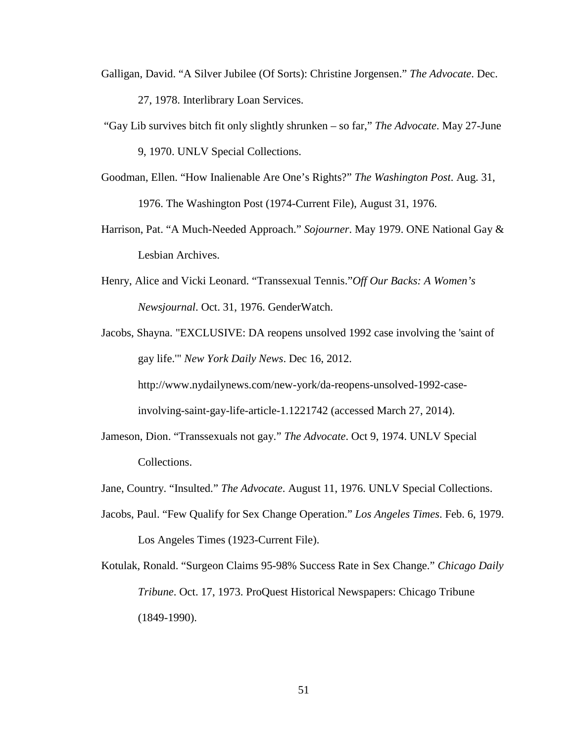Galligan, David. “A Silver Jubilee (Of Sorts): Christine Jorgensen.” *The Advocate*. Dec. 27, 1978. Interlibrary Loan Services.

“Gay Lib survives bitch fit only slightly shrunken – so far,” *The Advocate*. May 27-June 9, 1970. UNLV Special Collections.

Goodman, Ellen. “How Inalienable Are One’s Rights?” *The Washington Post*. Aug. 31, 1976. The Washington Post (1974-Current File), August 31, 1976.

Harrison, Pat. “A Much-Needed Approach.” *Sojourner*. May 1979. ONE National Gay & Lesbian Archives.

Henry, Alice and Vicki Leonard. “Transsexual Tennis.”*Off Our Backs: A Women’s Newsjournal*. Oct. 31, 1976. GenderWatch.

Jacobs, Shayna. "EXCLUSIVE: DA reopens unsolved 1992 case involving the 'saint of gay life.'" *New York Daily News*. Dec 16, 2012. http://www.nydailynews.com/new-york/da-reopens-unsolved-1992-case-involving-saint-gay-life-article-1.1221742 (accessed March 27, 2014).

Jameson, Dion. “Transsexuals not gay.” *The Advocate*. Oct 9, 1974. UNLV Special Collections.

Jane, Country. “Insulted.” *The Advocate*. August 11, 1976. UNLV Special Collections.

Jacobs, Paul. “Few Qualify for Sex Change Operation.” *Los Angeles Times*. Feb. 6, 1979. Los Angeles Times (1923-Current File).

Kotulak, Ronald. “Surgeon Claims 95-98% Success Rate in Sex Change.” *Chicago Daily Tribune*. Oct. 17, 1973. ProQuest Historical Newspapers: Chicago Tribune (1849-1990).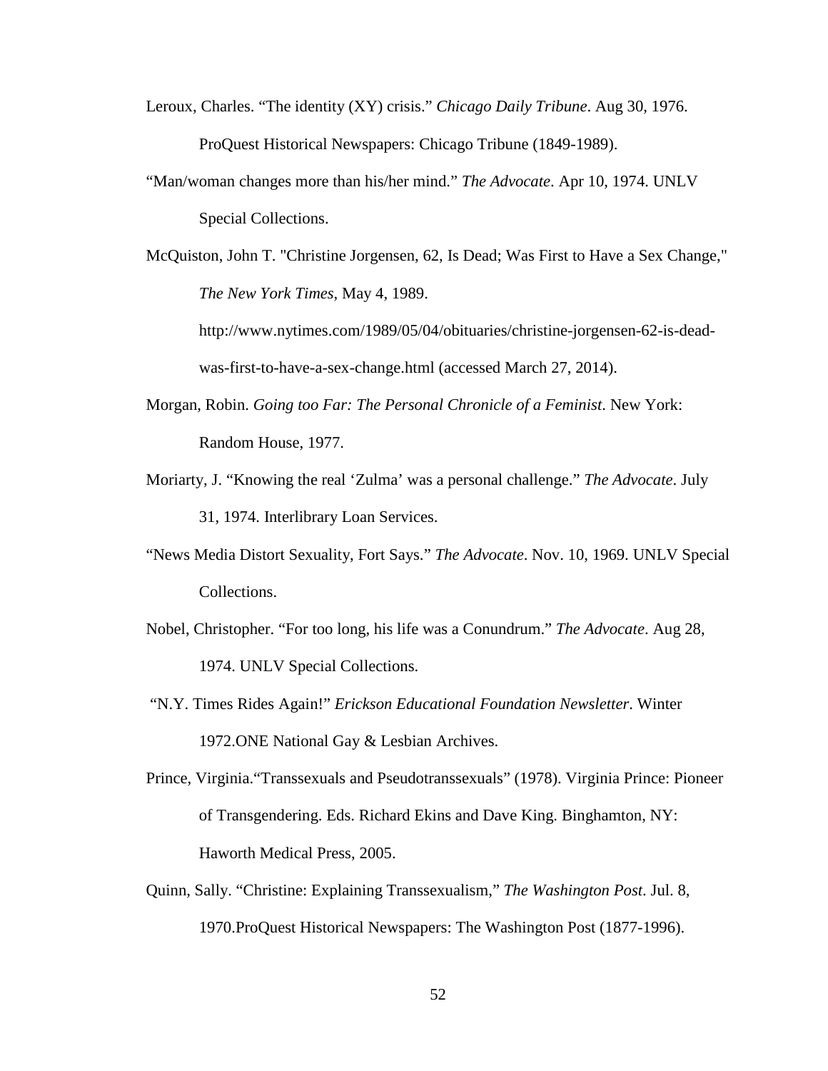Leroux, Charles. "The identity (XY) crisis." *Chicago Daily Tribune*. Aug 30, 1976. ProQuest Historical Newspapers: Chicago Tribune (1849-1989).

"Man/woman changes more than his/her mind." *The Advocate*. Apr 10, 1974. UNLV Special Collections.

McQuiston, John T. "Christine Jorgensen, 62, Is Dead; Was First to Have a Sex Change," *The New York Times*, May 4, 1989. http://www.nytimes.com/1989/05/04/obituaries/christine-jorgensen-62-is-dead-was-first-to-have-a-sex-change.html (accessed March 27, 2014).

Morgan, Robin. *Going too Far: The Personal Chronicle of a Feminist*. New York: Random House, 1977.

Moriarty, J. "Knowing the real 'Zulma' was a personal challenge." *The Advocate*. July 31, 1974. Interlibrary Loan Services.

"News Media Distort Sexuality, Fort Says." *The Advocate*. Nov. 10, 1969. UNLV Special Collections.

Nobel, Christopher. "For too long, his life was a Conundrum." *The Advocate*. Aug 28, 1974. UNLV Special Collections.

"N.Y. Times Rides Again!" *Erickson Educational Foundation Newsletter*. Winter 1972.ONE National Gay & Lesbian Archives.

Prince, Virginia."Transsexuals and Pseudotranssexuals" (1978). Virginia Prince: Pioneer of Transgendering. Eds. Richard Ekins and Dave King. Binghamton, NY: Haworth Medical Press, 2005.

Quinn, Sally. "Christine: Explaining Transsexualism," *The Washington Post*. Jul. 8, 1970.ProQuest Historical Newspapers: The Washington Post (1877-1996).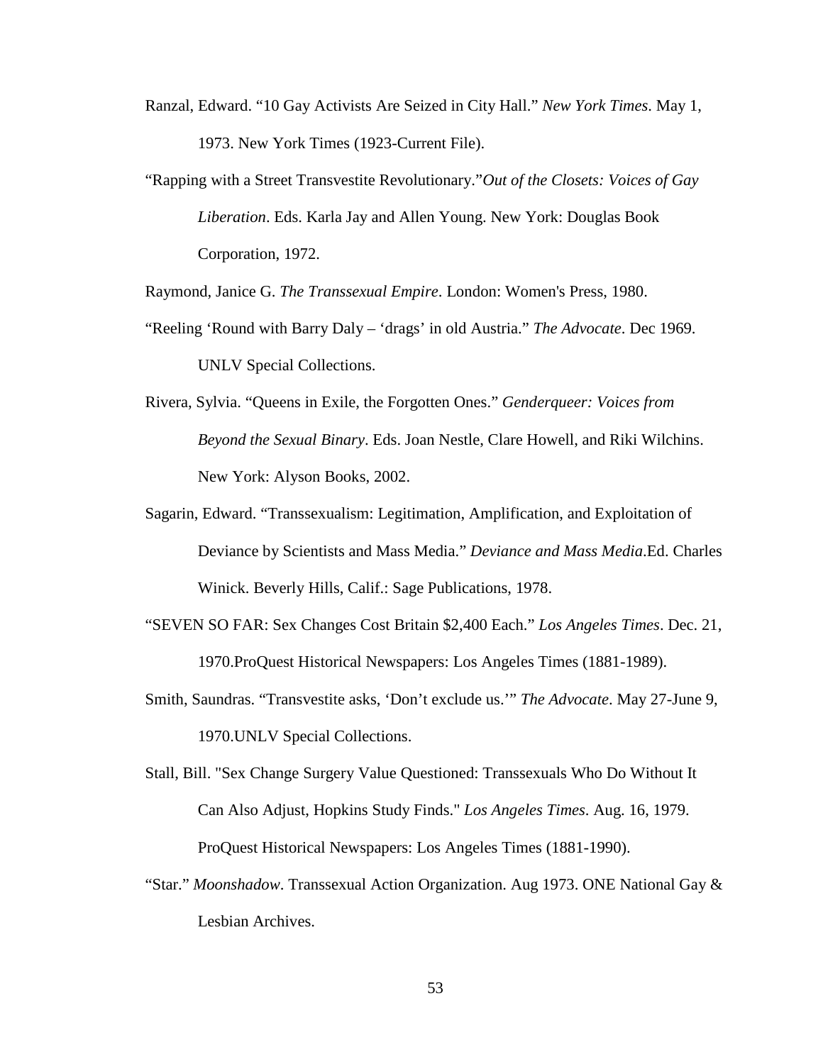Ranzal, Edward. "10 Gay Activists Are Seized in City Hall." *New York Times*. May 1, 1973. New York Times (1923-Current File).

"Rapping with a Street Transvestite Revolutionary."*Out of the Closets: Voices of Gay Liberation*. Eds. Karla Jay and Allen Young. New York: Douglas Book Corporation, 1972.

Raymond, Janice G. *The Transsexual Empire*. London: Women's Press, 1980.

"Reeling 'Round with Barry Daly – 'drags' in old Austria." *The Advocate*. Dec 1969. UNLV Special Collections.

Rivera, Sylvia. "Queens in Exile, the Forgotten Ones." *Genderqueer: Voices from Beyond the Sexual Binary*. Eds. Joan Nestle, Clare Howell, and Riki Wilchins. New York: Alyson Books, 2002.

Sagarin, Edward. "Transsexualism: Legitimation, Amplification, and Exploitation of Deviance by Scientists and Mass Media." *Deviance and Mass Media*.Ed. Charles Winick. Beverly Hills, Calif.: Sage Publications, 1978.

"SEVEN SO FAR: Sex Changes Cost Britain $2,400 Each." *Los Angeles Times*. Dec. 21, 1970.ProQuest Historical Newspapers: Los Angeles Times (1881-1989).

Smith, Saundras. "Transvestite asks, 'Don't exclude us.'" *The Advocate*. May 27-June 9, 1970.UNLV Special Collections.

Stall, Bill. "Sex Change Surgery Value Questioned: Transsexuals Who Do Without It Can Also Adjust, Hopkins Study Finds." *Los Angeles Times*. Aug. 16, 1979. ProQuest Historical Newspapers: Los Angeles Times (1881-1990).

"Star." *Moonshadow*. Transsexual Action Organization. Aug 1973. ONE National Gay & Lesbian Archives.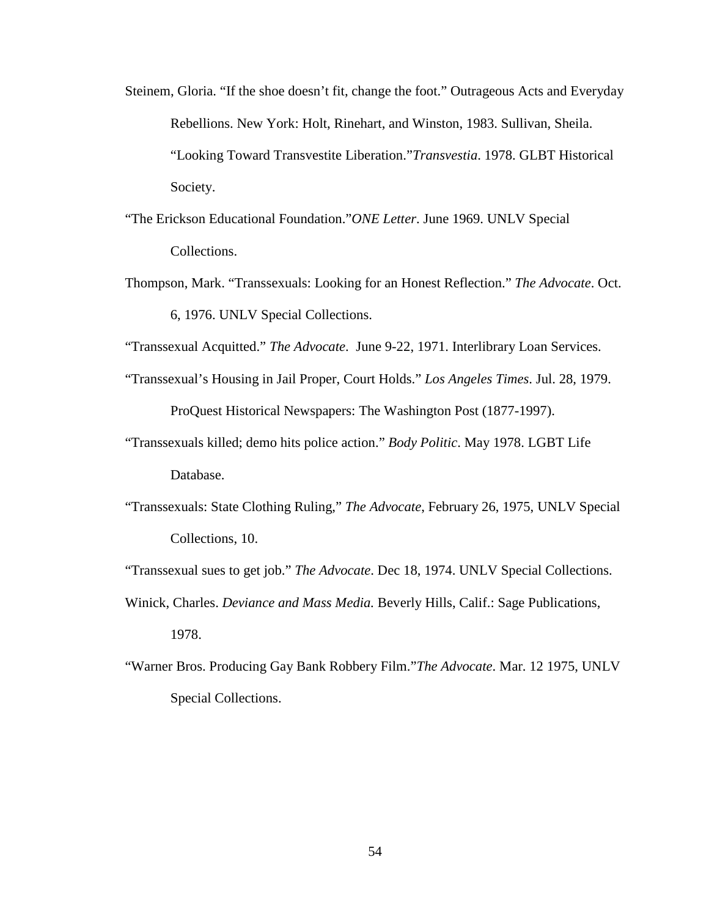Steinem, Gloria. "If the shoe doesn't fit, change the foot." Outrageous Acts and Everyday Rebellions. New York: Holt, Rinehart, and Winston, 1983. Sullivan, Sheila. "Looking Toward Transvestite Liberation."*Transvestia*. 1978. GLBT Historical Society.

"The Erickson Educational Foundation."*ONE Letter*. June 1969. UNLV Special Collections.

Thompson, Mark. "Transsexuals: Looking for an Honest Reflection." *The Advocate*. Oct. 6, 1976. UNLV Special Collections.

"Transsexual Acquitted." *The Advocate*. June 9-22, 1971. Interlibrary Loan Services.

"Transsexual's Housing in Jail Proper, Court Holds." *Los Angeles Times*. Jul. 28, 1979. ProQuest Historical Newspapers: The Washington Post (1877-1997).

"Transsexuals killed; demo hits police action." *Body Politic*. May 1978. LGBT Life Database.

"Transsexuals: State Clothing Ruling," *The Advocate*, February 26, 1975, UNLV Special Collections, 10.

"Transsexual sues to get job." *The Advocate*. Dec 18, 1974. UNLV Special Collections.

Winick, Charles. *Deviance and Mass Media.* Beverly Hills, Calif.: Sage Publications, 1978.

"Warner Bros. Producing Gay Bank Robbery Film."*The Advocate*. Mar. 12 1975, UNLV Special Collections.